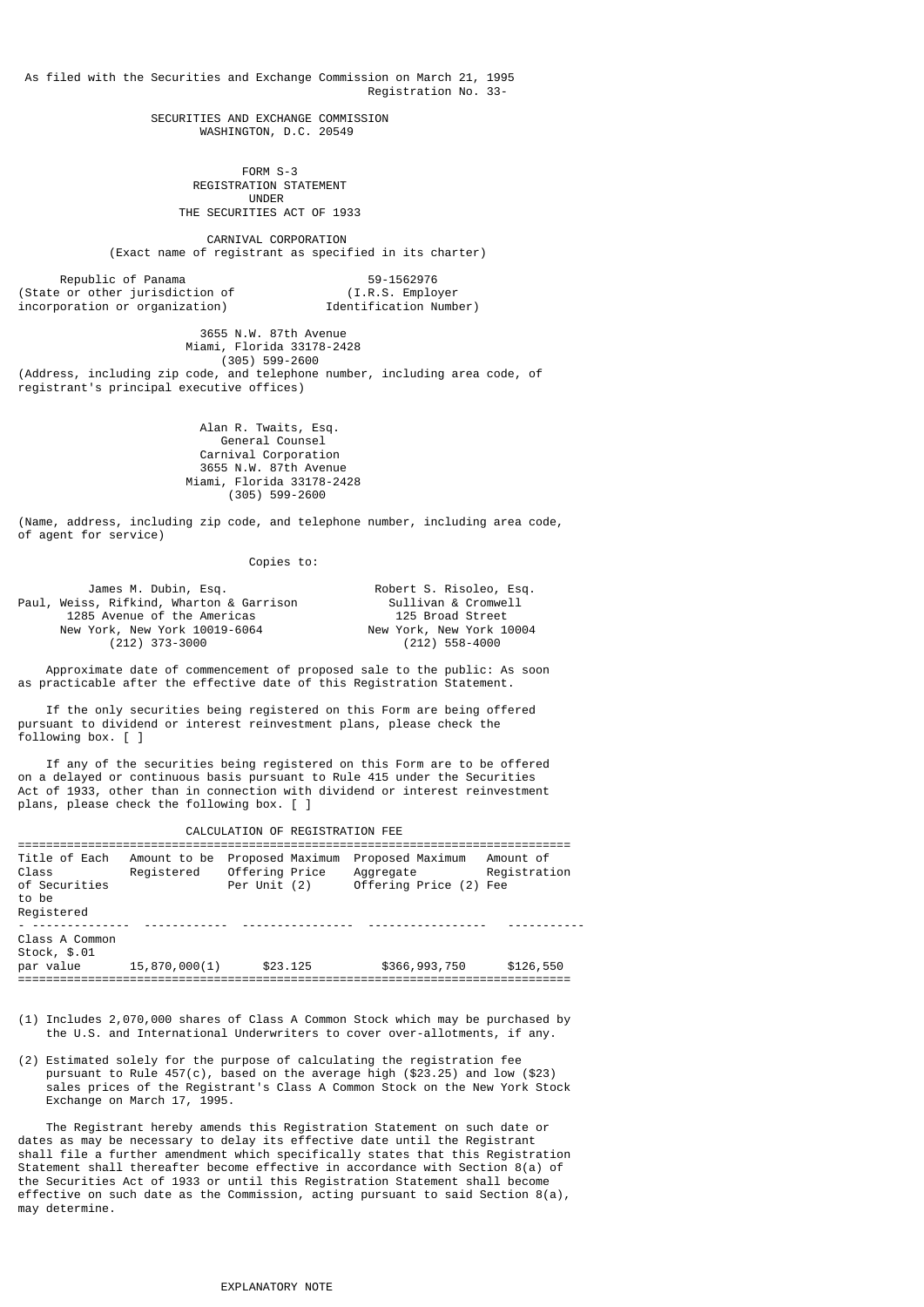As filed with the Securities and Exchange Commission on March 21, 1995
Registration No. 33-

SECURITIES AND EXCHANGE COMMISSION
WASHINGTON, D.C. 20549

FORM S-3
REGISTRATION STATEMENT
UNDER
THE SECURITIES ACT OF 1933

CARNIVAL CORPORATION
(Exact name of registrant as specified in its charter)

| Republic of Panama | 59-1562976 |
|---|---|
| (State or other jurisdiction of incorporation or organization) | (I.R.S. Employer Identification Number) |

3655 N.W. 87th Avenue
Miami, Florida 33178-2428
(305) 599-2600
(Address, including zip code, and telephone number, including area code, of registrant's principal executive offices)

Alan R. Twaits, Esq.
General Counsel
Carnival Corporation
3655 N.W. 87th Avenue
Miami, Florida 33178-2428
(305) 599-2600

(Name, address, including zip code, and telephone number, including area code, of agent for service)

Copies to:

| James M. Dubin, Esq. | Robert S. Risoleo, Esq. |
|---|---|
| Paul, Weiss, Rifkind, Wharton & Garrison | Sullivan & Cromwell |
| 1285 Avenue of the Americas | 125 Broad Street |
| New York, New York 10019-6064 | New York, New York 10004 |
| (212) 373-3000 | (212) 558-4000 |

Approximate date of commencement of proposed sale to the public: As soon as practicable after the effective date of this Registration Statement.

If the only securities being registered on this Form are being offered pursuant to dividend or interest reinvestment plans, please check the following box. [ ]

If any of the securities being registered on this Form are to be offered on a delayed or continuous basis pursuant to Rule 415 under the Securities Act of 1933, other than in connection with dividend or interest reinvestment plans, please check the following box. [ ]

CALCULATION OF REGISTRATION FEE

| Title of Each Class of Securities to be Registered | Amount to be Registered | Proposed Maximum Offering Price Per Unit (2) | Proposed Maximum Aggregate Offering Price (2) | Amount of Registration Fee |
|---|---|---|---|---|
| Class A Common Stock, $.01 par value | 15,870,000(1) | $23.125 | $366,993,750 | $126,550 |

(1) Includes 2,070,000 shares of Class A Common Stock which may be purchased by the U.S. and International Underwriters to cover over-allotments, if any.

(2) Estimated solely for the purpose of calculating the registration fee pursuant to Rule 457(c), based on the average high ($23.25) and low ($23) sales prices of the Registrant's Class A Common Stock on the New York Stock Exchange on March 17, 1995.

The Registrant hereby amends this Registration Statement on such date or dates as may be necessary to delay its effective date until the Registrant shall file a further amendment which specifically states that this Registration Statement shall thereafter become effective in accordance with Section 8(a) of the Securities Act of 1933 or until this Registration Statement shall become effective on such date as the Commission, acting pursuant to said Section 8(a), may determine.

EXPLANATORY NOTE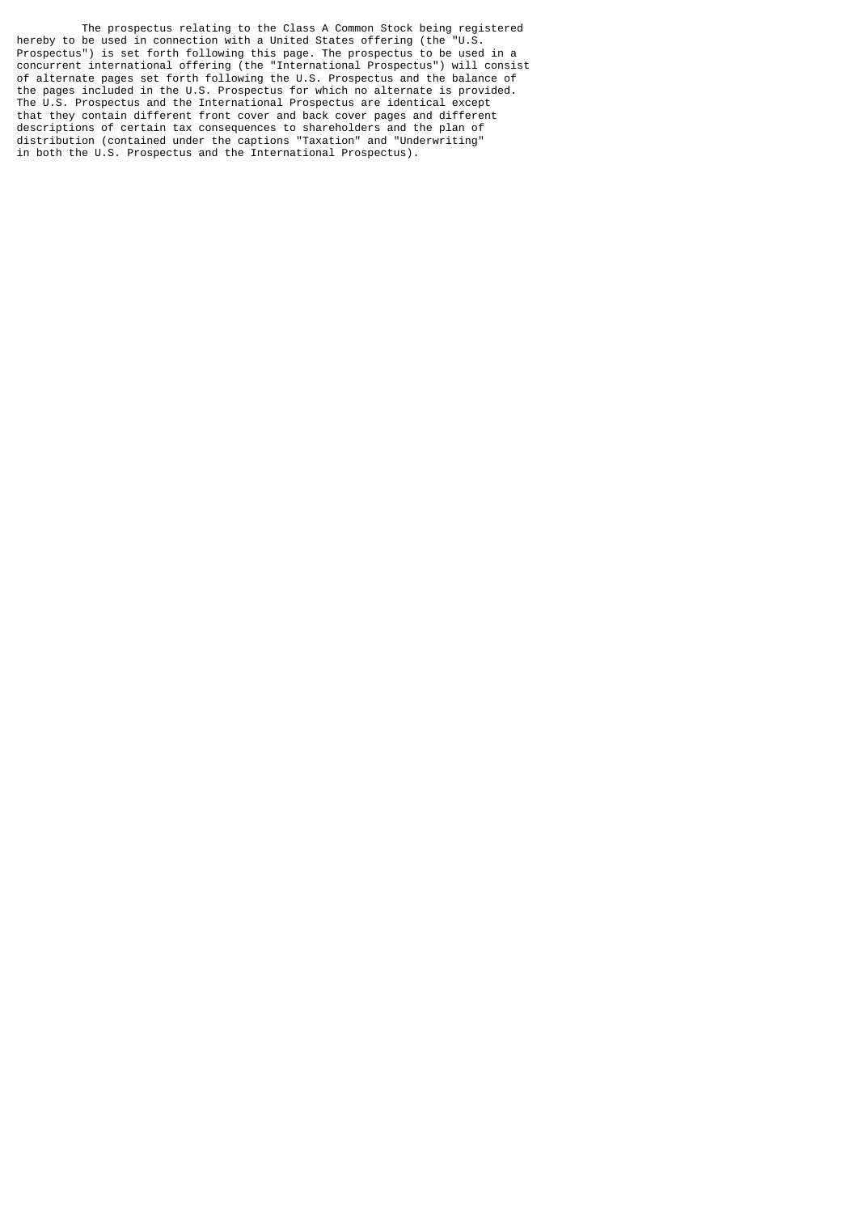The prospectus relating to the Class A Common Stock being registered hereby to be used in connection with a United States offering (the "U.S. Prospectus") is set forth following this page. The prospectus to be used in a concurrent international offering (the "International Prospectus") will consist of alternate pages set forth following the U.S. Prospectus and the balance of the pages included in the U.S. Prospectus for which no alternate is provided. The U.S. Prospectus and the International Prospectus are identical except that they contain different front cover and back cover pages and different descriptions of certain tax consequences to shareholders and the plan of distribution (contained under the captions "Taxation" and "Underwriting" in both the U.S. Prospectus and the International Prospectus).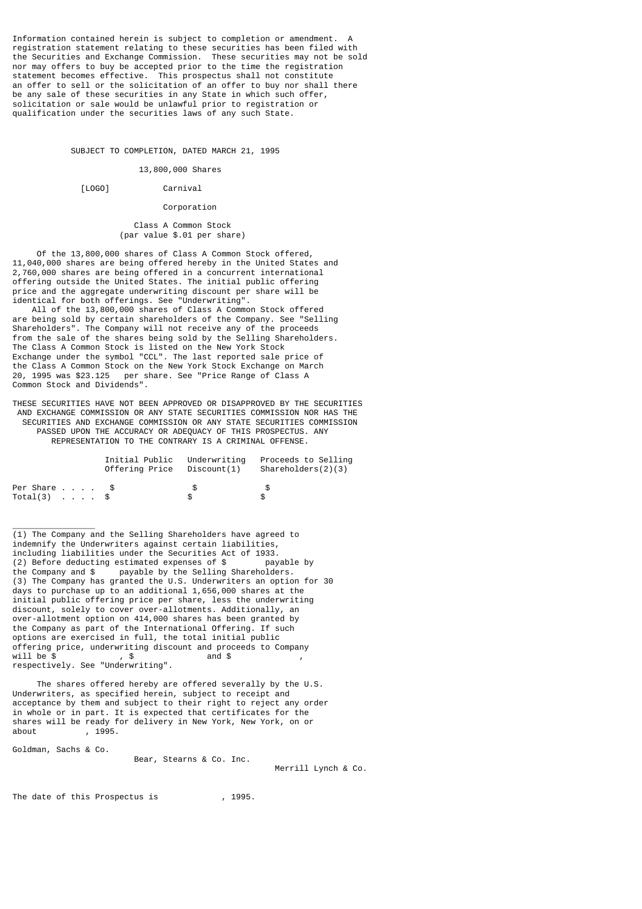Information contained herein is subject to completion or amendment. A registration statement relating to these securities has been filed with the Securities and Exchange Commission. These securities may not be sold nor may offers to buy be accepted prior to the time the registration statement becomes effective. This prospectus shall not constitute an offer to sell or the solicitation of an offer to buy nor shall there be any sale of these securities in any State in which such offer, solicitation or sale would be unlawful prior to registration or qualification under the securities laws of any such State.

SUBJECT TO COMPLETION, DATED MARCH 21, 1995

13,800,000 Shares

[LOGO] Carnival Corporation

Class A Common Stock
(par value $.01 per share)

Of the 13,800,000 shares of Class A Common Stock offered, 11,040,000 shares are being offered hereby in the United States and 2,760,000 shares are being offered in a concurrent international offering outside the United States. The initial public offering price and the aggregate underwriting discount per share will be identical for both offerings. See "Underwriting".

All of the 13,800,000 shares of Class A Common Stock offered are being sold by certain shareholders of the Company. See "Selling Shareholders". The Company will not receive any of the proceeds from the sale of the shares being sold by the Selling Shareholders. The Class A Common Stock is listed on the New York Stock Exchange under the symbol "CCL". The last reported sale price of the Class A Common Stock on the New York Stock Exchange on March 20, 1995 was $23.125 per share. See "Price Range of Class A Common Stock and Dividends".

THESE SECURITIES HAVE NOT BEEN APPROVED OR DISAPPROVED BY THE SECURITIES AND EXCHANGE COMMISSION OR ANY STATE SECURITIES COMMISSION NOR HAS THE SECURITIES AND EXCHANGE COMMISSION OR ANY STATE SECURITIES COMMISSION PASSED UPON THE ACCURACY OR ADEQUACY OF THIS PROSPECTUS. ANY REPRESENTATION TO THE CONTRARY IS A CRIMINAL OFFENSE.

| | Initial Public Offering Price | Underwriting Discount(1) | Proceeds to Selling Shareholders(2)(3) |
|---|---|---|---|
| Per Share . . . . | $ | $ | $ |
| Total(3) . . . . | $ | $ | $ |

(1) The Company and the Selling Shareholders have agreed to indemnify the Underwriters against certain liabilities, including liabilities under the Securities Act of 1933.
(2) Before deducting estimated expenses of $ payable by the Company and $ payable by the Selling Shareholders.
(3) The Company has granted the U.S. Underwriters an option for 30 days to purchase up to an additional 1,656,000 shares at the initial public offering price per share, less the underwriting discount, solely to cover over-allotments. Additionally, an over-allotment option on 414,000 shares has been granted by the Company as part of the International Offering. If such options are exercised in full, the total initial public offering price, underwriting discount and proceeds to Company will be $ , $ and $ , respectively. See "Underwriting".

The shares offered hereby are offered severally by the U.S. Underwriters, as specified herein, subject to receipt and acceptance by them and subject to their right to reject any order in whole or in part. It is expected that certificates for the shares will be ready for delivery in New York, New York, on or about , 1995.

Goldman, Sachs & Co.

Bear, Stearns & Co. Inc.

Merrill Lynch & Co.

The date of this Prospectus is , 1995.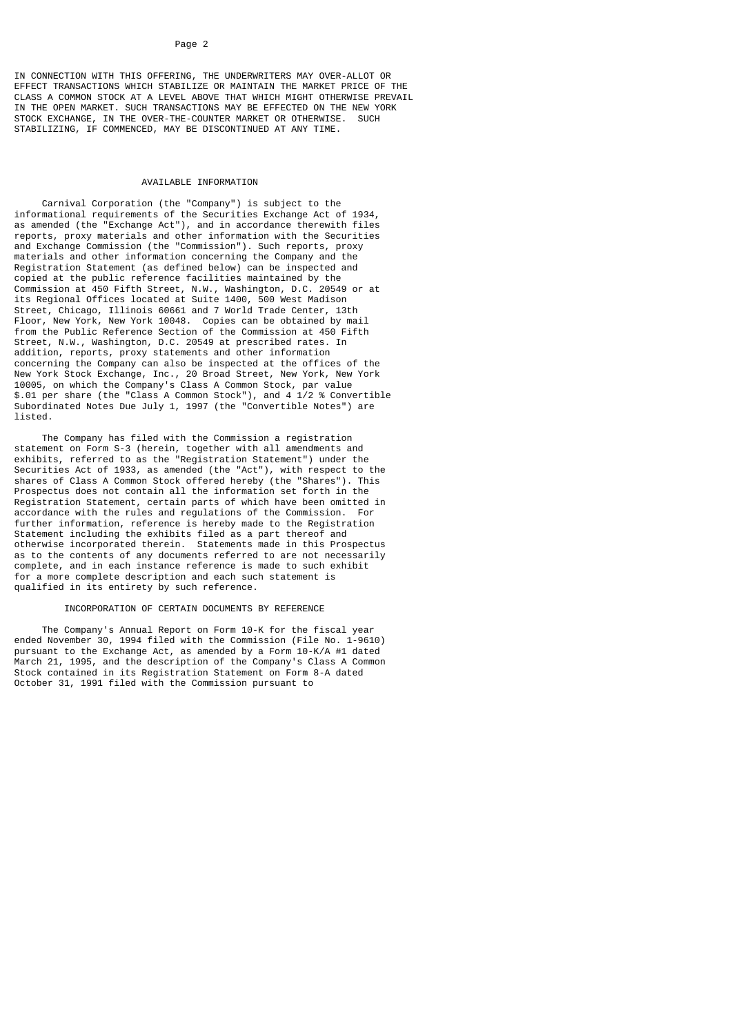IN CONNECTION WITH THIS OFFERING, THE UNDERWRITERS MAY OVER-ALLOT OR EFFECT TRANSACTIONS WHICH STABILIZE OR MAINTAIN THE MARKET PRICE OF THE CLASS A COMMON STOCK AT A LEVEL ABOVE THAT WHICH MIGHT OTHERWISE PREVAIL IN THE OPEN MARKET. SUCH TRANSACTIONS MAY BE EFFECTED ON THE NEW YORK STOCK EXCHANGE, IN THE OVER-THE-COUNTER MARKET OR OTHERWISE. SUCH STABILIZING, IF COMMENCED, MAY BE DISCONTINUED AT ANY TIME.

## AVAILABLE INFORMATION

Carnival Corporation (the "Company") is subject to the informational requirements of the Securities Exchange Act of 1934, as amended (the "Exchange Act"), and in accordance therewith files reports, proxy materials and other information with the Securities and Exchange Commission (the "Commission"). Such reports, proxy materials and other information concerning the Company and the Registration Statement (as defined below) can be inspected and copied at the public reference facilities maintained by the Commission at 450 Fifth Street, N.W., Washington, D.C. 20549 or at its Regional Offices located at Suite 1400, 500 West Madison Street, Chicago, Illinois 60661 and 7 World Trade Center, 13th Floor, New York, New York 10048. Copies can be obtained by mail from the Public Reference Section of the Commission at 450 Fifth Street, N.W., Washington, D.C. 20549 at prescribed rates. In addition, reports, proxy statements and other information concerning the Company can also be inspected at the offices of the New York Stock Exchange, Inc., 20 Broad Street, New York, New York 10005, on which the Company's Class A Common Stock, par value $.01 per share (the "Class A Common Stock"), and 4 1/2 % Convertible Subordinated Notes Due July 1, 1997 (the "Convertible Notes") are listed.

The Company has filed with the Commission a registration statement on Form S-3 (herein, together with all amendments and exhibits, referred to as the "Registration Statement") under the Securities Act of 1933, as amended (the "Act"), with respect to the shares of Class A Common Stock offered hereby (the "Shares"). This Prospectus does not contain all the information set forth in the Registration Statement, certain parts of which have been omitted in accordance with the rules and regulations of the Commission. For further information, reference is hereby made to the Registration Statement including the exhibits filed as a part thereof and otherwise incorporated therein. Statements made in this Prospectus as to the contents of any documents referred to are not necessarily complete, and in each instance reference is made to such exhibit for a more complete description and each such statement is qualified in its entirety by such reference.

## INCORPORATION OF CERTAIN DOCUMENTS BY REFERENCE

The Company's Annual Report on Form 10-K for the fiscal year ended November 30, 1994 filed with the Commission (File No. 1-9610) pursuant to the Exchange Act, as amended by a Form 10-K/A #1 dated March 21, 1995, and the description of the Company's Class A Common Stock contained in its Registration Statement on Form 8-A dated October 31, 1991 filed with the Commission pursuant to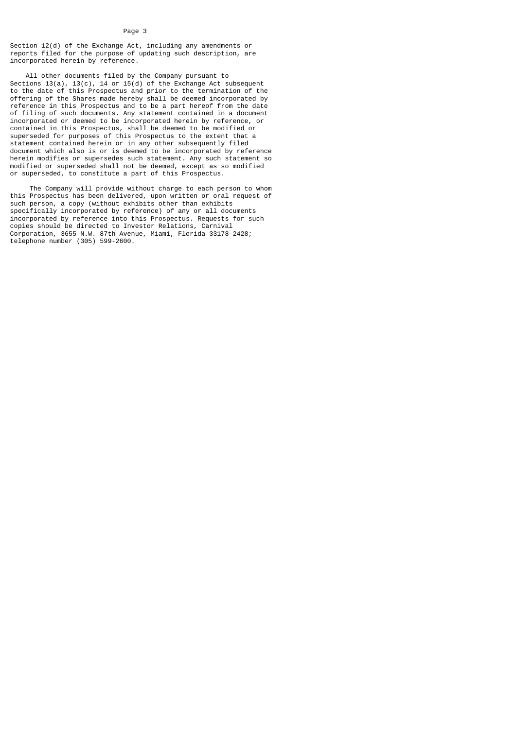Section 12(d) of the Exchange Act, including any amendments or reports filed for the purpose of updating such description, are incorporated herein by reference.

All other documents filed by the Company pursuant to Sections 13(a), 13(c), 14 or 15(d) of the Exchange Act subsequent to the date of this Prospectus and prior to the termination of the offering of the Shares made hereby shall be deemed incorporated by reference in this Prospectus and to be a part hereof from the date of filing of such documents. Any statement contained in a document incorporated or deemed to be incorporated herein by reference, or contained in this Prospectus, shall be deemed to be modified or superseded for purposes of this Prospectus to the extent that a statement contained herein or in any other subsequently filed document which also is or is deemed to be incorporated by reference herein modifies or supersedes such statement. Any such statement so modified or superseded shall not be deemed, except as so modified or superseded, to constitute a part of this Prospectus.

The Company will provide without charge to each person to whom this Prospectus has been delivered, upon written or oral request of such person, a copy (without exhibits other than exhibits specifically incorporated by reference) of any or all documents incorporated by reference into this Prospectus. Requests for such copies should be directed to Investor Relations, Carnival Corporation, 3655 N.W. 87th Avenue, Miami, Florida 33178-2428; telephone number (305) 599-2600.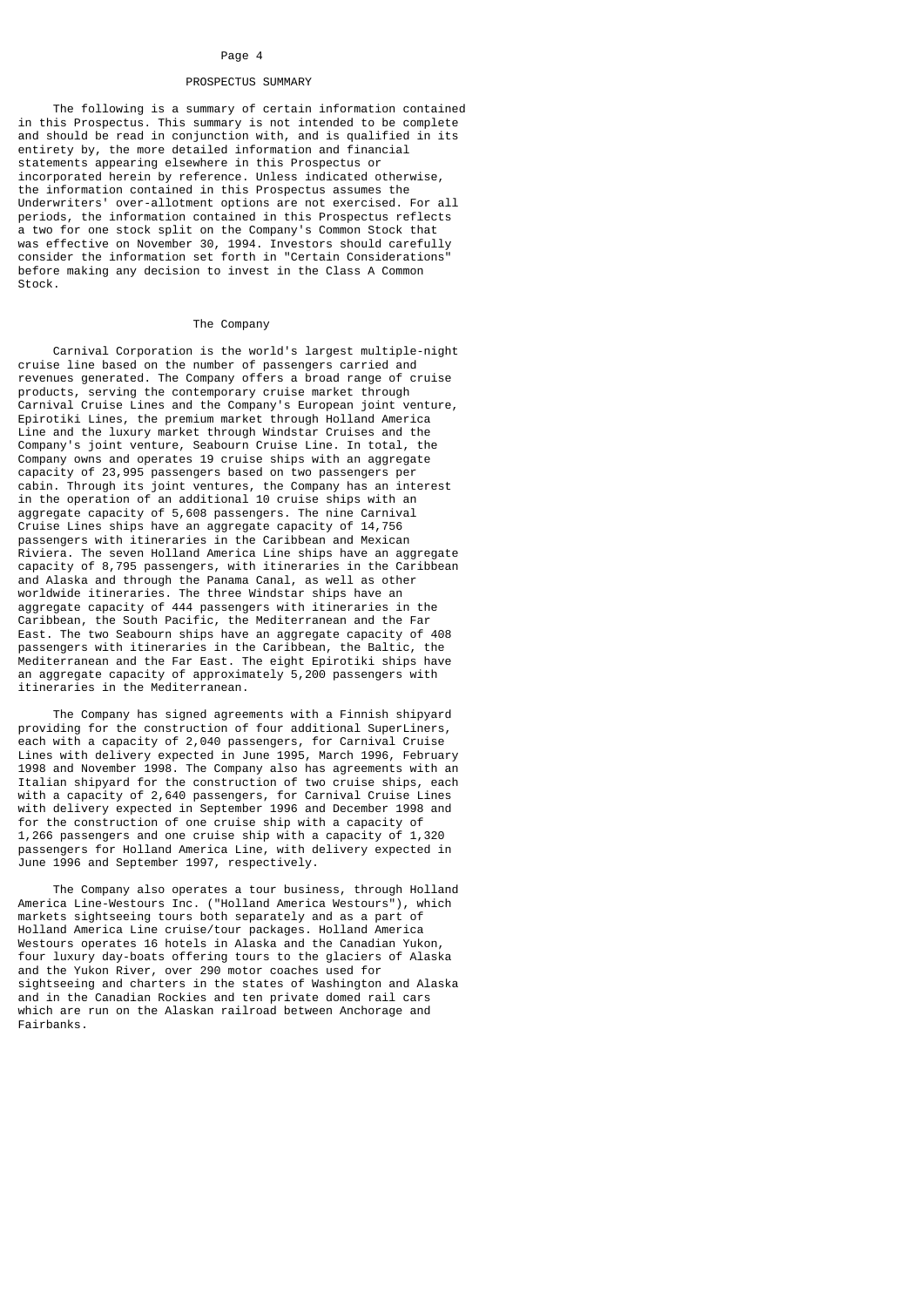## PROSPECTUS SUMMARY

The following is a summary of certain information contained in this Prospectus. This summary is not intended to be complete and should be read in conjunction with, and is qualified in its entirety by, the more detailed information and financial statements appearing elsewhere in this Prospectus or incorporated herein by reference. Unless indicated otherwise, the information contained in this Prospectus assumes the Underwriters' over-allotment options are not exercised. For all periods, the information contained in this Prospectus reflects a two for one stock split on the Company's Common Stock that was effective on November 30, 1994. Investors should carefully consider the information set forth in "Certain Considerations" before making any decision to invest in the Class A Common Stock.

### The Company

Carnival Corporation is the world's largest multiple-night cruise line based on the number of passengers carried and revenues generated. The Company offers a broad range of cruise products, serving the contemporary cruise market through Carnival Cruise Lines and the Company's European joint venture, Epirotiki Lines, the premium market through Holland America Line and the luxury market through Windstar Cruises and the Company's joint venture, Seabourn Cruise Line. In total, the Company owns and operates 19 cruise ships with an aggregate capacity of 23,995 passengers based on two passengers per cabin. Through its joint ventures, the Company has an interest in the operation of an additional 10 cruise ships with an aggregate capacity of 5,608 passengers. The nine Carnival Cruise Lines ships have an aggregate capacity of 14,756 passengers with itineraries in the Caribbean and Mexican Riviera. The seven Holland America Line ships have an aggregate capacity of 8,795 passengers, with itineraries in the Caribbean and Alaska and through the Panama Canal, as well as other worldwide itineraries. The three Windstar ships have an aggregate capacity of 444 passengers with itineraries in the Caribbean, the South Pacific, the Mediterranean and the Far East. The two Seabourn ships have an aggregate capacity of 408 passengers with itineraries in the Caribbean, the Baltic, the Mediterranean and the Far East. The eight Epirotiki ships have an aggregate capacity of approximately 5,200 passengers with itineraries in the Mediterranean.

The Company has signed agreements with a Finnish shipyard providing for the construction of four additional SuperLiners, each with a capacity of 2,040 passengers, for Carnival Cruise Lines with delivery expected in June 1995, March 1996, February 1998 and November 1998. The Company also has agreements with an Italian shipyard for the construction of two cruise ships, each with a capacity of 2,640 passengers, for Carnival Cruise Lines with delivery expected in September 1996 and December 1998 and for the construction of one cruise ship with a capacity of 1,266 passengers and one cruise ship with a capacity of 1,320 passengers for Holland America Line, with delivery expected in June 1996 and September 1997, respectively.

The Company also operates a tour business, through Holland America Line-Westours Inc. ("Holland America Westours"), which markets sightseeing tours both separately and as a part of Holland America Line cruise/tour packages. Holland America Westours operates 16 hotels in Alaska and the Canadian Yukon, four luxury day-boats offering tours to the glaciers of Alaska and the Yukon River, over 290 motor coaches used for sightseeing and charters in the states of Washington and Alaska and in the Canadian Rockies and ten private domed rail cars which are run on the Alaskan railroad between Anchorage and Fairbanks.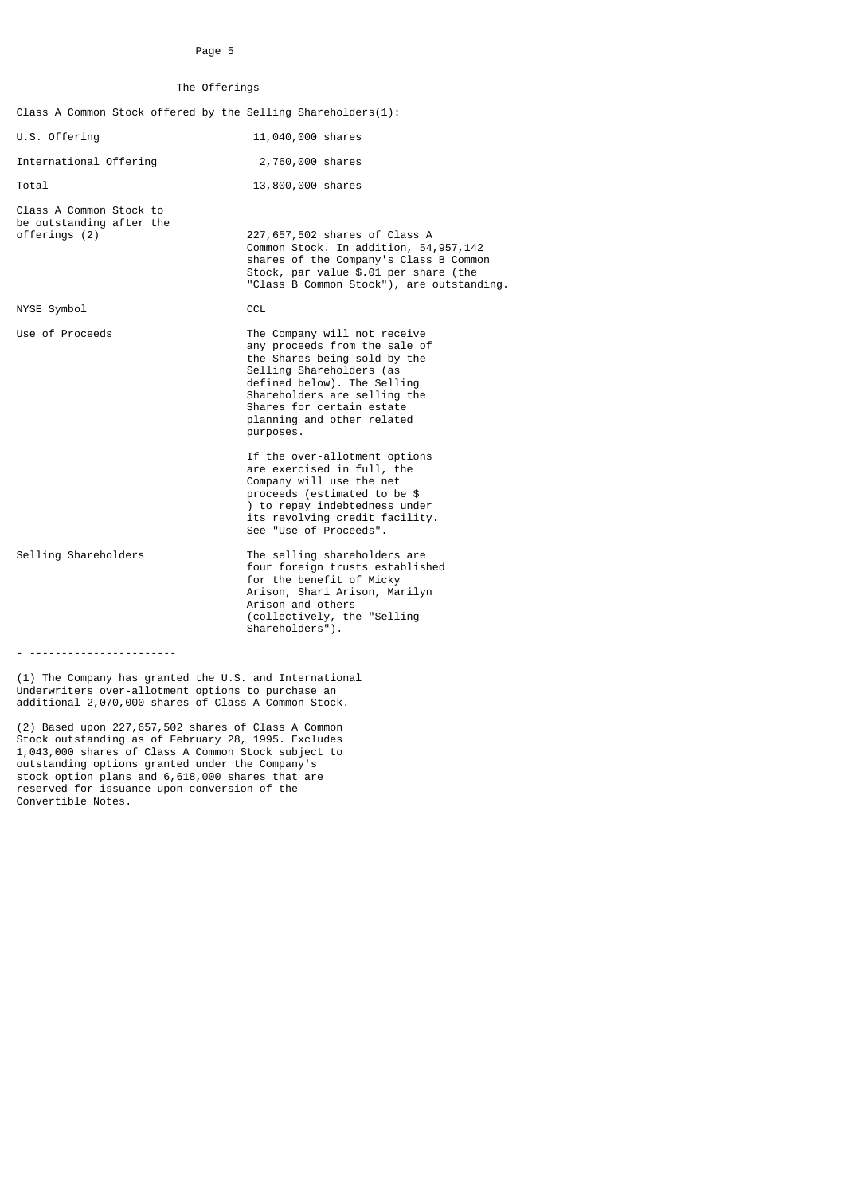## The Offerings

Class A Common Stock offered by the Selling Shareholders(1):

| | |
|---|---|
| U.S. Offering | 11,040,000 shares |
| International Offering | 2,760,000 shares |
| Total | 13,800,000 shares |
| Class A Common Stock to be outstanding after the offerings (2) | 227,657,502 shares of Class A Common Stock. In addition, 54,957,142 shares of the Company's Class B Common Stock, par value $.01 per share (the "Class B Common Stock"), are outstanding. |
| NYSE Symbol | CCL |
| Use of Proceeds | The Company will not receive any proceeds from the sale of the Shares being sold by the Selling Shareholders (as defined below). The Selling Shareholders are selling the Shares for certain estate planning and other related purposes.<br><br>If the over-allotment options are exercised in full, the Company will use the net proceeds (estimated to be $ ) to repay indebtedness under its revolving credit facility. See "Use of Proceeds". |
| Selling Shareholders | The selling shareholders are four foreign trusts established for the benefit of Micky Arison, Shari Arison, Marilyn Arison and others (collectively, the "Selling Shareholders"). |

- ----------------------

(1) The Company has granted the U.S. and International Underwriters over-allotment options to purchase an additional 2,070,000 shares of Class A Common Stock.

(2) Based upon 227,657,502 shares of Class A Common Stock outstanding as of February 28, 1995. Excludes 1,043,000 shares of Class A Common Stock subject to outstanding options granted under the Company's stock option plans and 6,618,000 shares that are reserved for issuance upon conversion of the Convertible Notes.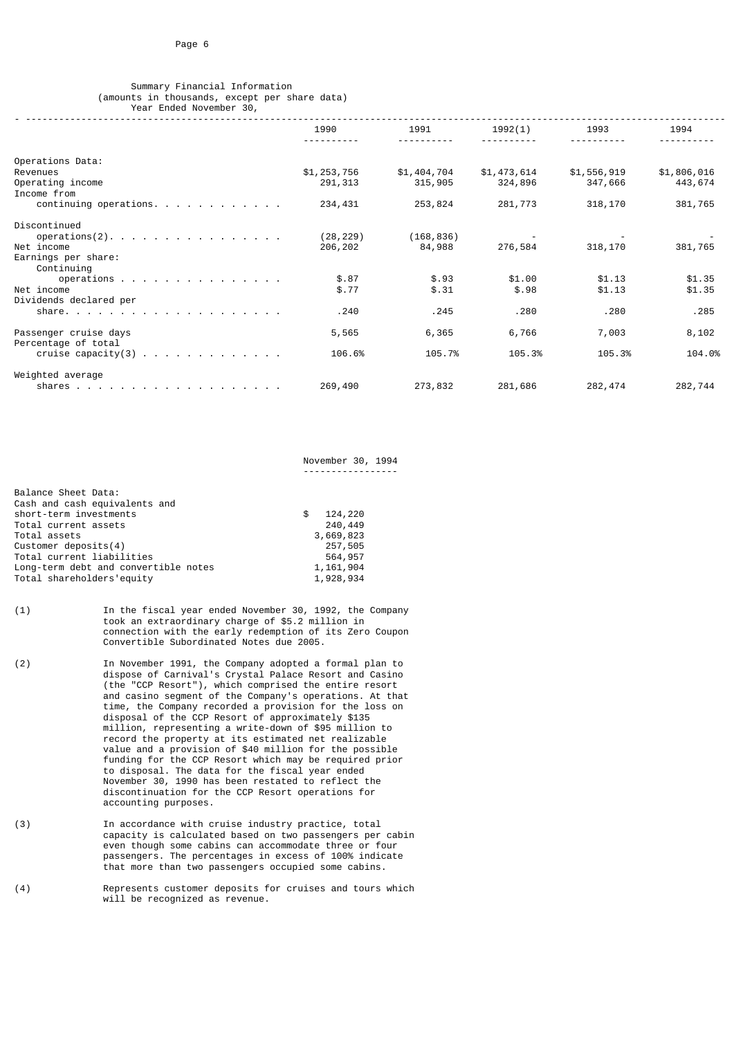Summary Financial Information
(amounts in thousands, except per share data)
Year Ended November 30,

| | 1990 | 1991 | 1992(1) | 1993 | 1994 |
|---|---|---|---|---|---|
| Operations Data: | | | | | |
| Revenues | $1,253,756 | $1,404,704 | $1,473,614 | $1,556,919 | $1,806,016 |
| Operating income | 291,313 | 315,905 | 324,896 | 347,666 | 443,674 |
| Income from continuing operations | 234,431 | 253,824 | 281,773 | 318,170 | 381,765 |
| Discontinued operations(2) | (28,229) | (168,836) | - | - | - |
| Net income | 206,202 | 84,988 | 276,584 | 318,170 | 381,765 |
| Earnings per share: | | | | | |
| Continuing operations | $.87 | $.93 | $1.00 | $1.13 | $1.35 |
| Net income | $.77 | $.31 | $.98 | $1.13 | $1.35 |
| Dividends declared per share | .240 | .245 | .280 | .280 | .285 |
| Passenger cruise days | 5,565 | 6,365 | 6,766 | 7,003 | 8,102 |
| Percentage of total cruise capacity(3) | 106.6% | 105.7% | 105.3% | 105.3% | 104.0% |
| Weighted average shares | 269,490 | 273,832 | 281,686 | 282,474 | 282,744 |

| | November 30, 1994 |
|---|---|
| Balance Sheet Data: | |
| Cash and cash equivalents and short-term investments | $ 124,220 |
| Total current assets | 240,449 |
| Total assets | 3,669,823 |
| Customer deposits(4) | 257,505 |
| Total current liabilities | 564,957 |
| Long-term debt and convertible notes | 1,161,904 |
| Total shareholders'equity | 1,928,934 |

(1) In the fiscal year ended November 30, 1992, the Company took an extraordinary charge of $5.2 million in connection with the early redemption of its Zero Coupon Convertible Subordinated Notes due 2005.

(2) In November 1991, the Company adopted a formal plan to dispose of Carnival's Crystal Palace Resort and Casino (the "CCP Resort"), which comprised the entire resort and casino segment of the Company's operations. At that time, the Company recorded a provision for the loss on disposal of the CCP Resort of approximately $135 million, representing a write-down of $95 million to record the property at its estimated net realizable value and a provision of $40 million for the possible funding for the CCP Resort which may be required prior to disposal. The data for the fiscal year ended November 30, 1990 has been restated to reflect the discontinuation for the CCP Resort operations for accounting purposes.

(3) In accordance with cruise industry practice, total capacity is calculated based on two passengers per cabin even though some cabins can accommodate three or four passengers. The percentages in excess of 100% indicate that more than two passengers occupied some cabins.

(4) Represents customer deposits for cruises and tours which will be recognized as revenue.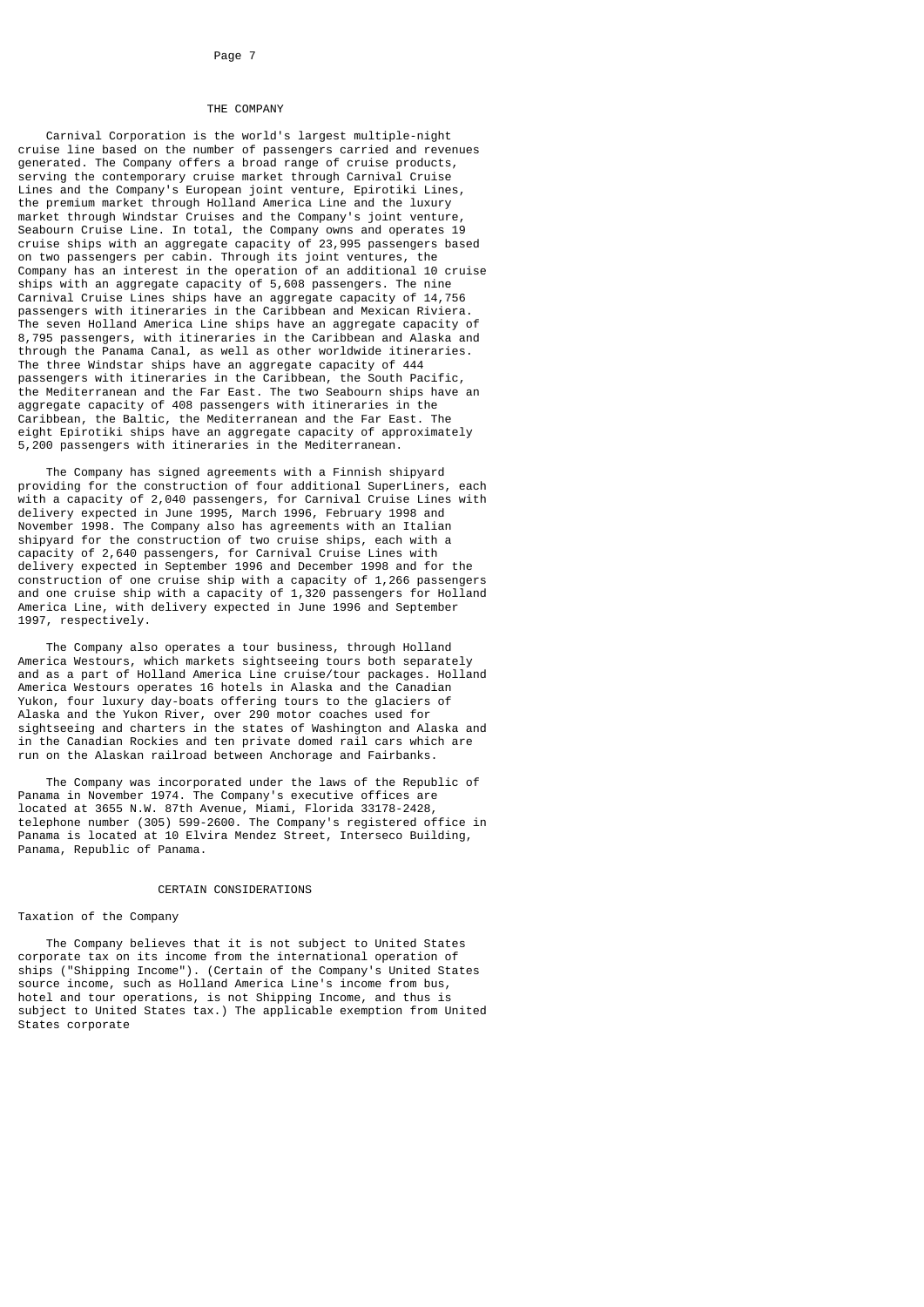## THE COMPANY

Carnival Corporation is the world's largest multiple-night cruise line based on the number of passengers carried and revenues generated. The Company offers a broad range of cruise products, serving the contemporary cruise market through Carnival Cruise Lines and the Company's European joint venture, Epirotiki Lines, the premium market through Holland America Line and the luxury market through Windstar Cruises and the Company's joint venture, Seabourn Cruise Line. In total, the Company owns and operates 19 cruise ships with an aggregate capacity of 23,995 passengers based on two passengers per cabin. Through its joint ventures, the Company has an interest in the operation of an additional 10 cruise ships with an aggregate capacity of 5,608 passengers. The nine Carnival Cruise Lines ships have an aggregate capacity of 14,756 passengers with itineraries in the Caribbean and Mexican Riviera. The seven Holland America Line ships have an aggregate capacity of 8,795 passengers, with itineraries in the Caribbean and Alaska and through the Panama Canal, as well as other worldwide itineraries. The three Windstar ships have an aggregate capacity of 444 passengers with itineraries in the Caribbean, the South Pacific, the Mediterranean and the Far East. The two Seabourn ships have an aggregate capacity of 408 passengers with itineraries in the Caribbean, the Baltic, the Mediterranean and the Far East. The eight Epirotiki ships have an aggregate capacity of approximately 5,200 passengers with itineraries in the Mediterranean.

The Company has signed agreements with a Finnish shipyard providing for the construction of four additional SuperLiners, each with a capacity of 2,040 passengers, for Carnival Cruise Lines with delivery expected in June 1995, March 1996, February 1998 and November 1998. The Company also has agreements with an Italian shipyard for the construction of two cruise ships, each with a capacity of 2,640 passengers, for Carnival Cruise Lines with delivery expected in September 1996 and December 1998 and for the construction of one cruise ship with a capacity of 1,266 passengers and one cruise ship with a capacity of 1,320 passengers for Holland America Line, with delivery expected in June 1996 and September 1997, respectively.

The Company also operates a tour business, through Holland America Westours, which markets sightseeing tours both separately and as a part of Holland America Line cruise/tour packages. Holland America Westours operates 16 hotels in Alaska and the Canadian Yukon, four luxury day-boats offering tours to the glaciers of Alaska and the Yukon River, over 290 motor coaches used for sightseeing and charters in the states of Washington and Alaska and in the Canadian Rockies and ten private domed rail cars which are run on the Alaskan railroad between Anchorage and Fairbanks.

The Company was incorporated under the laws of the Republic of Panama in November 1974. The Company's executive offices are located at 3655 N.W. 87th Avenue, Miami, Florida 33178-2428, telephone number (305) 599-2600. The Company's registered office in Panama is located at 10 Elvira Mendez Street, Interseco Building, Panama, Republic of Panama.

## CERTAIN CONSIDERATIONS

### Taxation of the Company

The Company believes that it is not subject to United States corporate tax on its income from the international operation of ships ("Shipping Income"). (Certain of the Company's United States source income, such as Holland America Line's income from bus, hotel and tour operations, is not Shipping Income, and thus is subject to United States tax.) The applicable exemption from United States corporate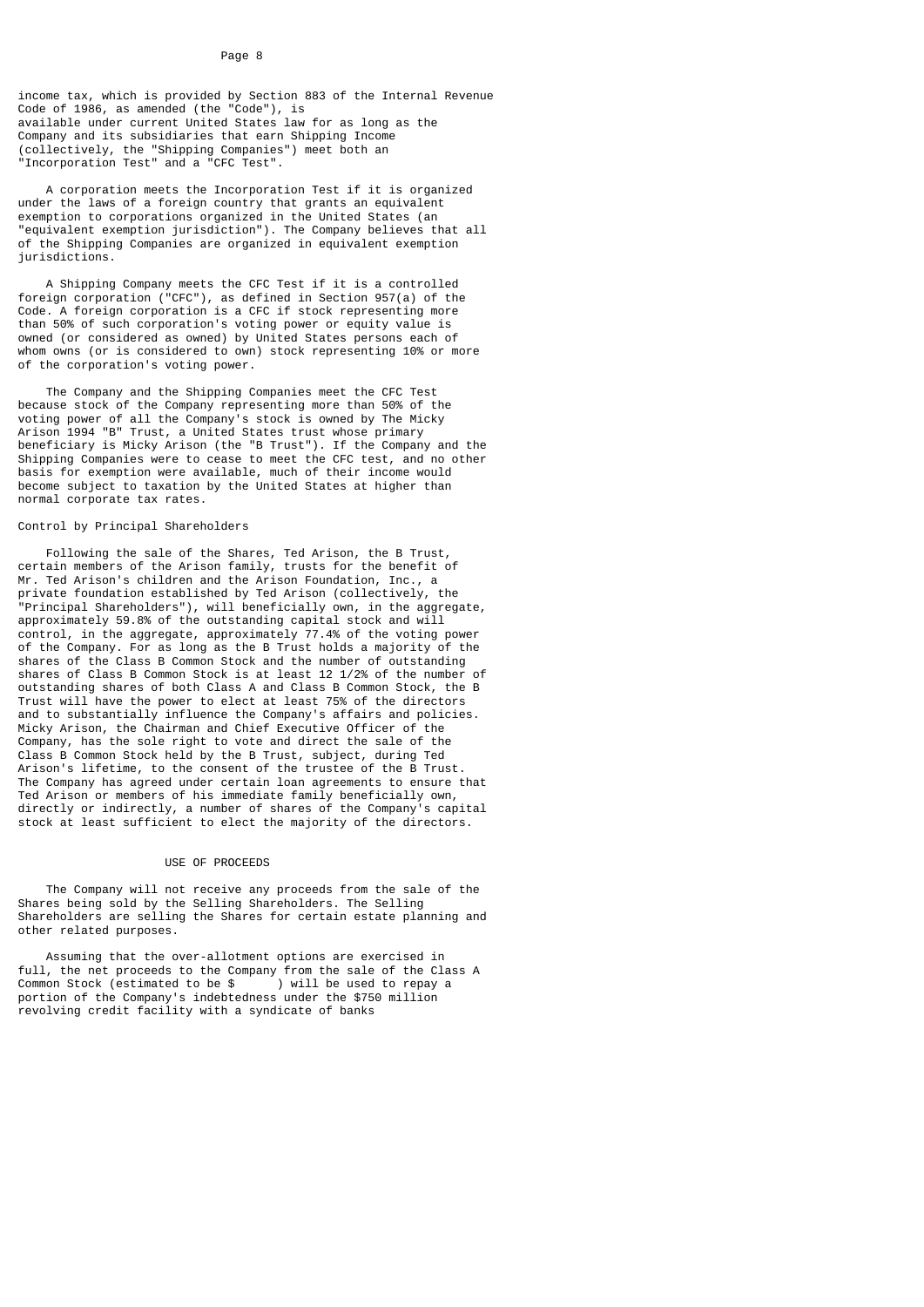income tax, which is provided by Section 883 of the Internal Revenue Code of 1986, as amended (the "Code"), is available under current United States law for as long as the Company and its subsidiaries that earn Shipping Income (collectively, the "Shipping Companies") meet both an "Incorporation Test" and a "CFC Test".

A corporation meets the Incorporation Test if it is organized under the laws of a foreign country that grants an equivalent exemption to corporations organized in the United States (an "equivalent exemption jurisdiction"). The Company believes that all of the Shipping Companies are organized in equivalent exemption jurisdictions.

A Shipping Company meets the CFC Test if it is a controlled foreign corporation ("CFC"), as defined in Section 957(a) of the Code. A foreign corporation is a CFC if stock representing more than 50% of such corporation's voting power or equity value is owned (or considered as owned) by United States persons each of whom owns (or is considered to own) stock representing 10% or more of the corporation's voting power.

The Company and the Shipping Companies meet the CFC Test because stock of the Company representing more than 50% of the voting power of all the Company's stock is owned by The Micky Arison 1994 "B" Trust, a United States trust whose primary beneficiary is Micky Arison (the "B Trust"). If the Company and the Shipping Companies were to cease to meet the CFC test, and no other basis for exemption were available, much of their income would become subject to taxation by the United States at higher than normal corporate tax rates.

Control by Principal Shareholders

Following the sale of the Shares, Ted Arison, the B Trust, certain members of the Arison family, trusts for the benefit of Mr. Ted Arison's children and the Arison Foundation, Inc., a private foundation established by Ted Arison (collectively, the "Principal Shareholders"), will beneficially own, in the aggregate, approximately 59.8% of the outstanding capital stock and will control, in the aggregate, approximately 77.4% of the voting power of the Company. For as long as the B Trust holds a majority of the shares of the Class B Common Stock and the number of outstanding shares of Class B Common Stock is at least 12 1/2% of the number of outstanding shares of both Class A and Class B Common Stock, the B Trust will have the power to elect at least 75% of the directors and to substantially influence the Company's affairs and policies. Micky Arison, the Chairman and Chief Executive Officer of the Company, has the sole right to vote and direct the sale of the Class B Common Stock held by the B Trust, subject, during Ted Arison's lifetime, to the consent of the trustee of the B Trust. The Company has agreed under certain loan agreements to ensure that Ted Arison or members of his immediate family beneficially own, directly or indirectly, a number of shares of the Company's capital stock at least sufficient to elect the majority of the directors.

## USE OF PROCEEDS

The Company will not receive any proceeds from the sale of the Shares being sold by the Selling Shareholders. The Selling Shareholders are selling the Shares for certain estate planning and other related purposes.

Assuming that the over-allotment options are exercised in full, the net proceeds to the Company from the sale of the Class A Common Stock (estimated to be $ ) will be used to repay a portion of the Company's indebtedness under the $750 million revolving credit facility with a syndicate of banks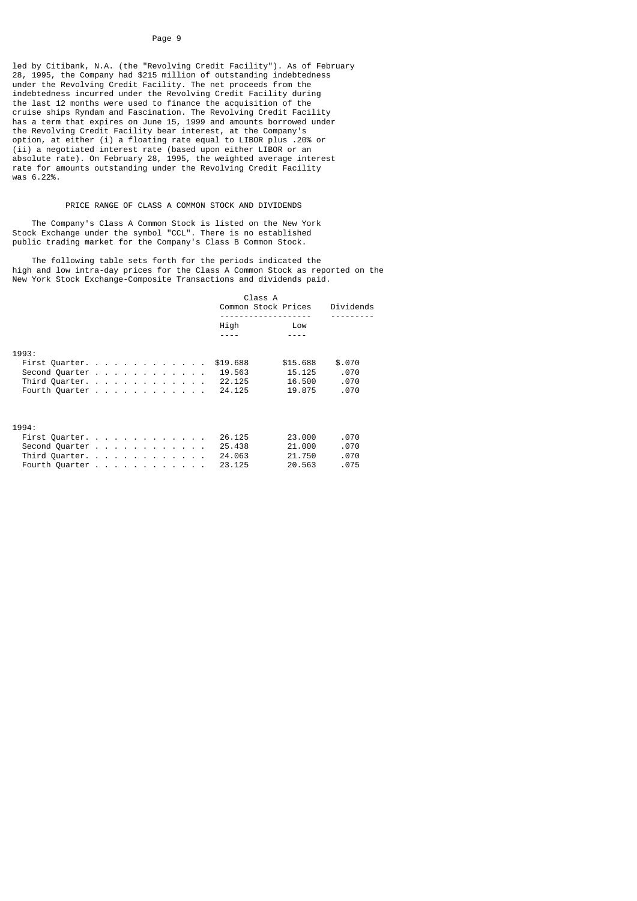led by Citibank, N.A. (the "Revolving Credit Facility"). As of February 28, 1995, the Company had $215 million of outstanding indebtedness under the Revolving Credit Facility. The net proceeds from the indebtedness incurred under the Revolving Credit Facility during the last 12 months were used to finance the acquisition of the cruise ships Ryndam and Fascination. The Revolving Credit Facility has a term that expires on June 15, 1999 and amounts borrowed under the Revolving Credit Facility bear interest, at the Company's option, at either (i) a floating rate equal to LIBOR plus .20% or (ii) a negotiated interest rate (based upon either LIBOR or an absolute rate). On February 28, 1995, the weighted average interest rate for amounts outstanding under the Revolving Credit Facility was 6.22%.

## PRICE RANGE OF CLASS A COMMON STOCK AND DIVIDENDS

The Company's Class A Common Stock is listed on the New York Stock Exchange under the symbol "CCL". There is no established public trading market for the Company's Class B Common Stock.

The following table sets forth for the periods indicated the high and low intra-day prices for the Class A Common Stock as reported on the New York Stock Exchange-Composite Transactions and dividends paid.

| | Class A Common Stock Prices | | Dividends |
|---|---|---|---|
| | High | Low | |
| **1993:** | | | |
| First Quarter | $19.688 | $15.688 | $.070 |
| Second Quarter | 19.563 | 15.125 | .070 |
| Third Quarter | 22.125 | 16.500 | .070 |
| Fourth Quarter | 24.125 | 19.875 | .070 |
| **1994:** | | | |
| First Quarter | 26.125 | 23.000 | .070 |
| Second Quarter | 25.438 | 21.000 | .070 |
| Third Quarter | 24.063 | 21.750 | .070 |
| Fourth Quarter | 23.125 | 20.563 | .075 |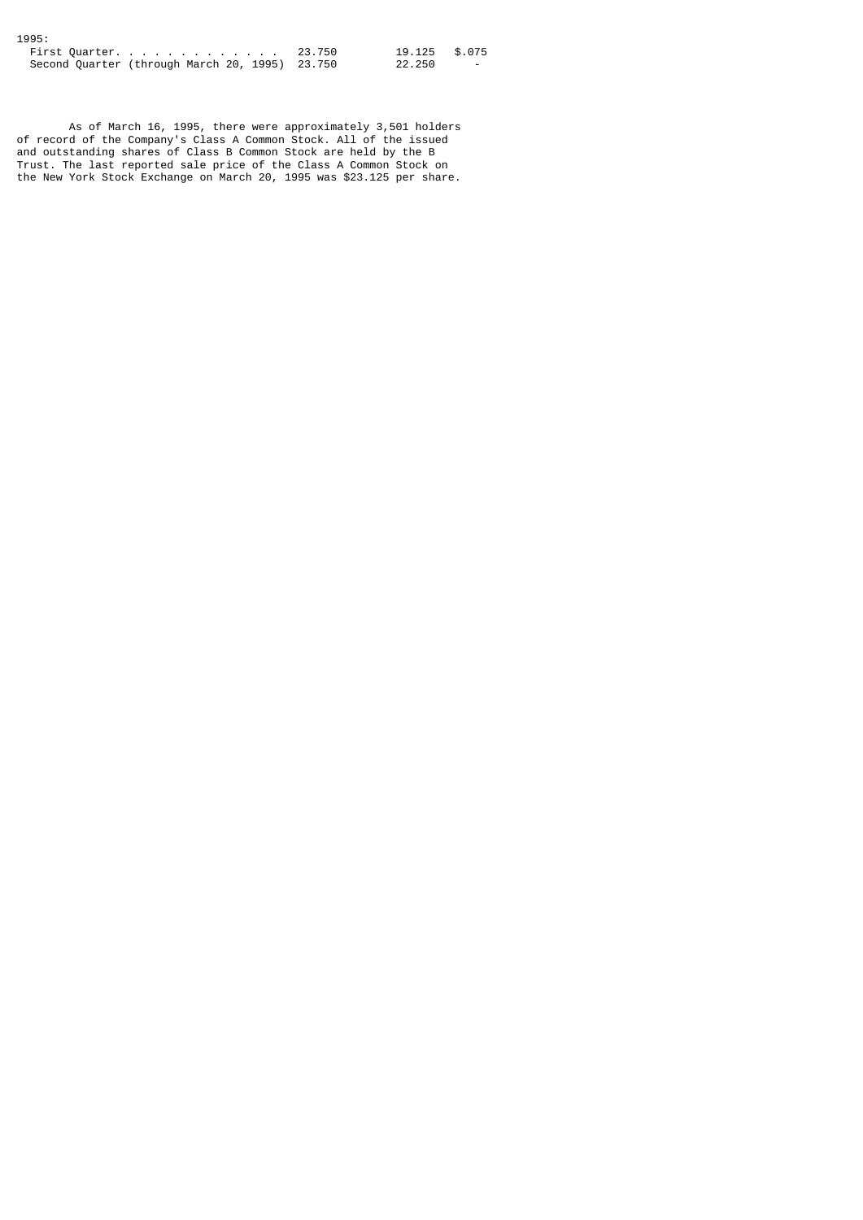| | | | |
|---|---|---|---|
| 1995: | | | |
| First Quarter. . . . . . . . . . . . . | 23.750 | 19.125 | $.075 |
| Second Quarter (through March 20, 1995) | 23.750 | 22.250 | - |

As of March 16, 1995, there were approximately 3,501 holders of record of the Company's Class A Common Stock. All of the issued and outstanding shares of Class B Common Stock are held by the B Trust. The last reported sale price of the Class A Common Stock on the New York Stock Exchange on March 20, 1995 was $23.125 per share.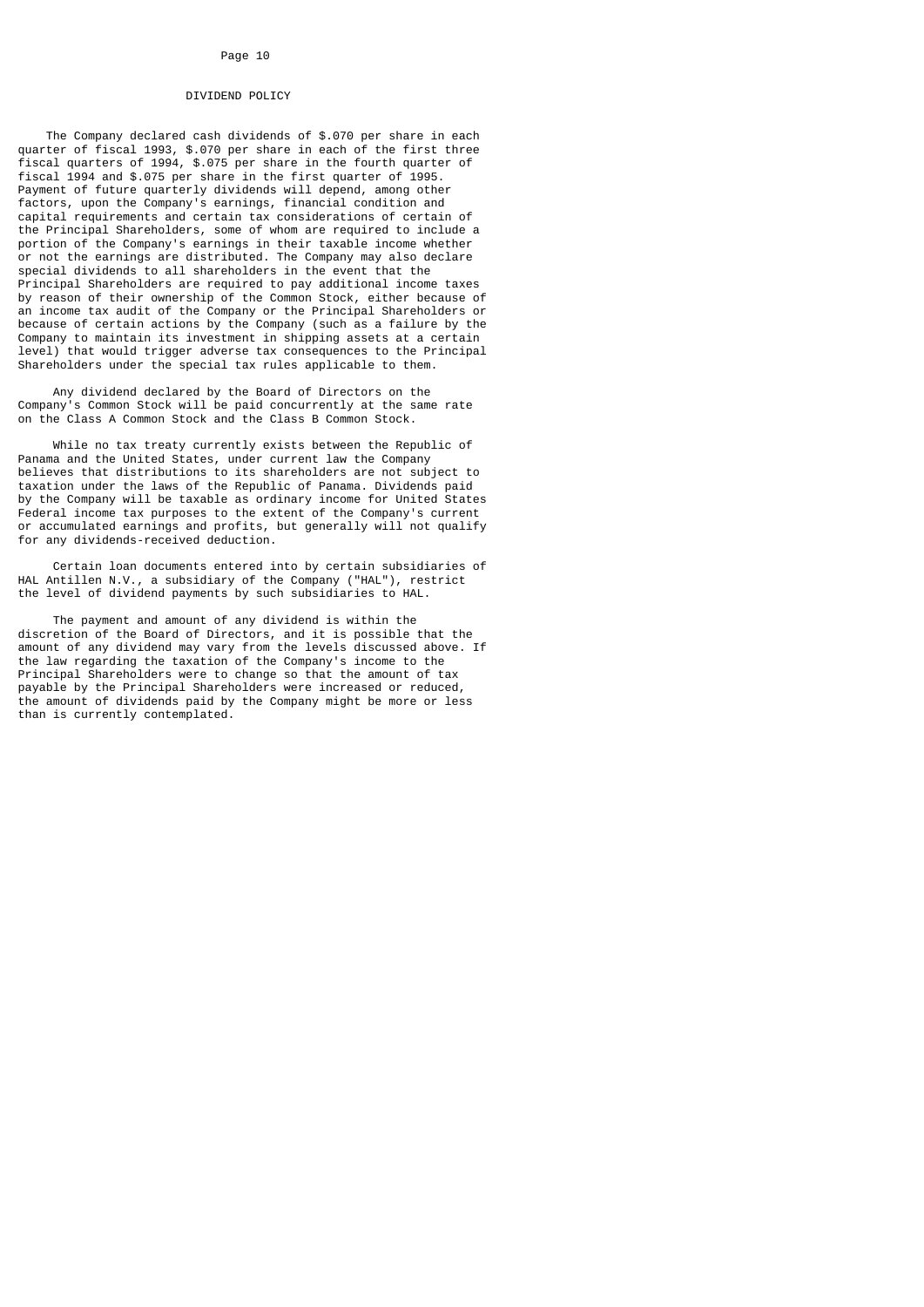## DIVIDEND POLICY

The Company declared cash dividends of $.070 per share in each quarter of fiscal 1993, $.070 per share in each of the first three fiscal quarters of 1994, $.075 per share in the fourth quarter of fiscal 1994 and $.075 per share in the first quarter of 1995. Payment of future quarterly dividends will depend, among other factors, upon the Company's earnings, financial condition and capital requirements and certain tax considerations of certain of the Principal Shareholders, some of whom are required to include a portion of the Company's earnings in their taxable income whether or not the earnings are distributed. The Company may also declare special dividends to all shareholders in the event that the Principal Shareholders are required to pay additional income taxes by reason of their ownership of the Common Stock, either because of an income tax audit of the Company or the Principal Shareholders or because of certain actions by the Company (such as a failure by the Company to maintain its investment in shipping assets at a certain level) that would trigger adverse tax consequences to the Principal Shareholders under the special tax rules applicable to them.

Any dividend declared by the Board of Directors on the Company's Common Stock will be paid concurrently at the same rate on the Class A Common Stock and the Class B Common Stock.

While no tax treaty currently exists between the Republic of Panama and the United States, under current law the Company believes that distributions to its shareholders are not subject to taxation under the laws of the Republic of Panama. Dividends paid by the Company will be taxable as ordinary income for United States Federal income tax purposes to the extent of the Company's current or accumulated earnings and profits, but generally will not qualify for any dividends-received deduction.

Certain loan documents entered into by certain subsidiaries of HAL Antillen N.V., a subsidiary of the Company ("HAL"), restrict the level of dividend payments by such subsidiaries to HAL.

The payment and amount of any dividend is within the discretion of the Board of Directors, and it is possible that the amount of any dividend may vary from the levels discussed above. If the law regarding the taxation of the Company's income to the Principal Shareholders were to change so that the amount of tax payable by the Principal Shareholders were increased or reduced, the amount of dividends paid by the Company might be more or less than is currently contemplated.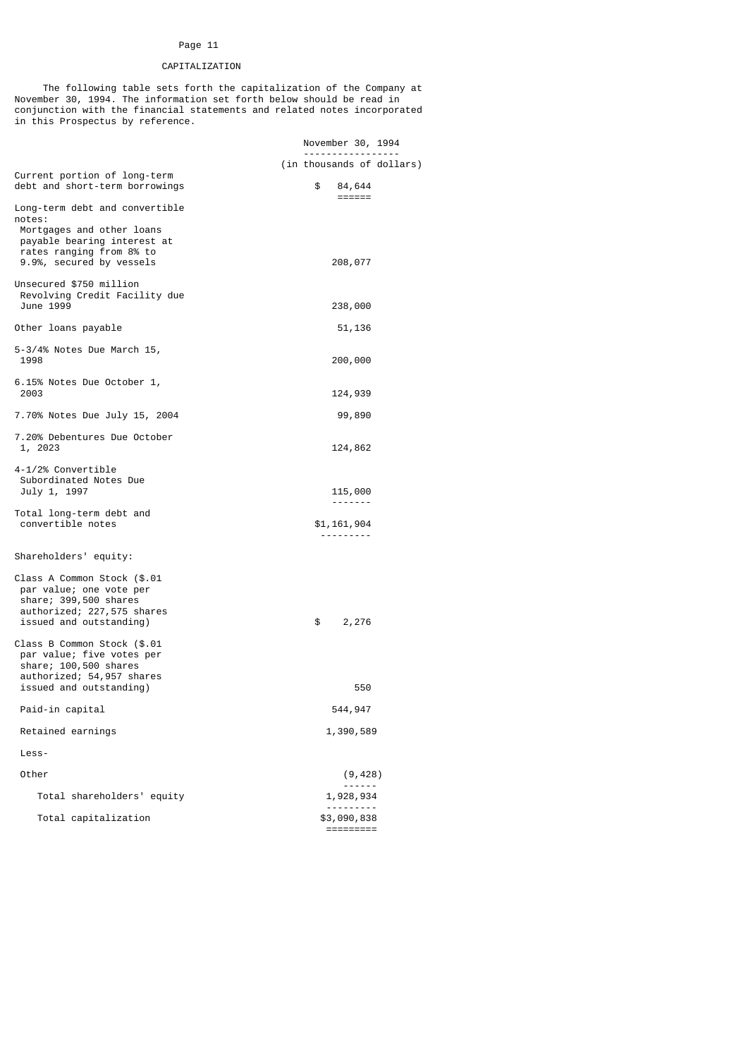## CAPITALIZATION

The following table sets forth the capitalization of the Company at November 30, 1994. The information set forth below should be read in conjunction with the financial statements and related notes incorporated in this Prospectus by reference.

| | November 30, 1994 |
|---|---|
| | (in thousands of dollars) |
| Current portion of long-term debt and short-term borrowings | $ 84,644 |
| Long-term debt and convertible notes: | |
| Mortgages and other loans payable bearing interest at rates ranging from 8% to 9.9%, secured by vessels | 208,077 |
| Unsecured $750 million Revolving Credit Facility due June 1999 | 238,000 |
| Other loans payable | 51,136 |
| 5-3/4% Notes Due March 15, 1998 | 200,000 |
| 6.15% Notes Due October 1, 2003 | 124,939 |
| 7.70% Notes Due July 15, 2004 | 99,890 |
| 7.20% Debentures Due October 1, 2023 | 124,862 |
| 4-1/2% Convertible Subordinated Notes Due July 1, 1997 | 115,000 |
| Total long-term debt and convertible notes | $1,161,904 |
| Shareholders' equity: | |
| Class A Common Stock ($.01 par value; one vote per share; 399,500 shares authorized; 227,575 shares issued and outstanding) | $ 2,276 |
| Class B Common Stock ($.01 par value; five votes per share; 100,500 shares authorized; 54,957 shares issued and outstanding) | 550 |
| Paid-in capital | 544,947 |
| Retained earnings | 1,390,589 |
| Less- | |
| Other | (9,428) |
| Total shareholders' equity | 1,928,934 |
| Total capitalization | $3,090,838 |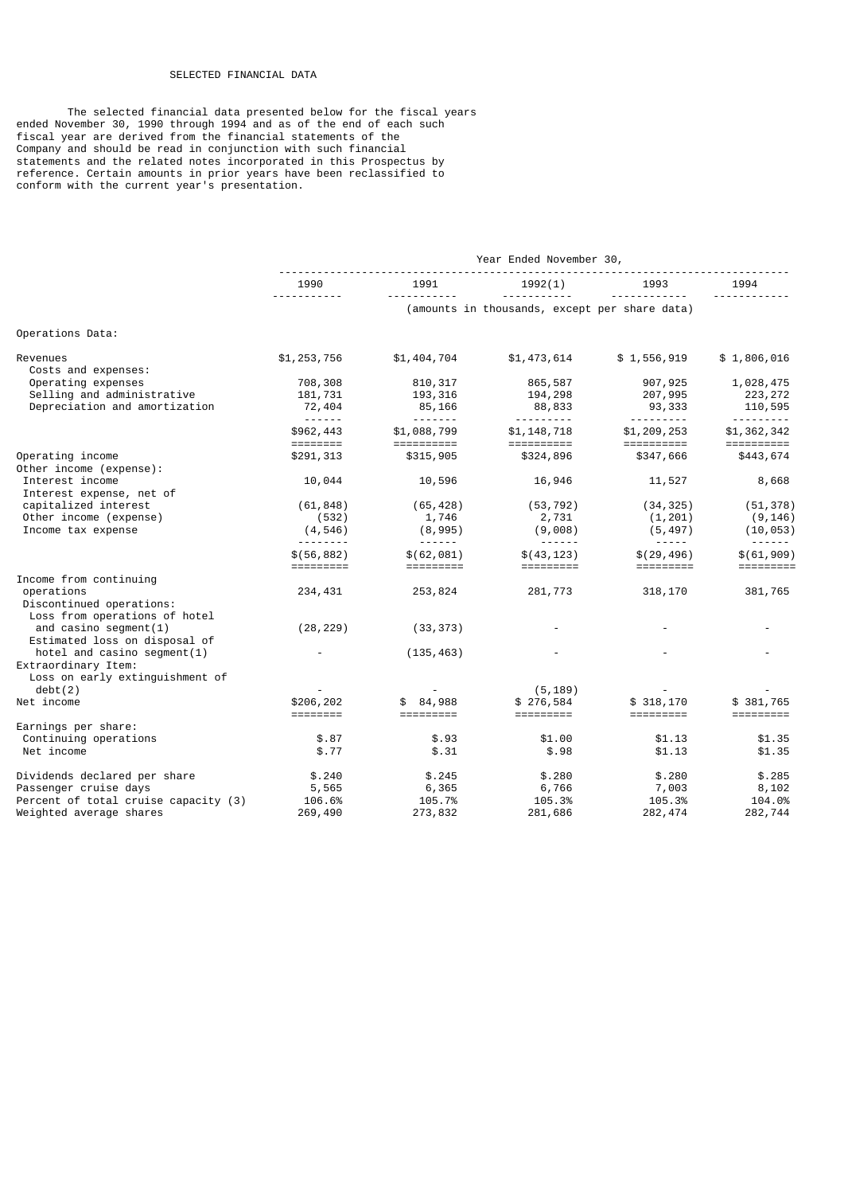# SELECTED FINANCIAL DATA

The selected financial data presented below for the fiscal years ended November 30, 1990 through 1994 and as of the end of each such fiscal year are derived from the financial statements of the Company and should be read in conjunction with such financial statements and the related notes incorporated in this Prospectus by reference. Certain amounts in prior years have been reclassified to conform with the current year's presentation.

| | Year Ended November 30, | | | | |
|---|---|---|---|---|---|
| | 1990 | 1991 | 1992(1) | 1993 | 1994 |
| | (amounts in thousands, except per share data) | | | | |
| **Operations Data:** | | | | | |
| Revenues | $1,253,756 | $1,404,704 | $1,473,614 | $ 1,556,919 | $ 1,806,016 |
| Costs and expenses: | | | | | |
| Operating expenses | 708,308 | 810,317 | 865,587 | 907,925 | 1,028,475 |
| Selling and administrative | 181,731 | 193,316 | 194,298 | 207,995 | 223,272 |
| Depreciation and amortization | 72,404 | 85,166 | 88,833 | 93,333 | 110,595 |
| | $962,443 | $1,088,799 | $1,148,718 | $1,209,253 | $1,362,342 |
| Operating income | $291,313 | $315,905 | $324,896 | $347,666 | $443,674 |
| Other income (expense): | | | | | |
| Interest income | 10,044 | 10,596 | 16,946 | 11,527 | 8,668 |
| Interest expense, net of capitalized interest | (61,848) | (65,428) | (53,792) | (34,325) | (51,378) |
| Other income (expense) | (532) | 1,746 | 2,731 | (1,201) | (9,146) |
| Income tax expense | (4,546) | (8,995) | (9,008) | (5,497) | (10,053) |
| | $(56,882) | $(62,081) | $(43,123) | $(29,496) | $(61,909) |
| Income from continuing operations | 234,431 | 253,824 | 281,773 | 318,170 | 381,765 |
| Discontinued operations: | | | | | |
| Loss from operations of hotel and casino segment(1) | (28,229) | (33,373) | - | - | - |
| Estimated loss on disposal of hotel and casino segment(1) | - | (135,463) | - | - | - |
| Extraordinary Item: | | | | | |
| Loss on early extinguishment of debt(2) | - | - | (5,189) | - | - |
| Net income | $206,202 | $ 84,988 | $ 276,584 | $ 318,170 | $ 381,765 |
| Earnings per share: | | | | | |
| Continuing operations | $.87 | $.93 | $1.00 | $1.13 | $1.35 |
| Net income | $.77 | $.31 | $.98 | $1.13 | $1.35 |
| Dividends declared per share | $.240 | $.245 | $.280 | $.280 | $.285 |
| Passenger cruise days | 5,565 | 6,365 | 6,766 | 7,003 | 8,102 |
| Percent of total cruise capacity (3) | 106.6% | 105.7% | 105.3% | 105.3% | 104.0% |
| Weighted average shares | 269,490 | 273,832 | 281,686 | 282,474 | 282,744 |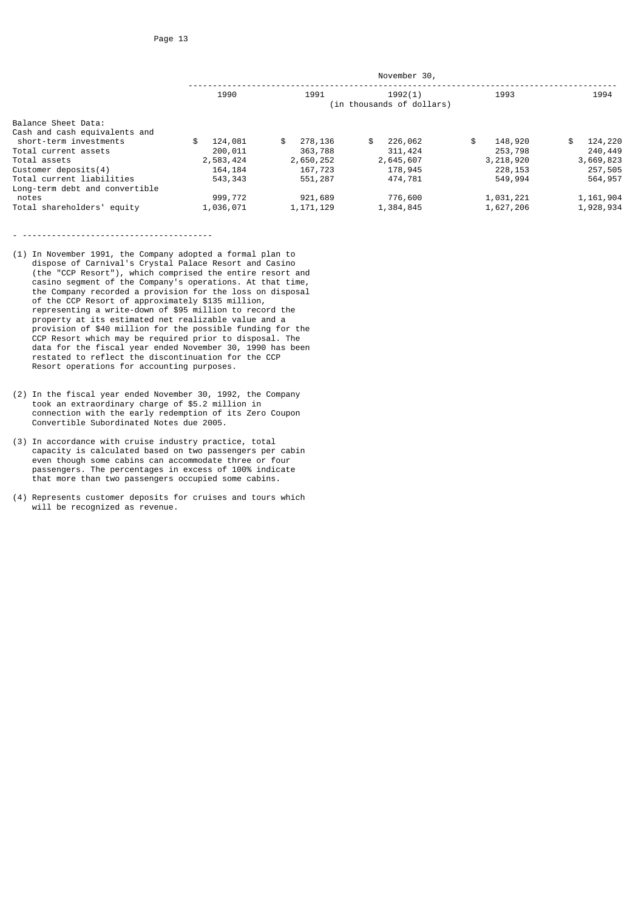| | November 30, | | | | |
|---|---|---|---|---|---|
| | 1990 | 1991 | 1992(1) | 1993 | 1994 |
| | (in thousands of dollars) | | | | |
| Balance Sheet Data: | | | | | |
| Cash and cash equivalents and short-term investments | $ 124,081 | $ 278,136 | $ 226,062 | $ 148,920 | $ 124,220 |
| Total current assets | 200,011 | 363,788 | 311,424 | 253,798 | 240,449 |
| Total assets | 2,583,424 | 2,650,252 | 2,645,607 | 3,218,920 | 3,669,823 |
| Customer deposits(4) | 164,184 | 167,723 | 178,945 | 228,153 | 257,505 |
| Total current liabilities | 543,343 | 551,287 | 474,781 | 549,994 | 564,957 |
| Long-term debt and convertible notes | 999,772 | 921,689 | 776,600 | 1,031,221 | 1,161,904 |
| Total shareholders' equity | 1,036,071 | 1,171,129 | 1,384,845 | 1,627,206 | 1,928,934 |

- --------------------------------------

(1) In November 1991, the Company adopted a formal plan to dispose of Carnival's Crystal Palace Resort and Casino (the "CCP Resort"), which comprised the entire resort and casino segment of the Company's operations. At that time, the Company recorded a provision for the loss on disposal of the CCP Resort of approximately $135 million, representing a write-down of $95 million to record the property at its estimated net realizable value and a provision of $40 million for the possible funding for the CCP Resort which may be required prior to disposal. The data for the fiscal year ended November 30, 1990 has been restated to reflect the discontinuation for the CCP Resort operations for accounting purposes.

(2) In the fiscal year ended November 30, 1992, the Company took an extraordinary charge of $5.2 million in connection with the early redemption of its Zero Coupon Convertible Subordinated Notes due 2005.

(3) In accordance with cruise industry practice, total capacity is calculated based on two passengers per cabin even though some cabins can accommodate three or four passengers. The percentages in excess of 100% indicate that more than two passengers occupied some cabins.

(4) Represents customer deposits for cruises and tours which will be recognized as revenue.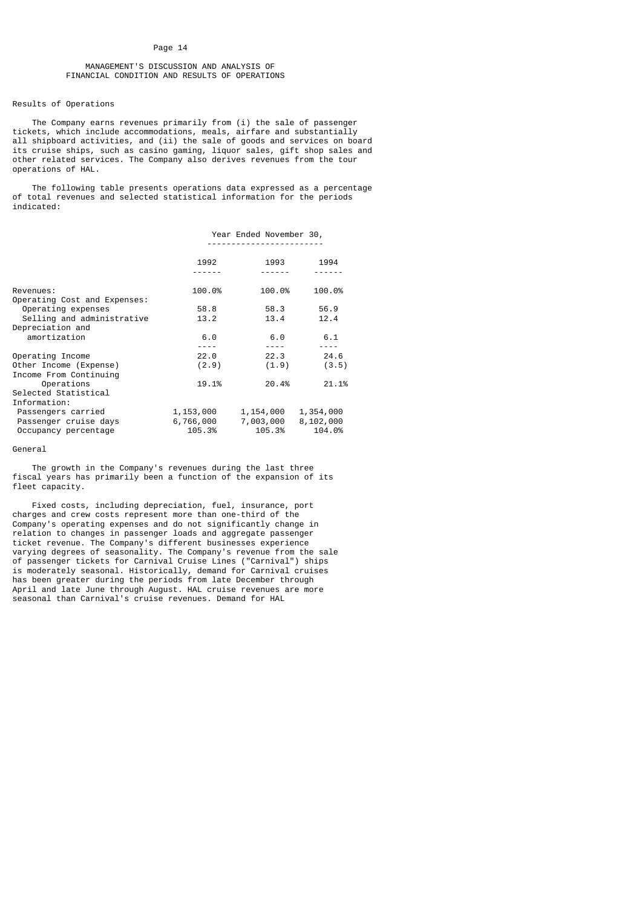# MANAGEMENT'S DISCUSSION AND ANALYSIS OF FINANCIAL CONDITION AND RESULTS OF OPERATIONS

## Results of Operations

The Company earns revenues primarily from (i) the sale of passenger tickets, which include accommodations, meals, airfare and substantially all shipboard activities, and (ii) the sale of goods and services on board its cruise ships, such as casino gaming, liquor sales, gift shop sales and other related services. The Company also derives revenues from the tour operations of HAL.

The following table presents operations data expressed as a percentage of total revenues and selected statistical information for the periods indicated:

| | Year Ended November 30, | | |
|---|---|---|---|
| | 1992 | 1993 | 1994 |
| Revenues: | 100.0% | 100.0% | 100.0% |
| Operating Cost and Expenses: | | | |
| Operating expenses | 58.8 | 58.3 | 56.9 |
| Selling and administrative | 13.2 | 13.4 | 12.4 |
| Depreciation and amortization | 6.0 | 6.0 | 6.1 |
| Operating Income | 22.0 | 22.3 | 24.6 |
| Other Income (Expense) | (2.9) | (1.9) | (3.5) |
| Income From Continuing Operations | 19.1% | 20.4% | 21.1% |
| Selected Statistical Information: | | | |
| Passengers carried | 1,153,000 | 1,154,000 | 1,354,000 |
| Passenger cruise days | 6,766,000 | 7,003,000 | 8,102,000 |
| Occupancy percentage | 105.3% | 105.3% | 104.0% |

## General

The growth in the Company's revenues during the last three fiscal years has primarily been a function of the expansion of its fleet capacity.

Fixed costs, including depreciation, fuel, insurance, port charges and crew costs represent more than one-third of the Company's operating expenses and do not significantly change in relation to changes in passenger loads and aggregate passenger ticket revenue. The Company's different businesses experience varying degrees of seasonality. The Company's revenue from the sale of passenger tickets for Carnival Cruise Lines ("Carnival") ships is moderately seasonal. Historically, demand for Carnival cruises has been greater during the periods from late December through April and late June through August. HAL cruise revenues are more seasonal than Carnival's cruise revenues. Demand for HAL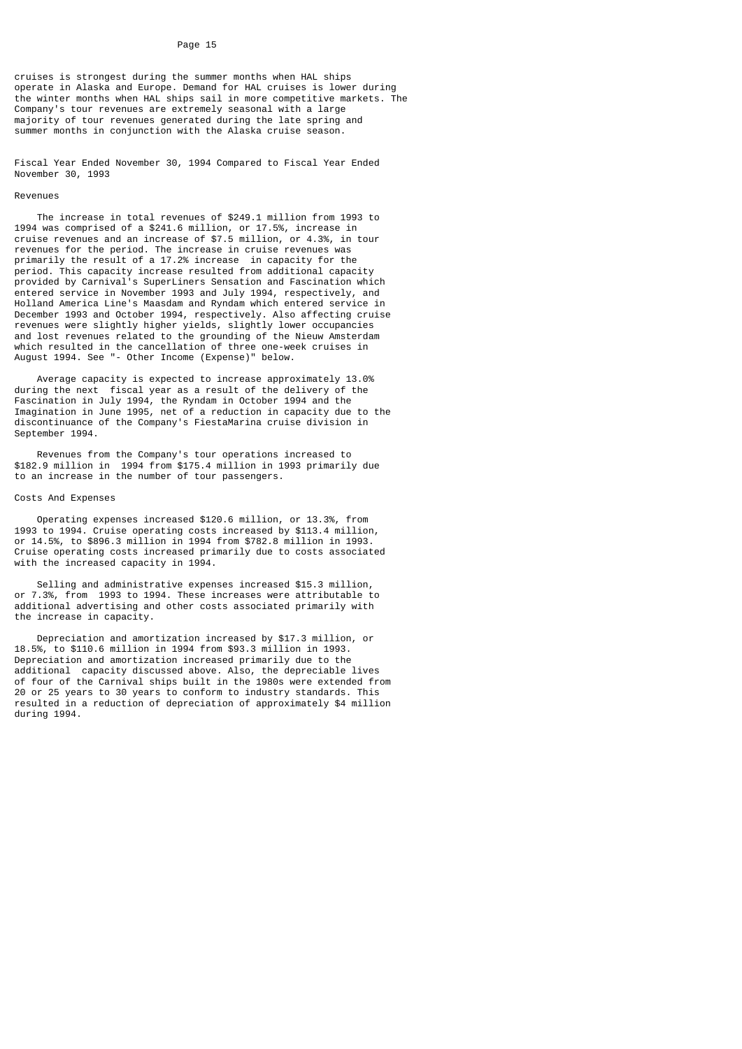cruises is strongest during the summer months when HAL ships operate in Alaska and Europe. Demand for HAL cruises is lower during the winter months when HAL ships sail in more competitive markets. The Company's tour revenues are extremely seasonal with a large majority of tour revenues generated during the late spring and summer months in conjunction with the Alaska cruise season.

### Fiscal Year Ended November 30, 1994 Compared to Fiscal Year Ended November 30, 1993

#### Revenues

The increase in total revenues of $249.1 million from 1993 to 1994 was comprised of a $241.6 million, or 17.5%, increase in cruise revenues and an increase of $7.5 million, or 4.3%, in tour revenues for the period. The increase in cruise revenues was primarily the result of a 17.2% increase in capacity for the period. This capacity increase resulted from additional capacity provided by Carnival's SuperLiners Sensation and Fascination which entered service in November 1993 and July 1994, respectively, and Holland America Line's Maasdam and Ryndam which entered service in December 1993 and October 1994, respectively. Also affecting cruise revenues were slightly higher yields, slightly lower occupancies and lost revenues related to the grounding of the Nieuw Amsterdam which resulted in the cancellation of three one-week cruises in August 1994. See "- Other Income (Expense)" below.

Average capacity is expected to increase approximately 13.0% during the next fiscal year as a result of the delivery of the Fascination in July 1994, the Ryndam in October 1994 and the Imagination in June 1995, net of a reduction in capacity due to the discontinuance of the Company's FiestaMarina cruise division in September 1994.

Revenues from the Company's tour operations increased to $182.9 million in 1994 from $175.4 million in 1993 primarily due to an increase in the number of tour passengers.

#### Costs And Expenses

Operating expenses increased $120.6 million, or 13.3%, from 1993 to 1994. Cruise operating costs increased by $113.4 million, or 14.5%, to $896.3 million in 1994 from $782.8 million in 1993. Cruise operating costs increased primarily due to costs associated with the increased capacity in 1994.

Selling and administrative expenses increased $15.3 million, or 7.3%, from 1993 to 1994. These increases were attributable to additional advertising and other costs associated primarily with the increase in capacity.

Depreciation and amortization increased by $17.3 million, or 18.5%, to $110.6 million in 1994 from $93.3 million in 1993. Depreciation and amortization increased primarily due to the additional capacity discussed above. Also, the depreciable lives of four of the Carnival ships built in the 1980s were extended from 20 or 25 years to 30 years to conform to industry standards. This resulted in a reduction of depreciation of approximately $4 million during 1994.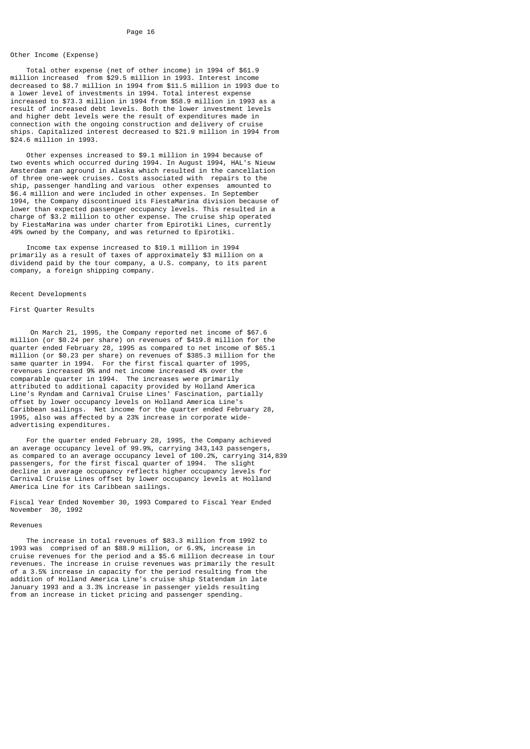### Other Income (Expense)

Total other expense (net of other income) in 1994 of $61.9 million increased from $29.5 million in 1993. Interest income decreased to $8.7 million in 1994 from $11.5 million in 1993 due to a lower level of investments in 1994. Total interest expense increased to $73.3 million in 1994 from $58.9 million in 1993 as a result of increased debt levels. Both the lower investment levels and higher debt levels were the result of expenditures made in connection with the ongoing construction and delivery of cruise ships. Capitalized interest decreased to $21.9 million in 1994 from $24.6 million in 1993.

Other expenses increased to $9.1 million in 1994 because of two events which occurred during 1994. In August 1994, HAL's Nieuw Amsterdam ran aground in Alaska which resulted in the cancellation of three one-week cruises. Costs associated with repairs to the ship, passenger handling and various other expenses amounted to $6.4 million and were included in other expenses. In September 1994, the Company discontinued its FiestaMarina division because of lower than expected passenger occupancy levels. This resulted in a charge of $3.2 million to other expense. The cruise ship operated by FiestaMarina was under charter from Epirotiki Lines, currently 49% owned by the Company, and was returned to Epirotiki.

Income tax expense increased to $10.1 million in 1994 primarily as a result of taxes of approximately $3 million on a dividend paid by the tour company, a U.S. company, to its parent company, a foreign shipping company.

## Recent Developments

### First Quarter Results

On March 21, 1995, the Company reported net income of $67.6 million (or $0.24 per share) on revenues of $419.8 million for the quarter ended February 28, 1995 as compared to net income of $65.1 million (or $0.23 per share) on revenues of $385.3 million for the same quarter in 1994. For the first fiscal quarter of 1995, revenues increased 9% and net income increased 4% over the comparable quarter in 1994. The increases were primarily attributed to additional capacity provided by Holland America Line's Ryndam and Carnival Cruise Lines' Fascination, partially offset by lower occupancy levels on Holland America Line's Caribbean sailings. Net income for the quarter ended February 28, 1995, also was affected by a 23% increase in corporate wide-advertising expenditures.

For the quarter ended February 28, 1995, the Company achieved an average occupancy level of 99.9%, carrying 343,143 passengers, as compared to an average occupancy level of 100.2%, carrying 314,839 passengers, for the first fiscal quarter of 1994. The slight decline in average occupancy reflects higher occupancy levels for Carnival Cruise Lines offset by lower occupancy levels at Holland America Line for its Caribbean sailings.

## Fiscal Year Ended November 30, 1993 Compared to Fiscal Year Ended November 30, 1992

### Revenues

The increase in total revenues of $83.3 million from 1992 to 1993 was comprised of an $88.9 million, or 6.9%, increase in cruise revenues for the period and a $5.6 million decrease in tour revenues. The increase in cruise revenues was primarily the result of a 3.5% increase in capacity for the period resulting from the addition of Holland America Line's cruise ship Statendam in late January 1993 and a 3.3% increase in passenger yields resulting from an increase in ticket pricing and passenger spending.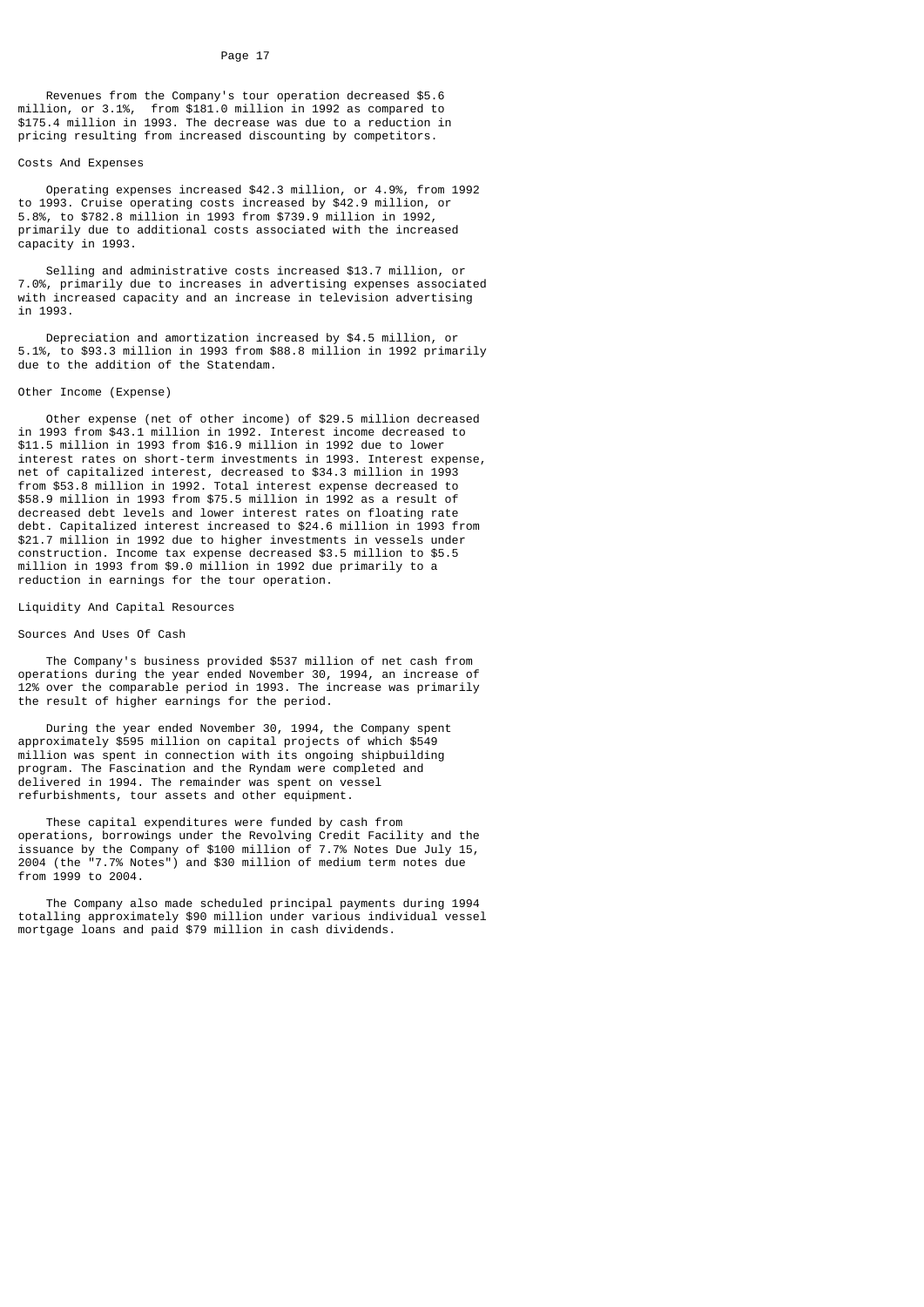Revenues from the Company's tour operation decreased $5.6 million, or 3.1%, from $181.0 million in 1992 as compared to $175.4 million in 1993. The decrease was due to a reduction in pricing resulting from increased discounting by competitors.

### Costs And Expenses

Operating expenses increased $42.3 million, or 4.9%, from 1992 to 1993. Cruise operating costs increased by $42.9 million, or 5.8%, to $782.8 million in 1993 from $739.9 million in 1992, primarily due to additional costs associated with the increased capacity in 1993.

Selling and administrative costs increased $13.7 million, or 7.0%, primarily due to increases in advertising expenses associated with increased capacity and an increase in television advertising in 1993.

Depreciation and amortization increased by $4.5 million, or 5.1%, to $93.3 million in 1993 from $88.8 million in 1992 primarily due to the addition of the Statendam.

### Other Income (Expense)

Other expense (net of other income) of $29.5 million decreased in 1993 from $43.1 million in 1992. Interest income decreased to $11.5 million in 1993 from $16.9 million in 1992 due to lower interest rates on short-term investments in 1993. Interest expense, net of capitalized interest, decreased to $34.3 million in 1993 from $53.8 million in 1992. Total interest expense decreased to $58.9 million in 1993 from $75.5 million in 1992 as a result of decreased debt levels and lower interest rates on floating rate debt. Capitalized interest increased to $24.6 million in 1993 from $21.7 million in 1992 due to higher investments in vessels under construction. Income tax expense decreased $3.5 million to $5.5 million in 1993 from $9.0 million in 1992 due primarily to a reduction in earnings for the tour operation.

## Liquidity And Capital Resources

### Sources And Uses Of Cash

The Company's business provided $537 million of net cash from operations during the year ended November 30, 1994, an increase of 12% over the comparable period in 1993. The increase was primarily the result of higher earnings for the period.

During the year ended November 30, 1994, the Company spent approximately $595 million on capital projects of which $549 million was spent in connection with its ongoing shipbuilding program. The Fascination and the Ryndam were completed and delivered in 1994. The remainder was spent on vessel refurbishments, tour assets and other equipment.

These capital expenditures were funded by cash from operations, borrowings under the Revolving Credit Facility and the issuance by the Company of $100 million of 7.7% Notes Due July 15, 2004 (the "7.7% Notes") and $30 million of medium term notes due from 1999 to 2004.

The Company also made scheduled principal payments during 1994 totalling approximately $90 million under various individual vessel mortgage loans and paid $79 million in cash dividends.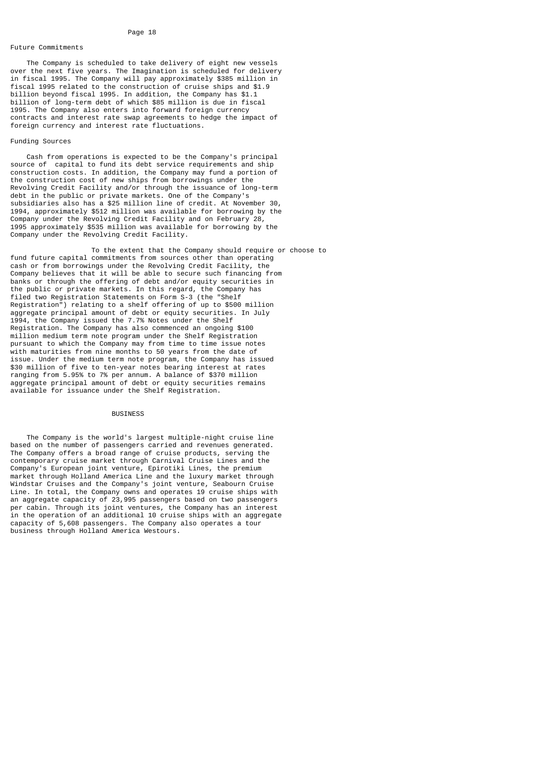### Future Commitments

The Company is scheduled to take delivery of eight new vessels over the next five years. The Imagination is scheduled for delivery in fiscal 1995. The Company will pay approximately $385 million in fiscal 1995 related to the construction of cruise ships and $1.9 billion beyond fiscal 1995. In addition, the Company has $1.1 billion of long-term debt of which $85 million is due in fiscal 1995. The Company also enters into forward foreign currency contracts and interest rate swap agreements to hedge the impact of foreign currency and interest rate fluctuations.

### Funding Sources

Cash from operations is expected to be the Company's principal source of capital to fund its debt service requirements and ship construction costs. In addition, the Company may fund a portion of the construction cost of new ships from borrowings under the Revolving Credit Facility and/or through the issuance of long-term debt in the public or private markets. One of the Company's subsidiaries also has a $25 million line of credit. At November 30, 1994, approximately $512 million was available for borrowing by the Company under the Revolving Credit Facility and on February 28, 1995 approximately $535 million was available for borrowing by the Company under the Revolving Credit Facility.

To the extent that the Company should require or choose to fund future capital commitments from sources other than operating cash or from borrowings under the Revolving Credit Facility, the Company believes that it will be able to secure such financing from banks or through the offering of debt and/or equity securities in the public or private markets. In this regard, the Company has filed two Registration Statements on Form S-3 (the "Shelf Registration") relating to a shelf offering of up to $500 million aggregate principal amount of debt or equity securities. In July 1994, the Company issued the 7.7% Notes under the Shelf Registration. The Company has also commenced an ongoing $100 million medium term note program under the Shelf Registration pursuant to which the Company may from time to time issue notes with maturities from nine months to 50 years from the date of issue. Under the medium term note program, the Company has issued $30 million of five to ten-year notes bearing interest at rates ranging from 5.95% to 7% per annum. A balance of $370 million aggregate principal amount of debt or equity securities remains available for issuance under the Shelf Registration.

## BUSINESS

The Company is the world's largest multiple-night cruise line based on the number of passengers carried and revenues generated. The Company offers a broad range of cruise products, serving the contemporary cruise market through Carnival Cruise Lines and the Company's European joint venture, Epirotiki Lines, the premium market through Holland America Line and the luxury market through Windstar Cruises and the Company's joint venture, Seabourn Cruise Line. In total, the Company owns and operates 19 cruise ships with an aggregate capacity of 23,995 passengers based on two passengers per cabin. Through its joint ventures, the Company has an interest in the operation of an additional 10 cruise ships with an aggregate capacity of 5,608 passengers. The Company also operates a tour business through Holland America Westours.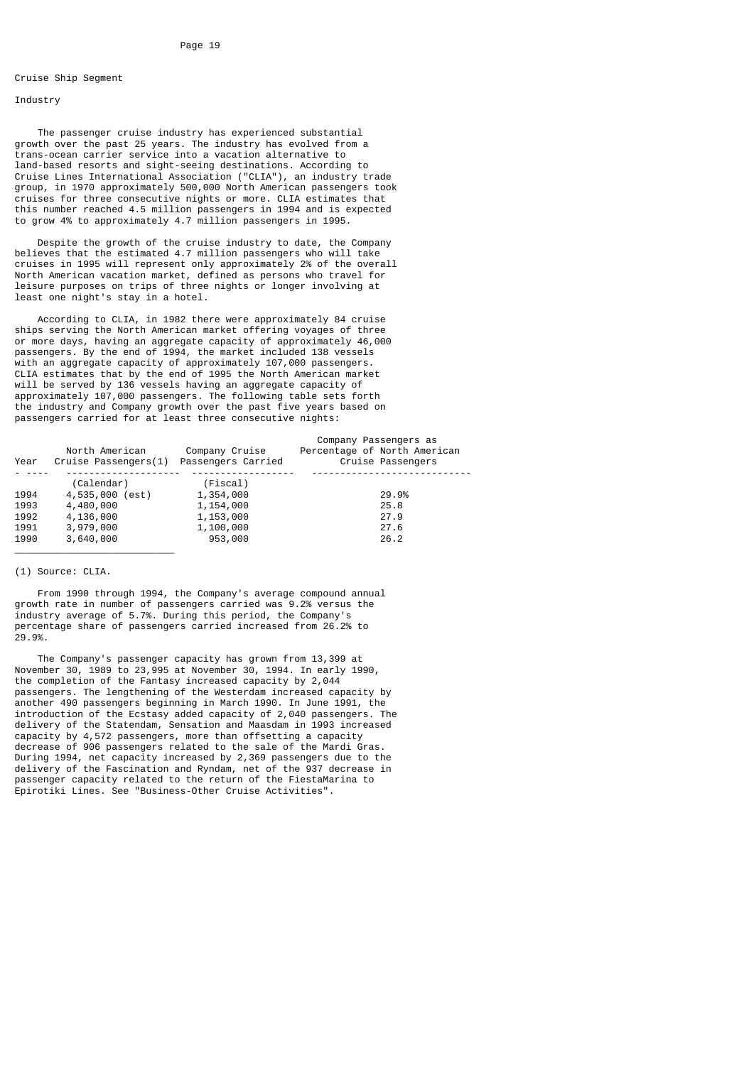## Cruise Ship Segment

### Industry

The passenger cruise industry has experienced substantial growth over the past 25 years. The industry has evolved from a trans-ocean carrier service into a vacation alternative to land-based resorts and sight-seeing destinations. According to Cruise Lines International Association ("CLIA"), an industry trade group, in 1970 approximately 500,000 North American passengers took cruises for three consecutive nights or more. CLIA estimates that this number reached 4.5 million passengers in 1994 and is expected to grow 4% to approximately 4.7 million passengers in 1995.

Despite the growth of the cruise industry to date, the Company believes that the estimated 4.7 million passengers who will take cruises in 1995 will represent only approximately 2% of the overall North American vacation market, defined as persons who travel for leisure purposes on trips of three nights or longer involving at least one night's stay in a hotel.

According to CLIA, in 1982 there were approximately 84 cruise ships serving the North American market offering voyages of three or more days, having an aggregate capacity of approximately 46,000 passengers. By the end of 1994, the market included 138 vessels with an aggregate capacity of approximately 107,000 passengers. CLIA estimates that by the end of 1995 the North American market will be served by 136 vessels having an aggregate capacity of approximately 107,000 passengers. The following table sets forth the industry and Company growth over the past five years based on passengers carried for at least three consecutive nights:

| Year | North American Cruise Passengers(1) | Company Cruise Passengers Carried | Company Passengers as Percentage of North American Cruise Passengers |
|---|---|---|---|
| | (Calendar) | (Fiscal) | |
| 1994 | 4,535,000 (est) | 1,354,000 | 29.9% |
| 1993 | 4,480,000 | 1,154,000 | 25.8 |
| 1992 | 4,136,000 | 1,153,000 | 27.9 |
| 1991 | 3,979,000 | 1,100,000 | 27.6 |
| 1990 | 3,640,000 | 953,000 | 26.2 |

(1) Source: CLIA.

From 1990 through 1994, the Company's average compound annual growth rate in number of passengers carried was 9.2% versus the industry average of 5.7%. During this period, the Company's percentage share of passengers carried increased from 26.2% to 29.9%.

The Company's passenger capacity has grown from 13,399 at November 30, 1989 to 23,995 at November 30, 1994. In early 1990, the completion of the Fantasy increased capacity by 2,044 passengers. The lengthening of the Westerdam increased capacity by another 490 passengers beginning in March 1990. In June 1991, the introduction of the Ecstasy added capacity of 2,040 passengers. The delivery of the Statendam, Sensation and Maasdam in 1993 increased capacity by 4,572 passengers, more than offsetting a capacity decrease of 906 passengers related to the sale of the Mardi Gras. During 1994, net capacity increased by 2,369 passengers due to the delivery of the Fascination and Ryndam, net of the 937 decrease in passenger capacity related to the return of the FiestaMarina to Epirotiki Lines. See "Business-Other Cruise Activities".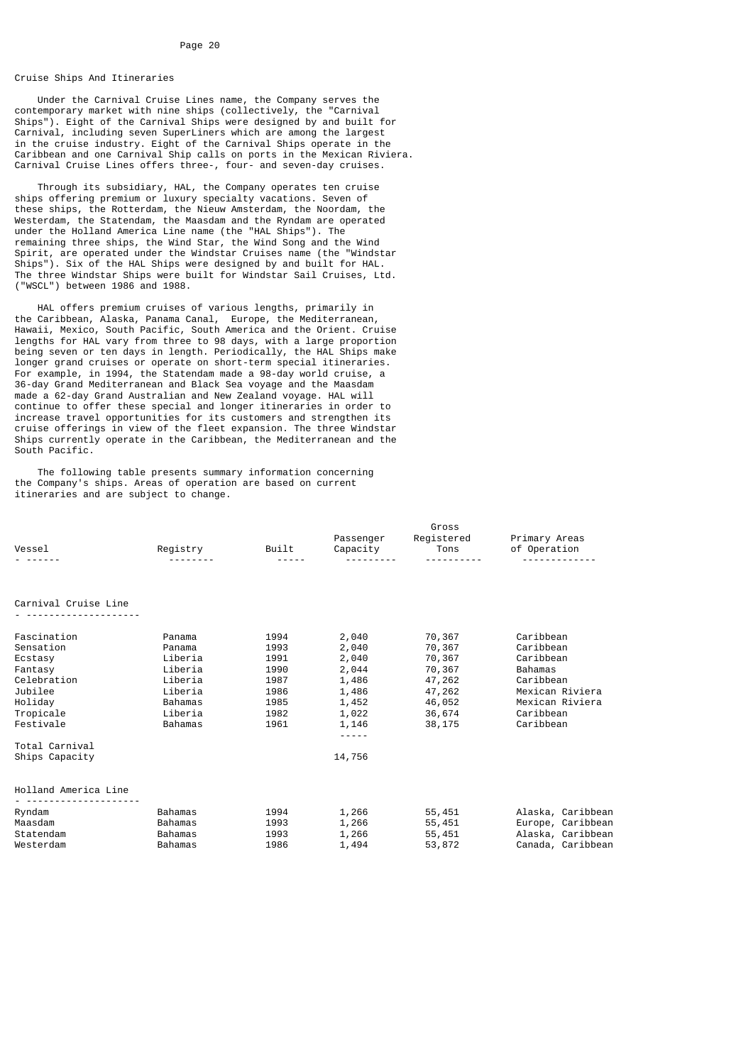Cruise Ships And Itineraries

Under the Carnival Cruise Lines name, the Company serves the contemporary market with nine ships (collectively, the "Carnival Ships"). Eight of the Carnival Ships were designed by and built for Carnival, including seven SuperLiners which are among the largest in the cruise industry. Eight of the Carnival Ships operate in the Caribbean and one Carnival Ship calls on ports in the Mexican Riviera. Carnival Cruise Lines offers three-, four- and seven-day cruises.

Through its subsidiary, HAL, the Company operates ten cruise ships offering premium or luxury specialty vacations. Seven of these ships, the Rotterdam, the Nieuw Amsterdam, the Noordam, the Westerdam, the Statendam, the Maasdam and the Ryndam are operated under the Holland America Line name (the "HAL Ships"). The remaining three ships, the Wind Star, the Wind Song and the Wind Spirit, are operated under the Windstar Cruises name (the "Windstar Ships"). Six of the HAL Ships were designed by and built for HAL. The three Windstar Ships were built for Windstar Sail Cruises, Ltd. ("WSCL") between 1986 and 1988.

HAL offers premium cruises of various lengths, primarily in the Caribbean, Alaska, Panama Canal, Europe, the Mediterranean, Hawaii, Mexico, South Pacific, South America and the Orient. Cruise lengths for HAL vary from three to 98 days, with a large proportion being seven or ten days in length. Periodically, the HAL Ships make longer grand cruises or operate on short-term special itineraries. For example, in 1994, the Statendam made a 98-day world cruise, a 36-day Grand Mediterranean and Black Sea voyage and the Maasdam made a 62-day Grand Australian and New Zealand voyage. HAL will continue to offer these special and longer itineraries in order to increase travel opportunities for its customers and strengthen its cruise offerings in view of the fleet expansion. The three Windstar Ships currently operate in the Caribbean, the Mediterranean and the South Pacific.

The following table presents summary information concerning the Company's ships. Areas of operation are based on current itineraries and are subject to change.

| Vessel | Registry | Built | Passenger Capacity | Gross Registered Tons | Primary Areas of Operation |
|---|---|---|---|---|---|
| **Carnival Cruise Line** | | | | | |
| Fascination | Panama | 1994 | 2,040 | 70,367 | Caribbean |
| Sensation | Panama | 1993 | 2,040 | 70,367 | Caribbean |
| Ecstasy | Liberia | 1991 | 2,040 | 70,367 | Caribbean |
| Fantasy | Liberia | 1990 | 2,044 | 70,367 | Bahamas |
| Celebration | Liberia | 1987 | 1,486 | 47,262 | Caribbean |
| Jubilee | Liberia | 1986 | 1,486 | 47,262 | Mexican Riviera |
| Holiday | Bahamas | 1985 | 1,452 | 46,052 | Mexican Riviera |
| Tropicale | Liberia | 1982 | 1,022 | 36,674 | Caribbean |
| Festivale | Bahamas | 1961 | 1,146 | 38,175 | Caribbean |
| Total Carnival Ships Capacity | | | 14,756 | | |
| **Holland America Line** | | | | | |
| Ryndam | Bahamas | 1994 | 1,266 | 55,451 | Alaska, Caribbean |
| Maasdam | Bahamas | 1993 | 1,266 | 55,451 | Europe, Caribbean |
| Statendam | Bahamas | 1993 | 1,266 | 55,451 | Alaska, Caribbean |
| Westerdam | Bahamas | 1986 | 1,494 | 53,872 | Canada, Caribbean |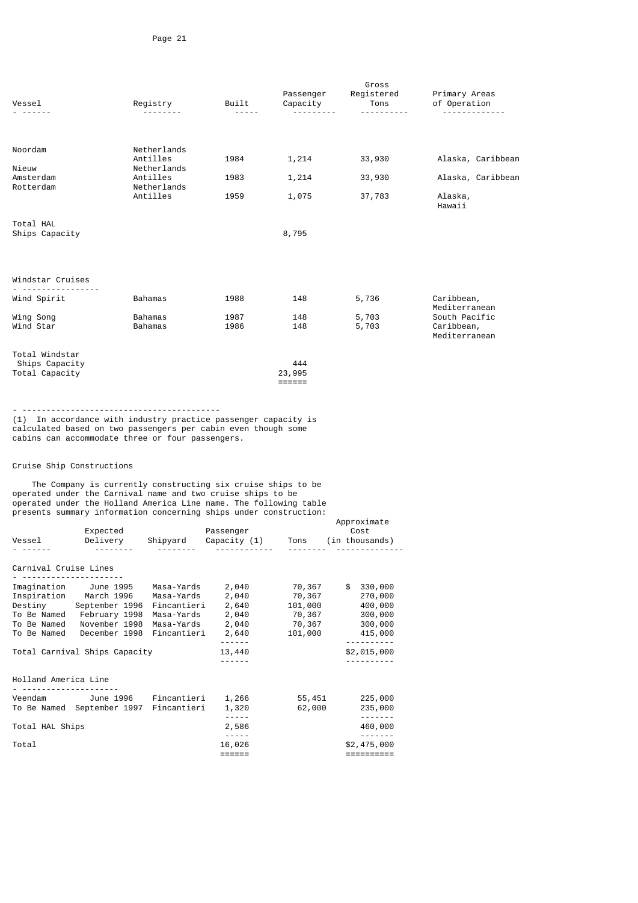| Vessel | Registry | Built | Passenger Capacity | Gross Registered Tons | Primary Areas of Operation |
|---|---|---|---|---|---|
| Noordam | Netherlands Antilles | 1984 | 1,214 | 33,930 | Alaska, Caribbean |
| Nieuw Amsterdam | Netherlands Antilles | 1983 | 1,214 | 33,930 | Alaska, Caribbean |
| Rotterdam | Netherlands Antilles | 1959 | 1,075 | 37,783 | Alaska, Hawaii |
| Total HAL Ships Capacity | | | 8,795 | | |
| **Windstar Cruises** | | | | | |
| Wind Spirit | Bahamas | 1988 | 148 | 5,736 | Caribbean, Mediterranean |
| Wing Song | Bahamas | 1987 | 148 | 5,703 | South Pacific |
| Wind Star | Bahamas | 1986 | 148 | 5,703 | Caribbean, Mediterranean |
| Total Windstar Ships Capacity | | | 444 | | |
| Total Capacity | | | 23,995 | | |

(1) In accordance with industry practice passenger capacity is calculated based on two passengers per cabin even though some cabins can accommodate three or four passengers.

## Cruise Ship Constructions

The Company is currently constructing six cruise ships to be operated under the Carnival name and two cruise ships to be operated under the Holland America Line name. The following table presents summary information concerning ships under construction:

| Vessel | Expected Delivery | Shipyard | Passenger Capacity (1) | Tons | Approximate Cost (in thousands) |
|---|---|---|---|---|---|
| **Carnival Cruise Lines** | | | | | |
| Imagination | June 1995 | Masa-Yards | 2,040 | 70,367 | $ 330,000 |
| Inspiration | March 1996 | Masa-Yards | 2,040 | 70,367 | 270,000 |
| Destiny | September 1996 | Fincantieri | 2,640 | 101,000 | 400,000 |
| To Be Named | February 1998 | Masa-Yards | 2,040 | 70,367 | 300,000 |
| To Be Named | November 1998 | Masa-Yards | 2,040 | 70,367 | 300,000 |
| To Be Named | December 1998 | Fincantieri | 2,640 | 101,000 | 415,000 |
| Total Carnival Ships Capacity | | | 13,440 | | $2,015,000 |
| **Holland America Line** | | | | | |
| Veendam | June 1996 | Fincantieri | 1,266 | 55,451 | 225,000 |
| To Be Named | September 1997 | Fincantieri | 1,320 | 62,000 | 235,000 |
| Total HAL Ships | | | 2,586 | | 460,000 |
| Total | | | 16,026 | | $2,475,000 |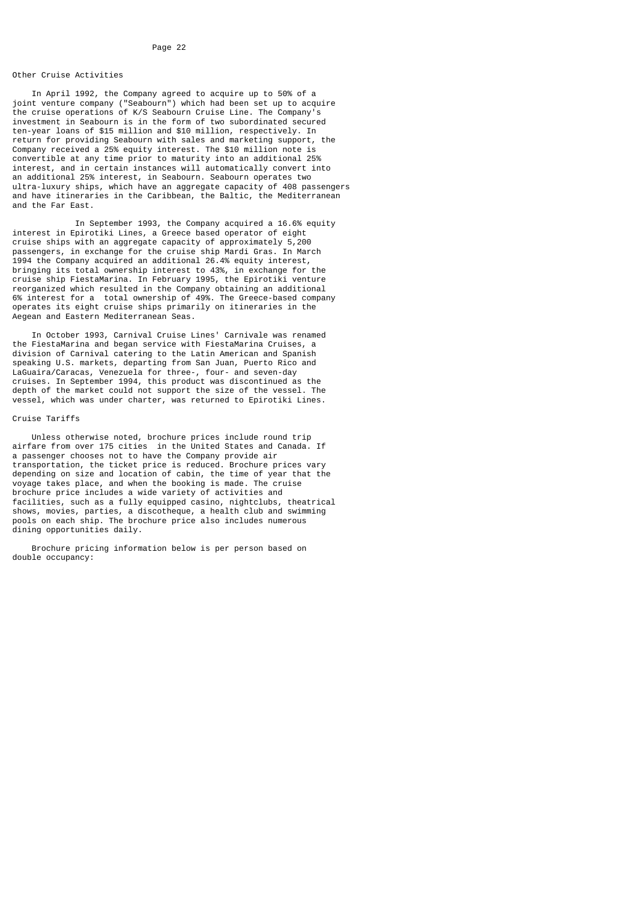### Other Cruise Activities

In April 1992, the Company agreed to acquire up to 50% of a joint venture company ("Seabourn") which had been set up to acquire the cruise operations of K/S Seabourn Cruise Line. The Company's investment in Seabourn is in the form of two subordinated secured ten-year loans of $15 million and $10 million, respectively. In return for providing Seabourn with sales and marketing support, the Company received a 25% equity interest. The $10 million note is convertible at any time prior to maturity into an additional 25% interest, and in certain instances will automatically convert into an additional 25% interest, in Seabourn. Seabourn operates two ultra-luxury ships, which have an aggregate capacity of 408 passengers and have itineraries in the Caribbean, the Baltic, the Mediterranean and the Far East.

In September 1993, the Company acquired a 16.6% equity interest in Epirotiki Lines, a Greece based operator of eight cruise ships with an aggregate capacity of approximately 5,200 passengers, in exchange for the cruise ship Mardi Gras. In March 1994 the Company acquired an additional 26.4% equity interest, bringing its total ownership interest to 43%, in exchange for the cruise ship FiestaMarina. In February 1995, the Epirotiki venture reorganized which resulted in the Company obtaining an additional 6% interest for a total ownership of 49%. The Greece-based company operates its eight cruise ships primarily on itineraries in the Aegean and Eastern Mediterranean Seas.

In October 1993, Carnival Cruise Lines' Carnivale was renamed the FiestaMarina and began service with FiestaMarina Cruises, a division of Carnival catering to the Latin American and Spanish speaking U.S. markets, departing from San Juan, Puerto Rico and LaGuaira/Caracas, Venezuela for three-, four- and seven-day cruises. In September 1994, this product was discontinued as the depth of the market could not support the size of the vessel. The vessel, which was under charter, was returned to Epirotiki Lines.

### Cruise Tariffs

Unless otherwise noted, brochure prices include round trip airfare from over 175 cities in the United States and Canada. If a passenger chooses not to have the Company provide air transportation, the ticket price is reduced. Brochure prices vary depending on size and location of cabin, the time of year that the voyage takes place, and when the booking is made. The cruise brochure price includes a wide variety of activities and facilities, such as a fully equipped casino, nightclubs, theatrical shows, movies, parties, a discotheque, a health club and swimming pools on each ship. The brochure price also includes numerous dining opportunities daily.

Brochure pricing information below is per person based on double occupancy: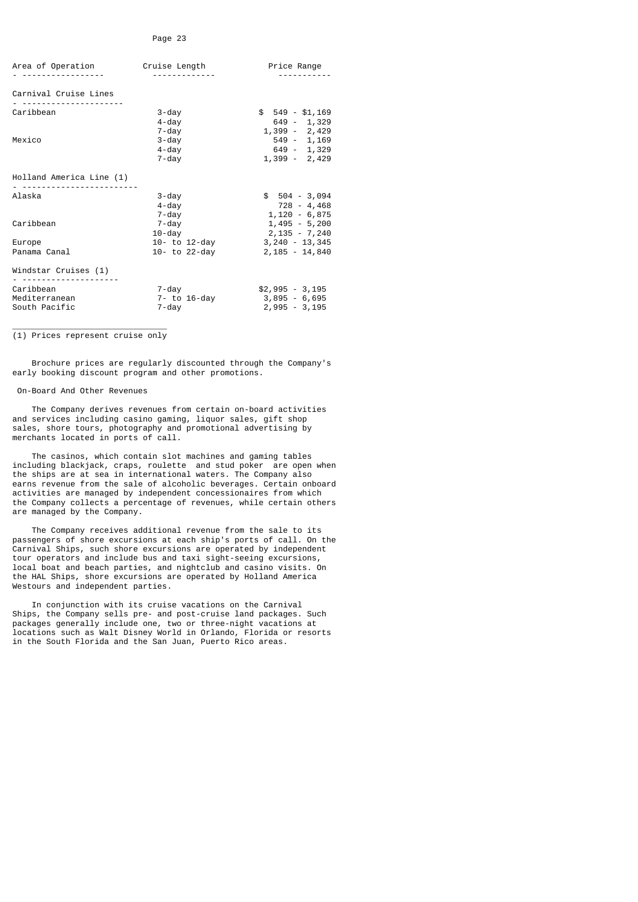| Area of Operation | Cruise Length | Price Range |
|---|---|---|
| **Carnival Cruise Lines** | | |
| Caribbean | 3-day | $ 549 - $1,169 |
| | 4-day | 649 - 1,329 |
| | 7-day | 1,399 - 2,429 |
| Mexico | 3-day | 549 - 1,169 |
| | 4-day | 649 - 1,329 |
| | 7-day | 1,399 - 2,429 |
| **Holland America Line (1)** | | |
| Alaska | 3-day | $ 504 - 3,094 |
| | 4-day | 728 - 4,468 |
| | 7-day | 1,120 - 6,875 |
| Caribbean | 7-day | 1,495 - 5,200 |
| | 10-day | 2,135 - 7,240 |
| Europe | 10- to 12-day | 3,240 - 13,345 |
| Panama Canal | 10- to 22-day | 2,185 - 14,840 |
| **Windstar Cruises (1)** | | |
| Caribbean | 7-day | $2,995 - 3,195 |
| Mediterranean | 7- to 16-day | 3,895 - 6,695 |
| South Pacific | 7-day | 2,995 - 3,195 |

(1) Prices represent cruise only

Brochure prices are regularly discounted through the Company's early booking discount program and other promotions.

## On-Board And Other Revenues

The Company derives revenues from certain on-board activities and services including casino gaming, liquor sales, gift shop sales, shore tours, photography and promotional advertising by merchants located in ports of call.

The casinos, which contain slot machines and gaming tables including blackjack, craps, roulette and stud poker are open when the ships are at sea in international waters. The Company also earns revenue from the sale of alcoholic beverages. Certain onboard activities are managed by independent concessionaires from which the Company collects a percentage of revenues, while certain others are managed by the Company.

The Company receives additional revenue from the sale to its passengers of shore excursions at each ship's ports of call. On the Carnival Ships, such shore excursions are operated by independent tour operators and include bus and taxi sight-seeing excursions, local boat and beach parties, and nightclub and casino visits. On the HAL Ships, shore excursions are operated by Holland America Westours and independent parties.

In conjunction with its cruise vacations on the Carnival Ships, the Company sells pre- and post-cruise land packages. Such packages generally include one, two or three-night vacations at locations such as Walt Disney World in Orlando, Florida or resorts in the South Florida and the San Juan, Puerto Rico areas.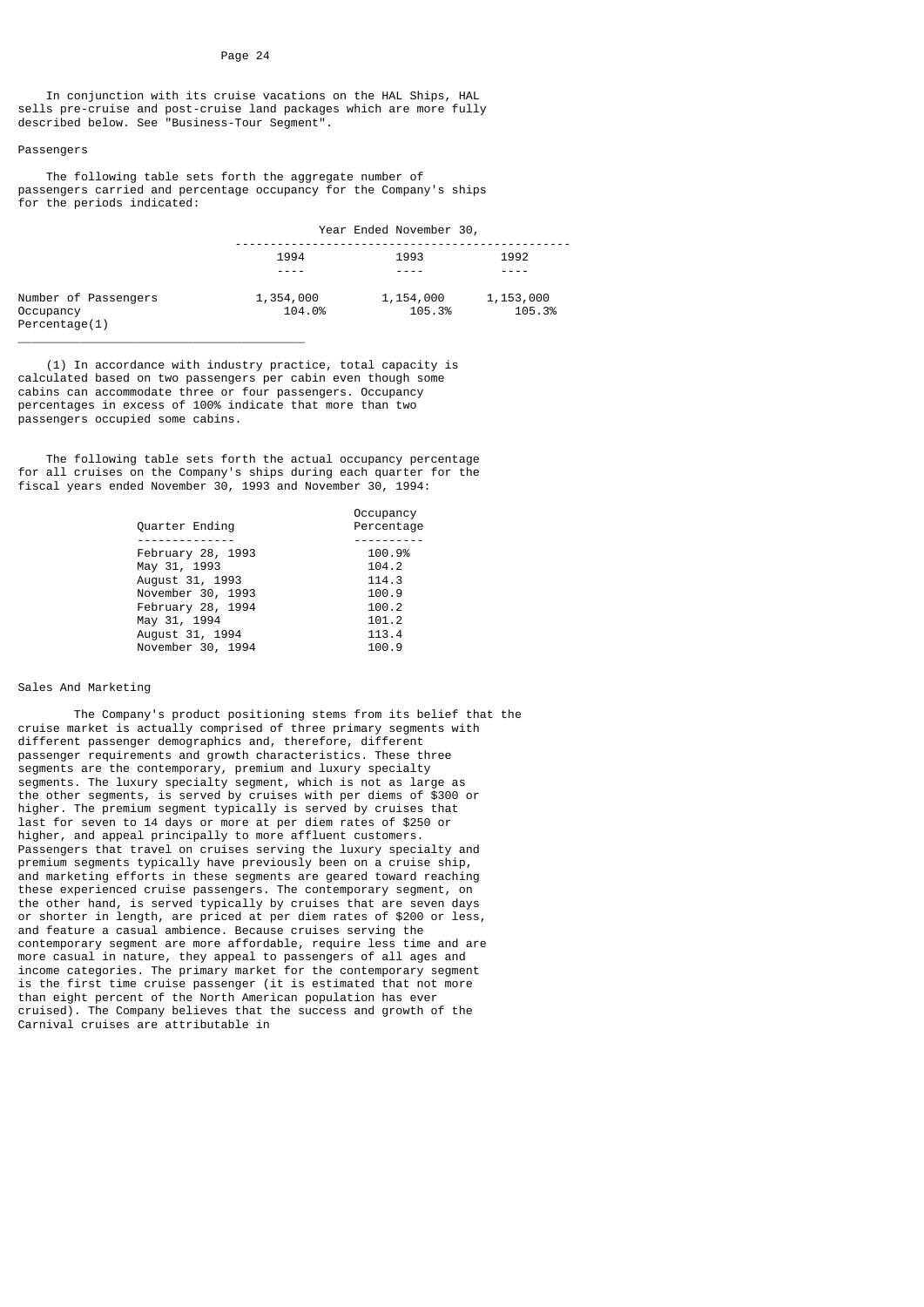In conjunction with its cruise vacations on the HAL Ships, HAL sells pre-cruise and post-cruise land packages which are more fully described below. See "Business-Tour Segment".

Passengers

The following table sets forth the aggregate number of passengers carried and percentage occupancy for the Company's ships for the periods indicated:

| | Year Ended November 30, | | |
|---|---|---|---|
| | 1994 | 1993 | 1992 |
| Number of Passengers | 1,354,000 | 1,154,000 | 1,153,000 |
| Occupancy Percentage(1) | 104.0% | 105.3% | 105.3% |

(1) In accordance with industry practice, total capacity is calculated based on two passengers per cabin even though some cabins can accommodate three or four passengers. Occupancy percentages in excess of 100% indicate that more than two passengers occupied some cabins.

The following table sets forth the actual occupancy percentage for all cruises on the Company's ships during each quarter for the fiscal years ended November 30, 1993 and November 30, 1994:

| Quarter Ending | Occupancy Percentage |
|---|---|
| February 28, 1993 | 100.9% |
| May 31, 1993 | 104.2 |
| August 31, 1993 | 114.3 |
| November 30, 1993 | 100.9 |
| February 28, 1994 | 100.2 |
| May 31, 1994 | 101.2 |
| August 31, 1994 | 113.4 |
| November 30, 1994 | 100.9 |

Sales And Marketing

The Company's product positioning stems from its belief that the cruise market is actually comprised of three primary segments with different passenger demographics and, therefore, different passenger requirements and growth characteristics. These three segments are the contemporary, premium and luxury specialty segments. The luxury specialty segment, which is not as large as the other segments, is served by cruises with per diems of $300 or higher. The premium segment typically is served by cruises that last for seven to 14 days or more at per diem rates of $250 or higher, and appeal principally to more affluent customers. Passengers that travel on cruises serving the luxury specialty and premium segments typically have previously been on a cruise ship, and marketing efforts in these segments are geared toward reaching these experienced cruise passengers. The contemporary segment, on the other hand, is served typically by cruises that are seven days or shorter in length, are priced at per diem rates of $200 or less, and feature a casual ambience. Because cruises serving the contemporary segment are more affordable, require less time and are more casual in nature, they appeal to passengers of all ages and income categories. The primary market for the contemporary segment is the first time cruise passenger (it is estimated that not more than eight percent of the North American population has ever cruised). The Company believes that the success and growth of the Carnival cruises are attributable in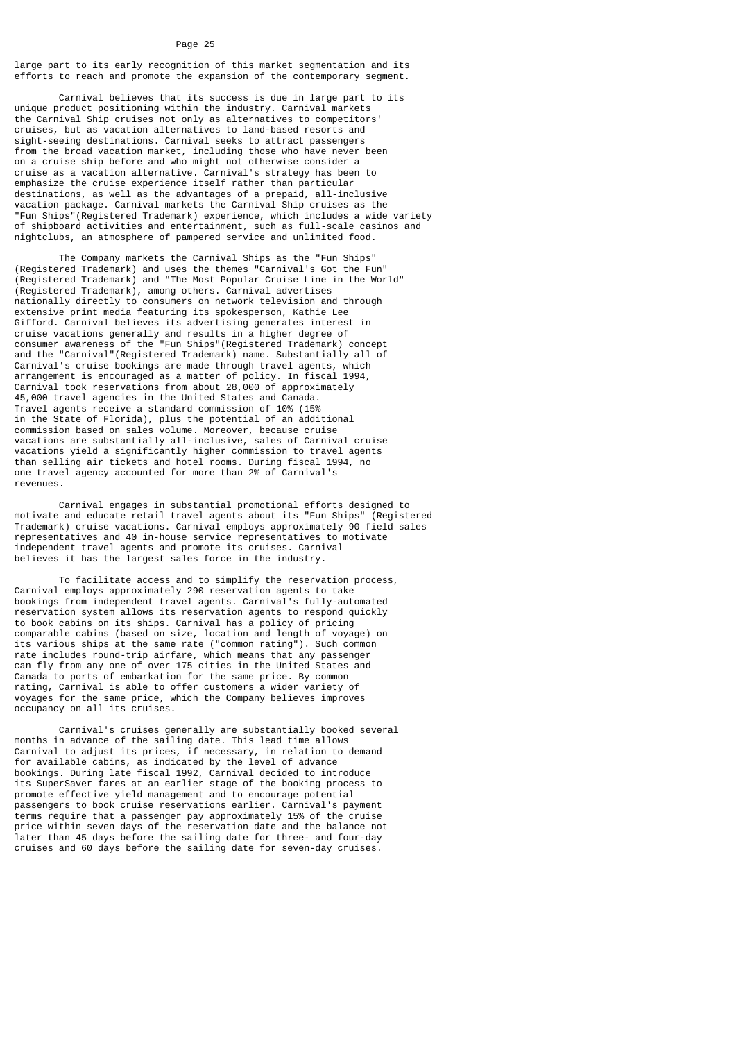large part to its early recognition of this market segmentation and its efforts to reach and promote the expansion of the contemporary segment.

Carnival believes that its success is due in large part to its unique product positioning within the industry. Carnival markets the Carnival Ship cruises not only as alternatives to competitors' cruises, but as vacation alternatives to land-based resorts and sight-seeing destinations. Carnival seeks to attract passengers from the broad vacation market, including those who have never been on a cruise ship before and who might not otherwise consider a cruise as a vacation alternative. Carnival's strategy has been to emphasize the cruise experience itself rather than particular destinations, as well as the advantages of a prepaid, all-inclusive vacation package. Carnival markets the Carnival Ship cruises as the "Fun Ships"(Registered Trademark) experience, which includes a wide variety of shipboard activities and entertainment, such as full-scale casinos and nightclubs, an atmosphere of pampered service and unlimited food.

The Company markets the Carnival Ships as the "Fun Ships" (Registered Trademark) and uses the themes "Carnival's Got the Fun" (Registered Trademark) and "The Most Popular Cruise Line in the World" (Registered Trademark), among others. Carnival advertises nationally directly to consumers on network television and through extensive print media featuring its spokesperson, Kathie Lee Gifford. Carnival believes its advertising generates interest in cruise vacations generally and results in a higher degree of consumer awareness of the "Fun Ships"(Registered Trademark) concept and the "Carnival"(Registered Trademark) name. Substantially all of Carnival's cruise bookings are made through travel agents, which arrangement is encouraged as a matter of policy. In fiscal 1994, Carnival took reservations from about 28,000 of approximately 45,000 travel agencies in the United States and Canada. Travel agents receive a standard commission of 10% (15% in the State of Florida), plus the potential of an additional commission based on sales volume. Moreover, because cruise vacations are substantially all-inclusive, sales of Carnival cruise vacations yield a significantly higher commission to travel agents than selling air tickets and hotel rooms. During fiscal 1994, no one travel agency accounted for more than 2% of Carnival's revenues.

Carnival engages in substantial promotional efforts designed to motivate and educate retail travel agents about its "Fun Ships" (Registered Trademark) cruise vacations. Carnival employs approximately 90 field sales representatives and 40 in-house service representatives to motivate independent travel agents and promote its cruises. Carnival believes it has the largest sales force in the industry.

To facilitate access and to simplify the reservation process, Carnival employs approximately 290 reservation agents to take bookings from independent travel agents. Carnival's fully-automated reservation system allows its reservation agents to respond quickly to book cabins on its ships. Carnival has a policy of pricing comparable cabins (based on size, location and length of voyage) on its various ships at the same rate ("common rating"). Such common rate includes round-trip airfare, which means that any passenger can fly from any one of over 175 cities in the United States and Canada to ports of embarkation for the same price. By common rating, Carnival is able to offer customers a wider variety of voyages for the same price, which the Company believes improves occupancy on all its cruises.

Carnival's cruises generally are substantially booked several months in advance of the sailing date. This lead time allows Carnival to adjust its prices, if necessary, in relation to demand for available cabins, as indicated by the level of advance bookings. During late fiscal 1992, Carnival decided to introduce its SuperSaver fares at an earlier stage of the booking process to promote effective yield management and to encourage potential passengers to book cruise reservations earlier. Carnival's payment terms require that a passenger pay approximately 15% of the cruise price within seven days of the reservation date and the balance not later than 45 days before the sailing date for three- and four-day cruises and 60 days before the sailing date for seven-day cruises.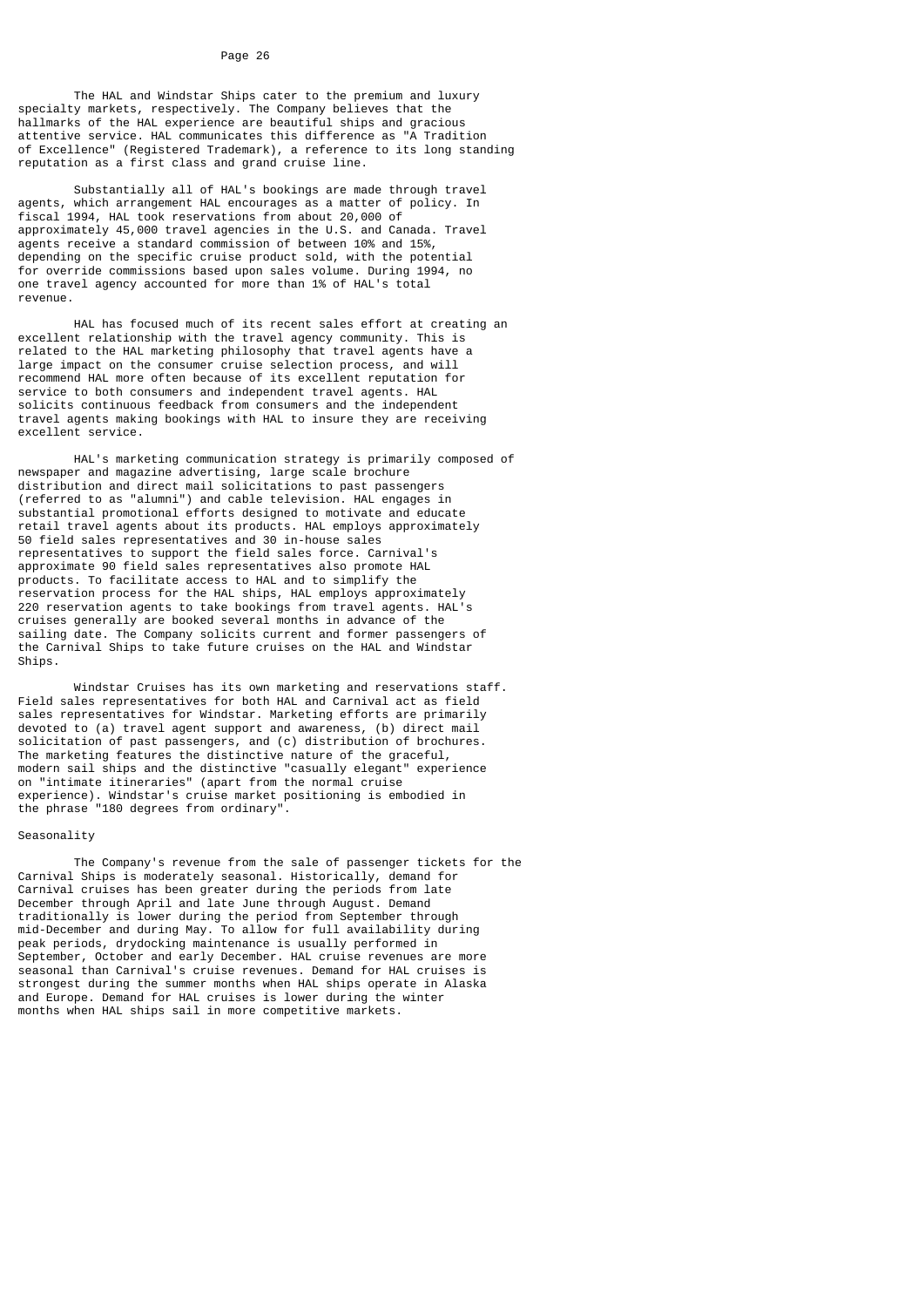The HAL and Windstar Ships cater to the premium and luxury specialty markets, respectively. The Company believes that the hallmarks of the HAL experience are beautiful ships and gracious attentive service. HAL communicates this difference as "A Tradition of Excellence" (Registered Trademark), a reference to its long standing reputation as a first class and grand cruise line.

Substantially all of HAL's bookings are made through travel agents, which arrangement HAL encourages as a matter of policy. In fiscal 1994, HAL took reservations from about 20,000 of approximately 45,000 travel agencies in the U.S. and Canada. Travel agents receive a standard commission of between 10% and 15%, depending on the specific cruise product sold, with the potential for override commissions based upon sales volume. During 1994, no one travel agency accounted for more than 1% of HAL's total revenue.

HAL has focused much of its recent sales effort at creating an excellent relationship with the travel agency community. This is related to the HAL marketing philosophy that travel agents have a large impact on the consumer cruise selection process, and will recommend HAL more often because of its excellent reputation for service to both consumers and independent travel agents. HAL solicits continuous feedback from consumers and the independent travel agents making bookings with HAL to insure they are receiving excellent service.

HAL's marketing communication strategy is primarily composed of newspaper and magazine advertising, large scale brochure distribution and direct mail solicitations to past passengers (referred to as "alumni") and cable television. HAL engages in substantial promotional efforts designed to motivate and educate retail travel agents about its products. HAL employs approximately 50 field sales representatives and 30 in-house sales representatives to support the field sales force. Carnival's approximate 90 field sales representatives also promote HAL products. To facilitate access to HAL and to simplify the reservation process for the HAL ships, HAL employs approximately 220 reservation agents to take bookings from travel agents. HAL's cruises generally are booked several months in advance of the sailing date. The Company solicits current and former passengers of the Carnival Ships to take future cruises on the HAL and Windstar Ships.

Windstar Cruises has its own marketing and reservations staff. Field sales representatives for both HAL and Carnival act as field sales representatives for Windstar. Marketing efforts are primarily devoted to (a) travel agent support and awareness, (b) direct mail solicitation of past passengers, and (c) distribution of brochures. The marketing features the distinctive nature of the graceful, modern sail ships and the distinctive "casually elegant" experience on "intimate itineraries" (apart from the normal cruise experience). Windstar's cruise market positioning is embodied in the phrase "180 degrees from ordinary".

## Seasonality

The Company's revenue from the sale of passenger tickets for the Carnival Ships is moderately seasonal. Historically, demand for Carnival cruises has been greater during the periods from late December through April and late June through August. Demand traditionally is lower during the period from September through mid-December and during May. To allow for full availability during peak periods, drydocking maintenance is usually performed in September, October and early December. HAL cruise revenues are more seasonal than Carnival's cruise revenues. Demand for HAL cruises is strongest during the summer months when HAL ships operate in Alaska and Europe. Demand for HAL cruises is lower during the winter months when HAL ships sail in more competitive markets.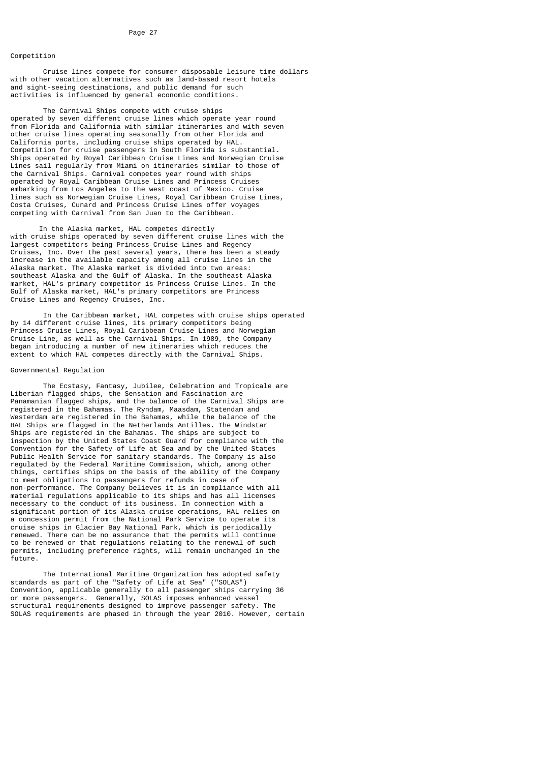## Competition

Cruise lines compete for consumer disposable leisure time dollars with other vacation alternatives such as land-based resort hotels and sight-seeing destinations, and public demand for such activities is influenced by general economic conditions.

The Carnival Ships compete with cruise ships operated by seven different cruise lines which operate year round from Florida and California with similar itineraries and with seven other cruise lines operating seasonally from other Florida and California ports, including cruise ships operated by HAL. Competition for cruise passengers in South Florida is substantial. Ships operated by Royal Caribbean Cruise Lines and Norwegian Cruise Lines sail regularly from Miami on itineraries similar to those of the Carnival Ships. Carnival competes year round with ships operated by Royal Caribbean Cruise Lines and Princess Cruises embarking from Los Angeles to the west coast of Mexico. Cruise lines such as Norwegian Cruise Lines, Royal Caribbean Cruise Lines, Costa Cruises, Cunard and Princess Cruise Lines offer voyages competing with Carnival from San Juan to the Caribbean.

In the Alaska market, HAL competes directly with cruise ships operated by seven different cruise lines with the largest competitors being Princess Cruise Lines and Regency Cruises, Inc. Over the past several years, there has been a steady increase in the available capacity among all cruise lines in the Alaska market. The Alaska market is divided into two areas: southeast Alaska and the Gulf of Alaska. In the southeast Alaska market, HAL's primary competitor is Princess Cruise Lines. In the Gulf of Alaska market, HAL's primary competitors are Princess Cruise Lines and Regency Cruises, Inc.

In the Caribbean market, HAL competes with cruise ships operated by 14 different cruise lines, its primary competitors being Princess Cruise Lines, Royal Caribbean Cruise Lines and Norwegian Cruise Line, as well as the Carnival Ships. In 1989, the Company began introducing a number of new itineraries which reduces the extent to which HAL competes directly with the Carnival Ships.

## Governmental Regulation

The Ecstasy, Fantasy, Jubilee, Celebration and Tropicale are Liberian flagged ships, the Sensation and Fascination are Panamanian flagged ships, and the balance of the Carnival Ships are registered in the Bahamas. The Ryndam, Maasdam, Statendam and Westerdam are registered in the Bahamas, while the balance of the HAL Ships are flagged in the Netherlands Antilles. The Windstar Ships are registered in the Bahamas. The ships are subject to inspection by the United States Coast Guard for compliance with the Convention for the Safety of Life at Sea and by the United States Public Health Service for sanitary standards. The Company is also regulated by the Federal Maritime Commission, which, among other things, certifies ships on the basis of the ability of the Company to meet obligations to passengers for refunds in case of non-performance. The Company believes it is in compliance with all material regulations applicable to its ships and has all licenses necessary to the conduct of its business. In connection with a significant portion of its Alaska cruise operations, HAL relies on a concession permit from the National Park Service to operate its cruise ships in Glacier Bay National Park, which is periodically renewed. There can be no assurance that the permits will continue to be renewed or that regulations relating to the renewal of such permits, including preference rights, will remain unchanged in the future.

The International Maritime Organization has adopted safety standards as part of the "Safety of Life at Sea" ("SOLAS") Convention, applicable generally to all passenger ships carrying 36 or more passengers. Generally, SOLAS imposes enhanced vessel structural requirements designed to improve passenger safety. The SOLAS requirements are phased in through the year 2010. However, certain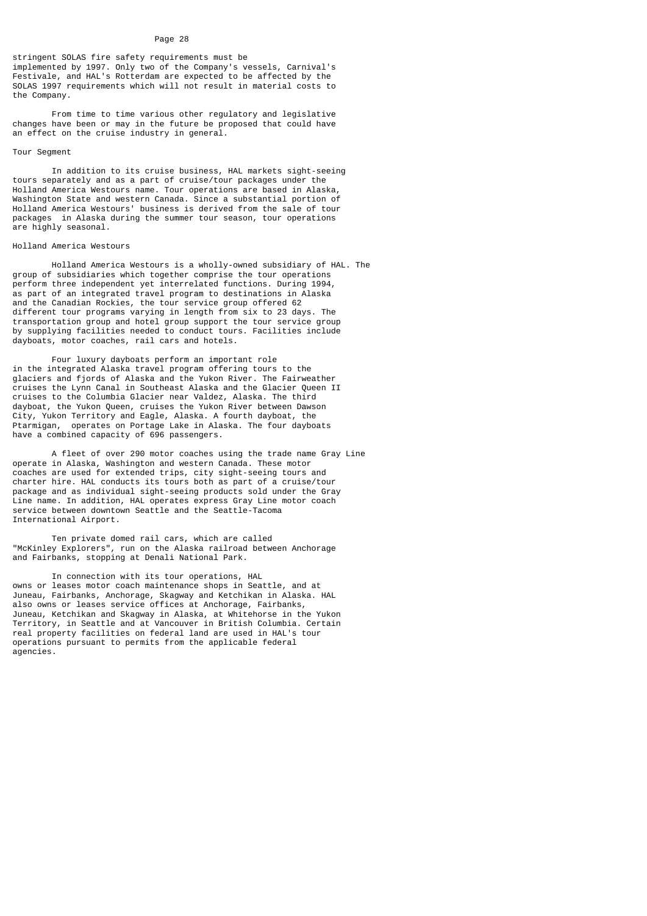stringent SOLAS fire safety requirements must be implemented by 1997. Only two of the Company's vessels, Carnival's Festivale, and HAL's Rotterdam are expected to be affected by the SOLAS 1997 requirements which will not result in material costs to the Company.

From time to time various other regulatory and legislative changes have been or may in the future be proposed that could have an effect on the cruise industry in general.

## Tour Segment

In addition to its cruise business, HAL markets sight-seeing tours separately and as a part of cruise/tour packages under the Holland America Westours name. Tour operations are based in Alaska, Washington State and western Canada. Since a substantial portion of Holland America Westours' business is derived from the sale of tour packages in Alaska during the summer tour season, tour operations are highly seasonal.

### Holland America Westours

Holland America Westours is a wholly-owned subsidiary of HAL. The group of subsidiaries which together comprise the tour operations perform three independent yet interrelated functions. During 1994, as part of an integrated travel program to destinations in Alaska and the Canadian Rockies, the tour service group offered 62 different tour programs varying in length from six to 23 days. The transportation group and hotel group support the tour service group by supplying facilities needed to conduct tours. Facilities include dayboats, motor coaches, rail cars and hotels.

Four luxury dayboats perform an important role in the integrated Alaska travel program offering tours to the glaciers and fjords of Alaska and the Yukon River. The Fairweather cruises the Lynn Canal in Southeast Alaska and the Glacier Queen II cruises to the Columbia Glacier near Valdez, Alaska. The third dayboat, the Yukon Queen, cruises the Yukon River between Dawson City, Yukon Territory and Eagle, Alaska. A fourth dayboat, the Ptarmigan, operates on Portage Lake in Alaska. The four dayboats have a combined capacity of 696 passengers.

A fleet of over 290 motor coaches using the trade name Gray Line operate in Alaska, Washington and western Canada. These motor coaches are used for extended trips, city sight-seeing tours and charter hire. HAL conducts its tours both as part of a cruise/tour package and as individual sight-seeing products sold under the Gray Line name. In addition, HAL operates express Gray Line motor coach service between downtown Seattle and the Seattle-Tacoma International Airport.

Ten private domed rail cars, which are called "McKinley Explorers", run on the Alaska railroad between Anchorage and Fairbanks, stopping at Denali National Park.

In connection with its tour operations, HAL owns or leases motor coach maintenance shops in Seattle, and at Juneau, Fairbanks, Anchorage, Skagway and Ketchikan in Alaska. HAL also owns or leases service offices at Anchorage, Fairbanks, Juneau, Ketchikan and Skagway in Alaska, at Whitehorse in the Yukon Territory, in Seattle and at Vancouver in British Columbia. Certain real property facilities on federal land are used in HAL's tour operations pursuant to permits from the applicable federal agencies.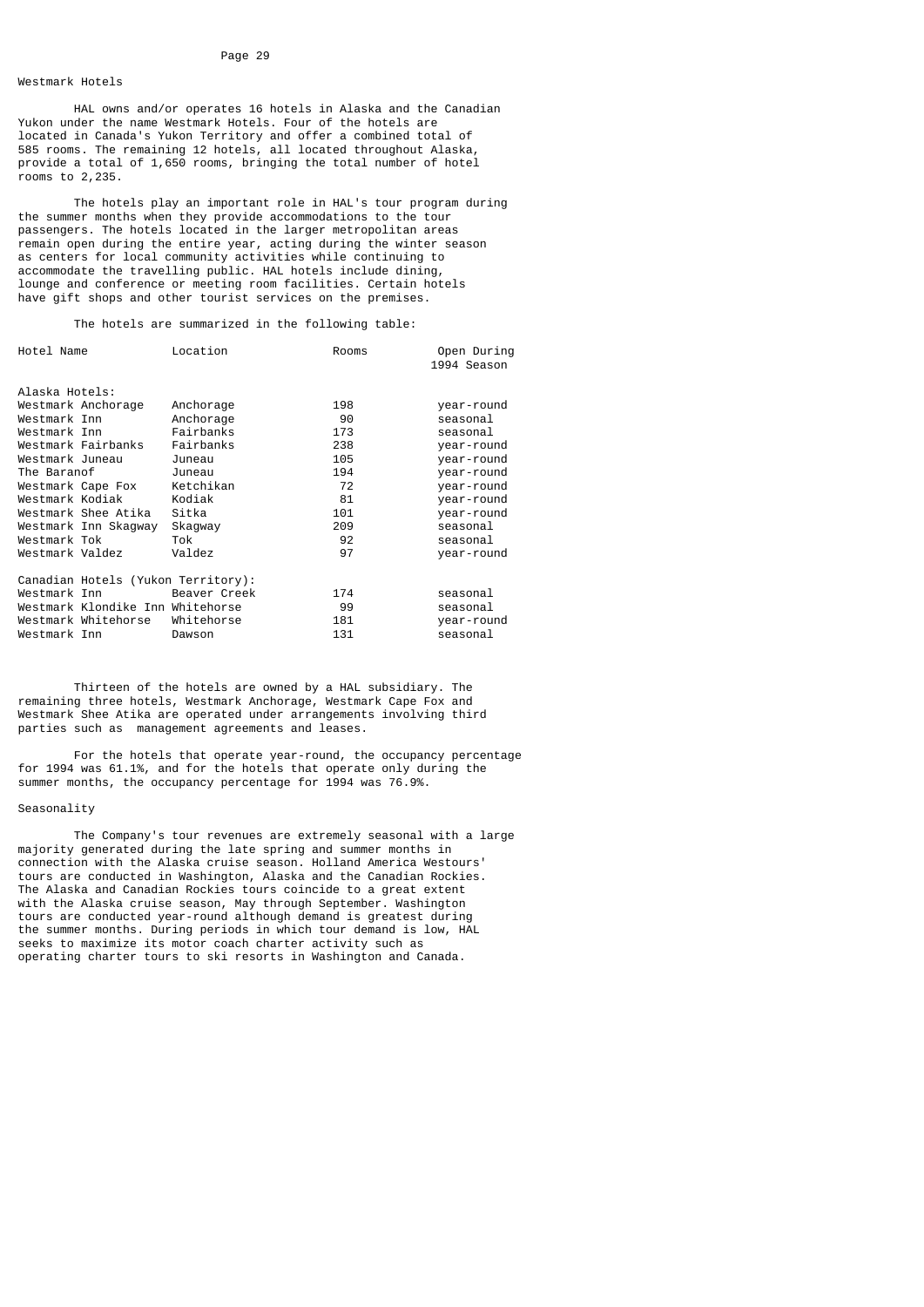## Westmark Hotels

HAL owns and/or operates 16 hotels in Alaska and the Canadian Yukon under the name Westmark Hotels. Four of the hotels are located in Canada's Yukon Territory and offer a combined total of 585 rooms. The remaining 12 hotels, all located throughout Alaska, provide a total of 1,650 rooms, bringing the total number of hotel rooms to 2,235.

The hotels play an important role in HAL's tour program during the summer months when they provide accommodations to the tour passengers. The hotels located in the larger metropolitan areas remain open during the entire year, acting during the winter season as centers for local community activities while continuing to accommodate the travelling public. HAL hotels include dining, lounge and conference or meeting room facilities. Certain hotels have gift shops and other tourist services on the premises.

The hotels are summarized in the following table:

| Hotel Name | Location | Rooms | Open During 1994 Season |
|---|---|---|---|
| Alaska Hotels: | | | |
| Westmark Anchorage | Anchorage | 198 | year-round |
| Westmark Inn | Anchorage | 90 | seasonal |
| Westmark Inn | Fairbanks | 173 | seasonal |
| Westmark Fairbanks | Fairbanks | 238 | year-round |
| Westmark Juneau | Juneau | 105 | year-round |
| The Baranof | Juneau | 194 | year-round |
| Westmark Cape Fox | Ketchikan | 72 | year-round |
| Westmark Kodiak | Kodiak | 81 | year-round |
| Westmark Shee Atika | Sitka | 101 | year-round |
| Westmark Inn Skagway | Skagway | 209 | seasonal |
| Westmark Tok | Tok | 92 | seasonal |
| Westmark Valdez | Valdez | 97 | year-round |
| Canadian Hotels (Yukon Territory): | | | |
| Westmark Inn | Beaver Creek | 174 | seasonal |
| Westmark Klondike Inn | Whitehorse | 99 | seasonal |
| Westmark Whitehorse | Whitehorse | 181 | year-round |
| Westmark Inn | Dawson | 131 | seasonal |

Thirteen of the hotels are owned by a HAL subsidiary. The remaining three hotels, Westmark Anchorage, Westmark Cape Fox and Westmark Shee Atika are operated under arrangements involving third parties such as management agreements and leases.

For the hotels that operate year-round, the occupancy percentage for 1994 was 61.1%, and for the hotels that operate only during the summer months, the occupancy percentage for 1994 was 76.9%.

## Seasonality

The Company's tour revenues are extremely seasonal with a large majority generated during the late spring and summer months in connection with the Alaska cruise season. Holland America Westours' tours are conducted in Washington, Alaska and the Canadian Rockies. The Alaska and Canadian Rockies tours coincide to a great extent with the Alaska cruise season, May through September. Washington tours are conducted year-round although demand is greatest during the summer months. During periods in which tour demand is low, HAL seeks to maximize its motor coach charter activity such as operating charter tours to ski resorts in Washington and Canada.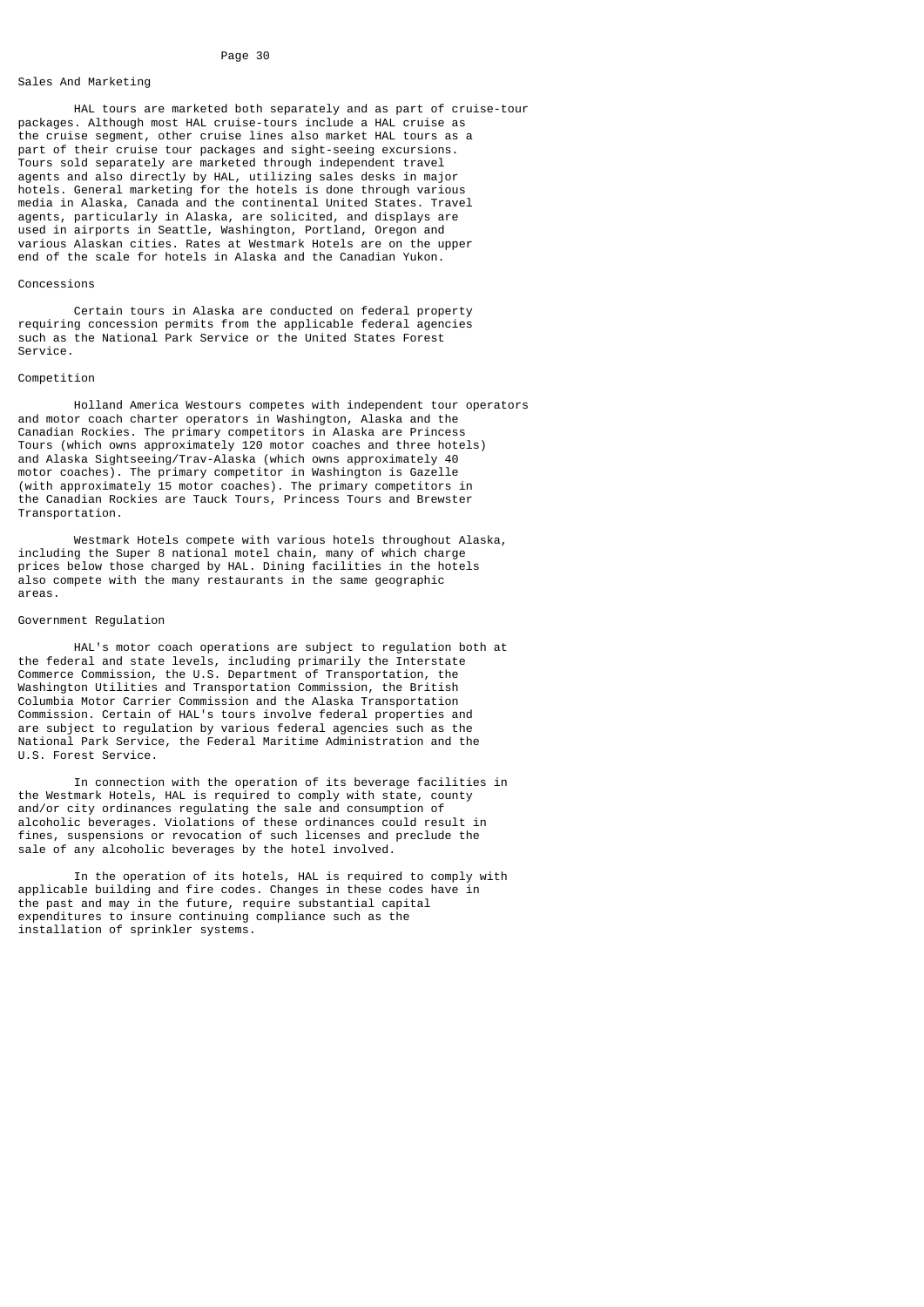## Sales And Marketing

HAL tours are marketed both separately and as part of cruise-tour packages. Although most HAL cruise-tours include a HAL cruise as the cruise segment, other cruise lines also market HAL tours as a part of their cruise tour packages and sight-seeing excursions. Tours sold separately are marketed through independent travel agents and also directly by HAL, utilizing sales desks in major hotels. General marketing for the hotels is done through various media in Alaska, Canada and the continental United States. Travel agents, particularly in Alaska, are solicited, and displays are used in airports in Seattle, Washington, Portland, Oregon and various Alaskan cities. Rates at Westmark Hotels are on the upper end of the scale for hotels in Alaska and the Canadian Yukon.

## Concessions

Certain tours in Alaska are conducted on federal property requiring concession permits from the applicable federal agencies such as the National Park Service or the United States Forest Service.

## Competition

Holland America Westours competes with independent tour operators and motor coach charter operators in Washington, Alaska and the Canadian Rockies. The primary competitors in Alaska are Princess Tours (which owns approximately 120 motor coaches and three hotels) and Alaska Sightseeing/Trav-Alaska (which owns approximately 40 motor coaches). The primary competitor in Washington is Gazelle (with approximately 15 motor coaches). The primary competitors in the Canadian Rockies are Tauck Tours, Princess Tours and Brewster Transportation.

Westmark Hotels compete with various hotels throughout Alaska, including the Super 8 national motel chain, many of which charge prices below those charged by HAL. Dining facilities in the hotels also compete with the many restaurants in the same geographic areas.

## Government Regulation

HAL's motor coach operations are subject to regulation both at the federal and state levels, including primarily the Interstate Commerce Commission, the U.S. Department of Transportation, the Washington Utilities and Transportation Commission, the British Columbia Motor Carrier Commission and the Alaska Transportation Commission. Certain of HAL's tours involve federal properties and are subject to regulation by various federal agencies such as the National Park Service, the Federal Maritime Administration and the U.S. Forest Service.

In connection with the operation of its beverage facilities in the Westmark Hotels, HAL is required to comply with state, county and/or city ordinances regulating the sale and consumption of alcoholic beverages. Violations of these ordinances could result in fines, suspensions or revocation of such licenses and preclude the sale of any alcoholic beverages by the hotel involved.

In the operation of its hotels, HAL is required to comply with applicable building and fire codes. Changes in these codes have in the past and may in the future, require substantial capital expenditures to insure continuing compliance such as the installation of sprinkler systems.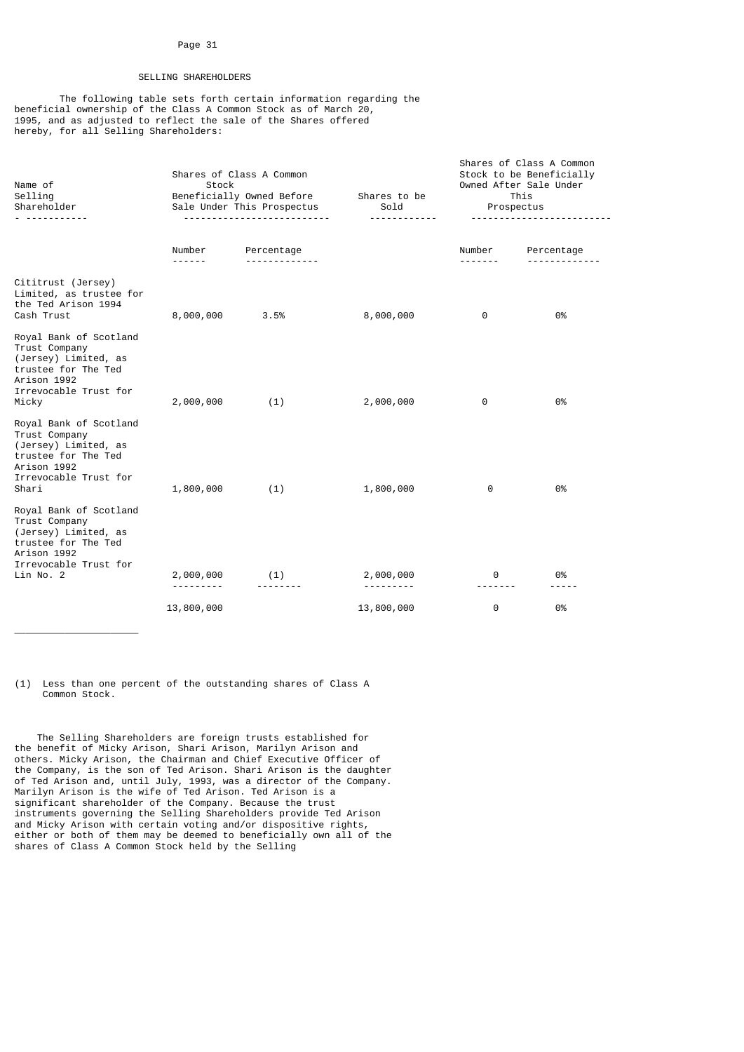## SELLING SHAREHOLDERS

The following table sets forth certain information regarding the beneficial ownership of the Class A Common Stock as of March 20, 1995, and as adjusted to reflect the sale of the Shares offered hereby, for all Selling Shareholders:

| Name of Selling Shareholder | Shares of Class A Common Stock Beneficially Owned Before Sale Under This Prospectus | | Shares to be Sold | Shares of Class A Common Stock to be Beneficially Owned After Sale Under This Prospectus | |
|---|---|---|---|---|---|
| | Number | Percentage | | Number | Percentage |
| Cititrust (Jersey) Limited, as trustee for the Ted Arison 1994 Cash Trust | 8,000,000 | 3.5% | 8,000,000 | 0 | 0% |
| Royal Bank of Scotland Trust Company (Jersey) Limited, as trustee for The Ted Arison 1992 Irrevocable Trust for Micky | 2,000,000 | (1) | 2,000,000 | 0 | 0% |
| Royal Bank of Scotland Trust Company (Jersey) Limited, as trustee for The Ted Arison 1992 Irrevocable Trust for Shari | 1,800,000 | (1) | 1,800,000 | 0 | 0% |
| Royal Bank of Scotland Trust Company (Jersey) Limited, as trustee for The Ted Arison 1992 Irrevocable Trust for Lin No. 2 | 2,000,000 | (1) | 2,000,000 | 0 | 0% |
| | 13,800,000 | | 13,800,000 | 0 | 0% |

(1) Less than one percent of the outstanding shares of Class A Common Stock.

The Selling Shareholders are foreign trusts established for the benefit of Micky Arison, Shari Arison, Marilyn Arison and others. Micky Arison, the Chairman and Chief Executive Officer of the Company, is the son of Ted Arison. Shari Arison is the daughter of Ted Arison and, until July, 1993, was a director of the Company. Marilyn Arison is the wife of Ted Arison. Ted Arison is a significant shareholder of the Company. Because the trust instruments governing the Selling Shareholders provide Ted Arison and Micky Arison with certain voting and/or dispositive rights, either or both of them may be deemed to beneficially own all of the shares of Class A Common Stock held by the Selling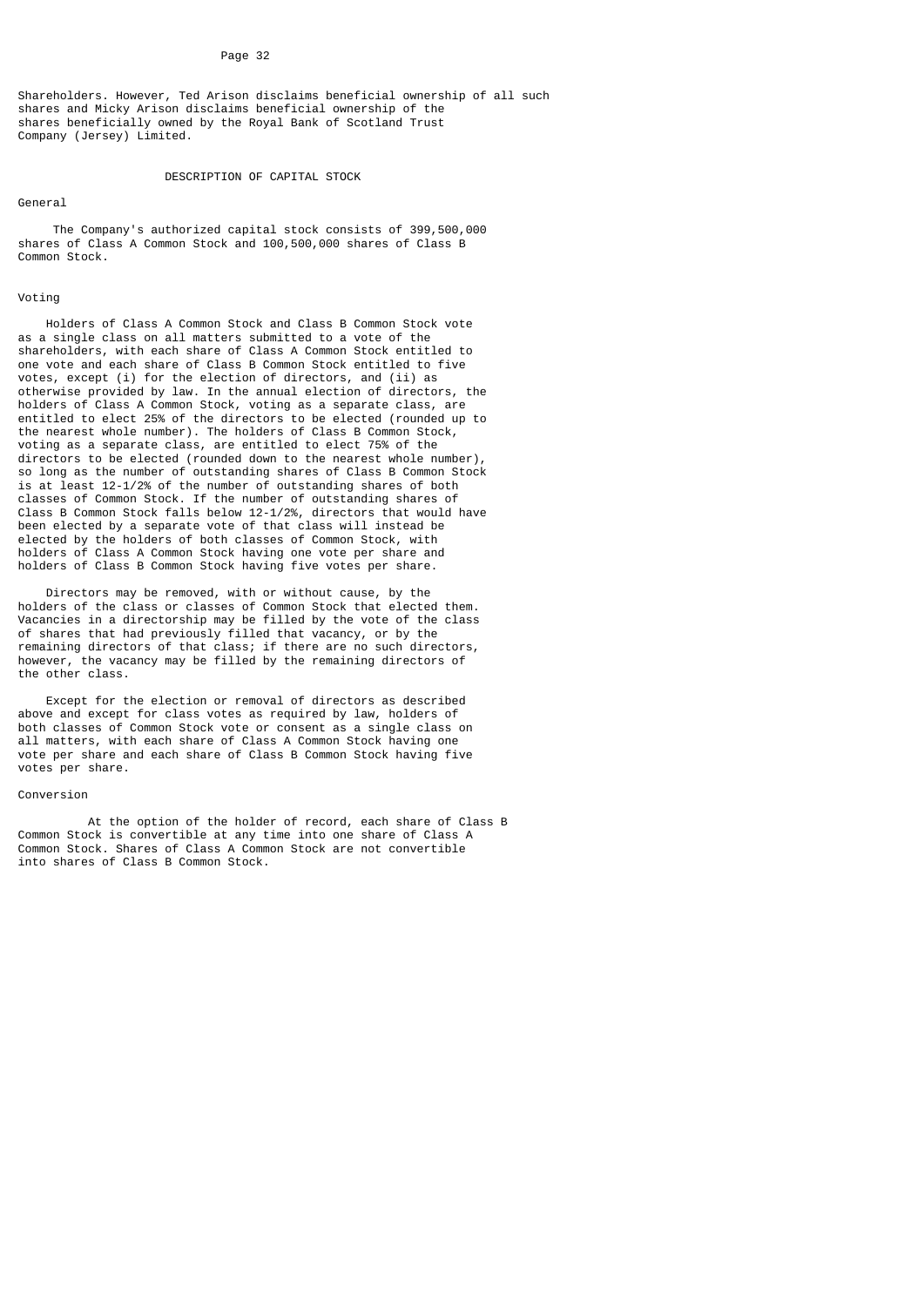Shareholders. However, Ted Arison disclaims beneficial ownership of all such shares and Micky Arison disclaims beneficial ownership of the shares beneficially owned by the Royal Bank of Scotland Trust Company (Jersey) Limited.

## DESCRIPTION OF CAPITAL STOCK

### General

The Company's authorized capital stock consists of 399,500,000 shares of Class A Common Stock and 100,500,000 shares of Class B Common Stock.

### Voting

Holders of Class A Common Stock and Class B Common Stock vote as a single class on all matters submitted to a vote of the shareholders, with each share of Class A Common Stock entitled to one vote and each share of Class B Common Stock entitled to five votes, except (i) for the election of directors, and (ii) as otherwise provided by law. In the annual election of directors, the holders of Class A Common Stock, voting as a separate class, are entitled to elect 25% of the directors to be elected (rounded up to the nearest whole number). The holders of Class B Common Stock, voting as a separate class, are entitled to elect 75% of the directors to be elected (rounded down to the nearest whole number), so long as the number of outstanding shares of Class B Common Stock is at least 12-1/2% of the number of outstanding shares of both classes of Common Stock. If the number of outstanding shares of Class B Common Stock falls below 12-1/2%, directors that would have been elected by a separate vote of that class will instead be elected by the holders of both classes of Common Stock, with holders of Class A Common Stock having one vote per share and holders of Class B Common Stock having five votes per share.

Directors may be removed, with or without cause, by the holders of the class or classes of Common Stock that elected them. Vacancies in a directorship may be filled by the vote of the class of shares that had previously filled that vacancy, or by the remaining directors of that class; if there are no such directors, however, the vacancy may be filled by the remaining directors of the other class.

Except for the election or removal of directors as described above and except for class votes as required by law, holders of both classes of Common Stock vote or consent as a single class on all matters, with each share of Class A Common Stock having one vote per share and each share of Class B Common Stock having five votes per share.

### Conversion

At the option of the holder of record, each share of Class B Common Stock is convertible at any time into one share of Class A Common Stock. Shares of Class A Common Stock are not convertible into shares of Class B Common Stock.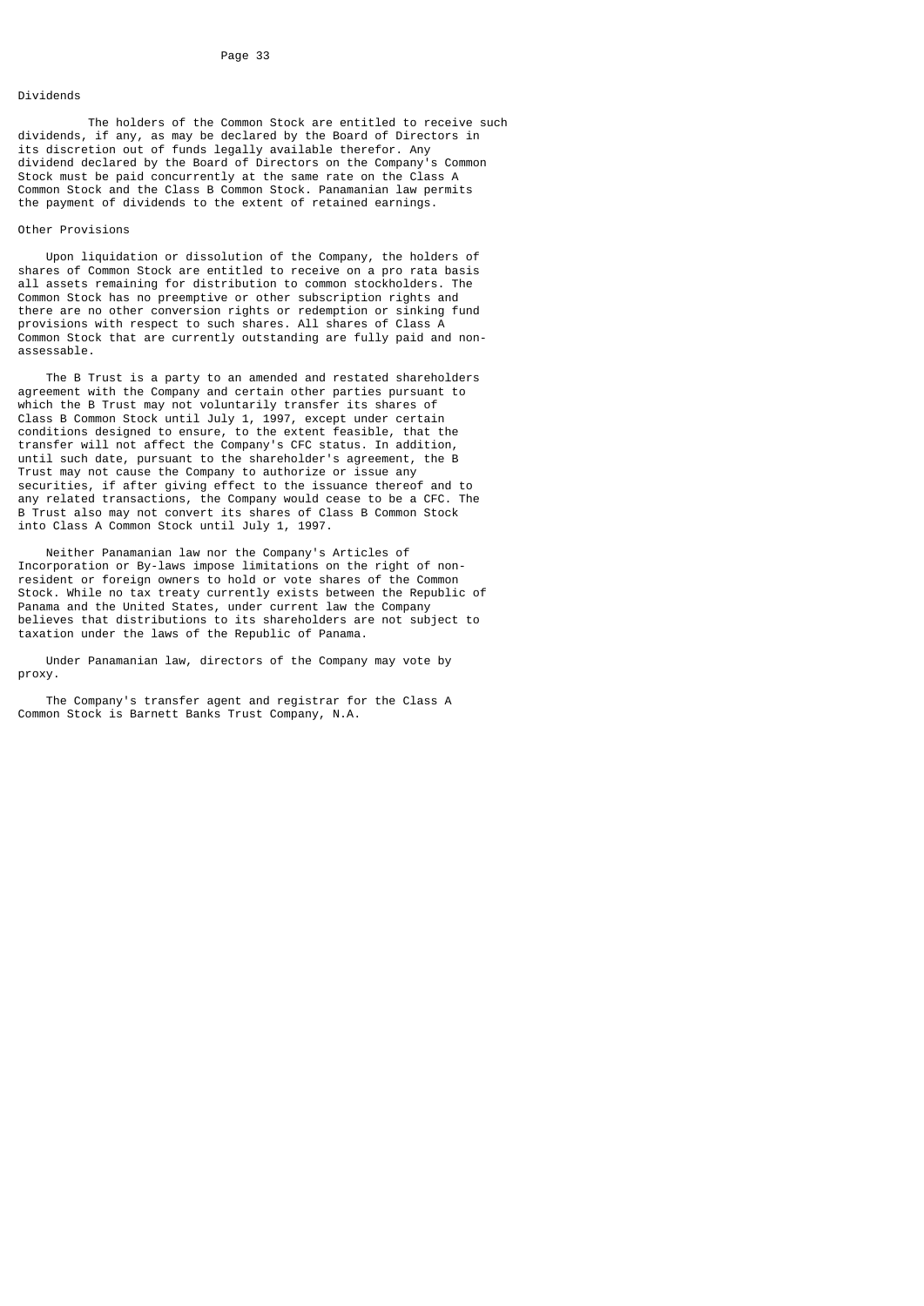## Dividends

The holders of the Common Stock are entitled to receive such dividends, if any, as may be declared by the Board of Directors in its discretion out of funds legally available therefor. Any dividend declared by the Board of Directors on the Company's Common Stock must be paid concurrently at the same rate on the Class A Common Stock and the Class B Common Stock. Panamanian law permits the payment of dividends to the extent of retained earnings.

## Other Provisions

Upon liquidation or dissolution of the Company, the holders of shares of Common Stock are entitled to receive on a pro rata basis all assets remaining for distribution to common stockholders. The Common Stock has no preemptive or other subscription rights and there are no other conversion rights or redemption or sinking fund provisions with respect to such shares. All shares of Class A Common Stock that are currently outstanding are fully paid and non-assessable.

The B Trust is a party to an amended and restated shareholders agreement with the Company and certain other parties pursuant to which the B Trust may not voluntarily transfer its shares of Class B Common Stock until July 1, 1997, except under certain conditions designed to ensure, to the extent feasible, that the transfer will not affect the Company's CFC status. In addition, until such date, pursuant to the shareholder's agreement, the B Trust may not cause the Company to authorize or issue any securities, if after giving effect to the issuance thereof and to any related transactions, the Company would cease to be a CFC. The B Trust also may not convert its shares of Class B Common Stock into Class A Common Stock until July 1, 1997.

Neither Panamanian law nor the Company's Articles of Incorporation or By-laws impose limitations on the right of non-resident or foreign owners to hold or vote shares of the Common Stock. While no tax treaty currently exists between the Republic of Panama and the United States, under current law the Company believes that distributions to its shareholders are not subject to taxation under the laws of the Republic of Panama.

Under Panamanian law, directors of the Company may vote by proxy.

The Company's transfer agent and registrar for the Class A Common Stock is Barnett Banks Trust Company, N.A.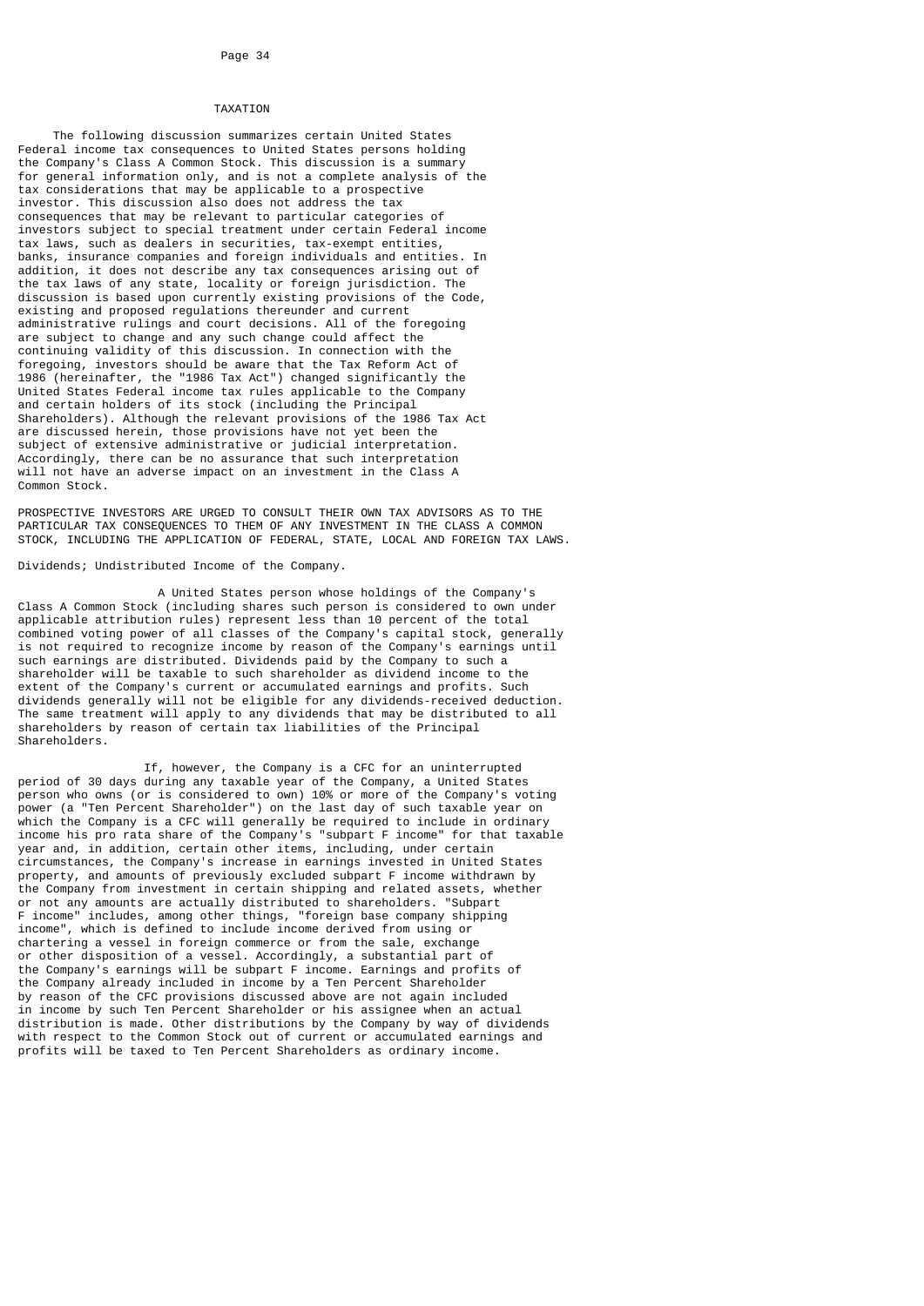## TAXATION

The following discussion summarizes certain United States Federal income tax consequences to United States persons holding the Company's Class A Common Stock. This discussion is a summary for general information only, and is not a complete analysis of the tax considerations that may be applicable to a prospective investor. This discussion also does not address the tax consequences that may be relevant to particular categories of investors subject to special treatment under certain Federal income tax laws, such as dealers in securities, tax-exempt entities, banks, insurance companies and foreign individuals and entities. In addition, it does not describe any tax consequences arising out of the tax laws of any state, locality or foreign jurisdiction. The discussion is based upon currently existing provisions of the Code, existing and proposed regulations thereunder and current administrative rulings and court decisions. All of the foregoing are subject to change and any such change could affect the continuing validity of this discussion. In connection with the foregoing, investors should be aware that the Tax Reform Act of 1986 (hereinafter, the "1986 Tax Act") changed significantly the United States Federal income tax rules applicable to the Company and certain holders of its stock (including the Principal Shareholders). Although the relevant provisions of the 1986 Tax Act are discussed herein, those provisions have not yet been the subject of extensive administrative or judicial interpretation. Accordingly, there can be no assurance that such interpretation will not have an adverse impact on an investment in the Class A Common Stock.

PROSPECTIVE INVESTORS ARE URGED TO CONSULT THEIR OWN TAX ADVISORS AS TO THE PARTICULAR TAX CONSEQUENCES TO THEM OF ANY INVESTMENT IN THE CLASS A COMMON STOCK, INCLUDING THE APPLICATION OF FEDERAL, STATE, LOCAL AND FOREIGN TAX LAWS.

Dividends; Undistributed Income of the Company.

A United States person whose holdings of the Company's Class A Common Stock (including shares such person is considered to own under applicable attribution rules) represent less than 10 percent of the total combined voting power of all classes of the Company's capital stock, generally is not required to recognize income by reason of the Company's earnings until such earnings are distributed. Dividends paid by the Company to such a shareholder will be taxable to such shareholder as dividend income to the extent of the Company's current or accumulated earnings and profits. Such dividends generally will not be eligible for any dividends-received deduction. The same treatment will apply to any dividends that may be distributed to all shareholders by reason of certain tax liabilities of the Principal Shareholders.

If, however, the Company is a CFC for an uninterrupted period of 30 days during any taxable year of the Company, a United States person who owns (or is considered to own) 10% or more of the Company's voting power (a "Ten Percent Shareholder") on the last day of such taxable year on which the Company is a CFC will generally be required to include in ordinary income his pro rata share of the Company's "subpart F income" for that taxable year and, in addition, certain other items, including, under certain circumstances, the Company's increase in earnings invested in United States property, and amounts of previously excluded subpart F income withdrawn by the Company from investment in certain shipping and related assets, whether or not any amounts are actually distributed to shareholders. "Subpart F income" includes, among other things, "foreign base company shipping income", which is defined to include income derived from using or chartering a vessel in foreign commerce or from the sale, exchange or other disposition of a vessel. Accordingly, a substantial part of the Company's earnings will be subpart F income. Earnings and profits of the Company already included in income by a Ten Percent Shareholder by reason of the CFC provisions discussed above are not again included in income by such Ten Percent Shareholder or his assignee when an actual distribution is made. Other distributions by the Company by way of dividends with respect to the Common Stock out of current or accumulated earnings and profits will be taxed to Ten Percent Shareholders as ordinary income.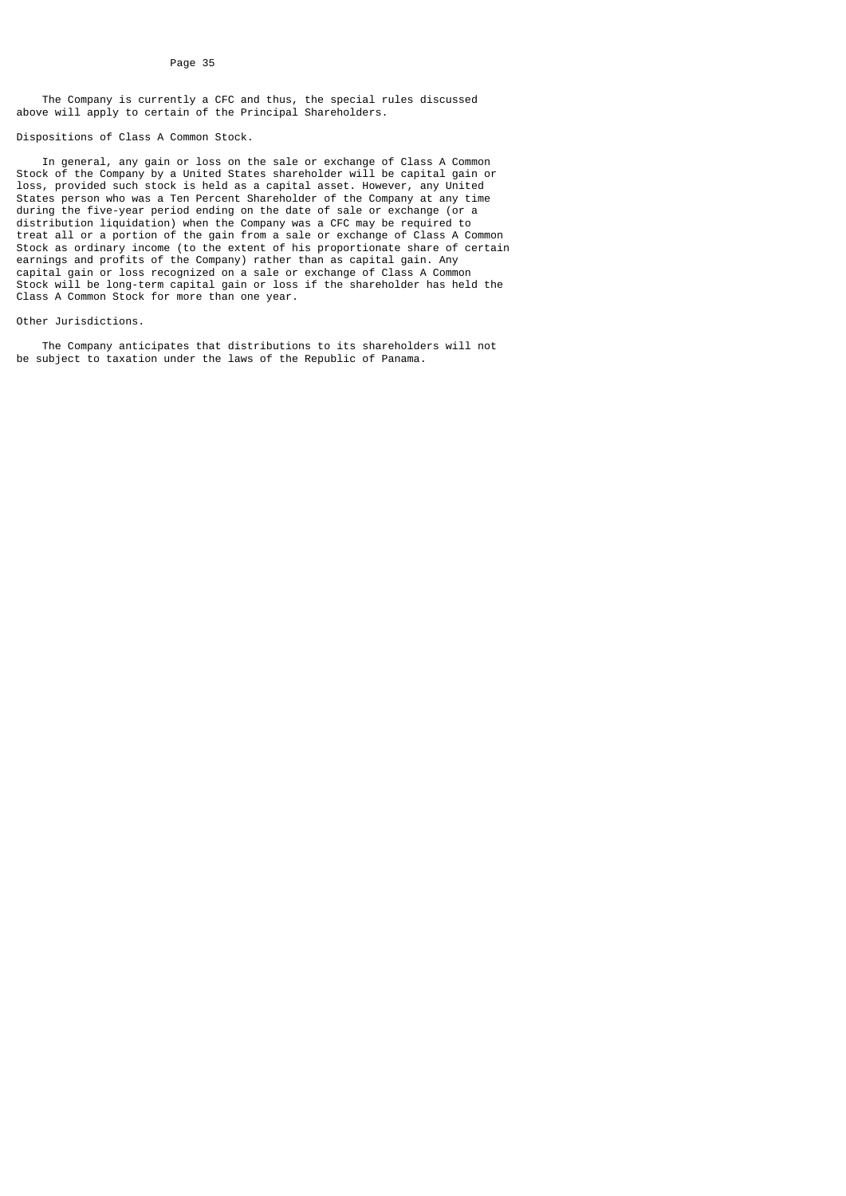The Company is currently a CFC and thus, the special rules discussed above will apply to certain of the Principal Shareholders.

Dispositions of Class A Common Stock.

In general, any gain or loss on the sale or exchange of Class A Common Stock of the Company by a United States shareholder will be capital gain or loss, provided such stock is held as a capital asset. However, any United States person who was a Ten Percent Shareholder of the Company at any time during the five-year period ending on the date of sale or exchange (or a distribution liquidation) when the Company was a CFC may be required to treat all or a portion of the gain from a sale or exchange of Class A Common Stock as ordinary income (to the extent of his proportionate share of certain earnings and profits of the Company) rather than as capital gain. Any capital gain or loss recognized on a sale or exchange of Class A Common Stock will be long-term capital gain or loss if the shareholder has held the Class A Common Stock for more than one year.

Other Jurisdictions.

The Company anticipates that distributions to its shareholders will not be subject to taxation under the laws of the Republic of Panama.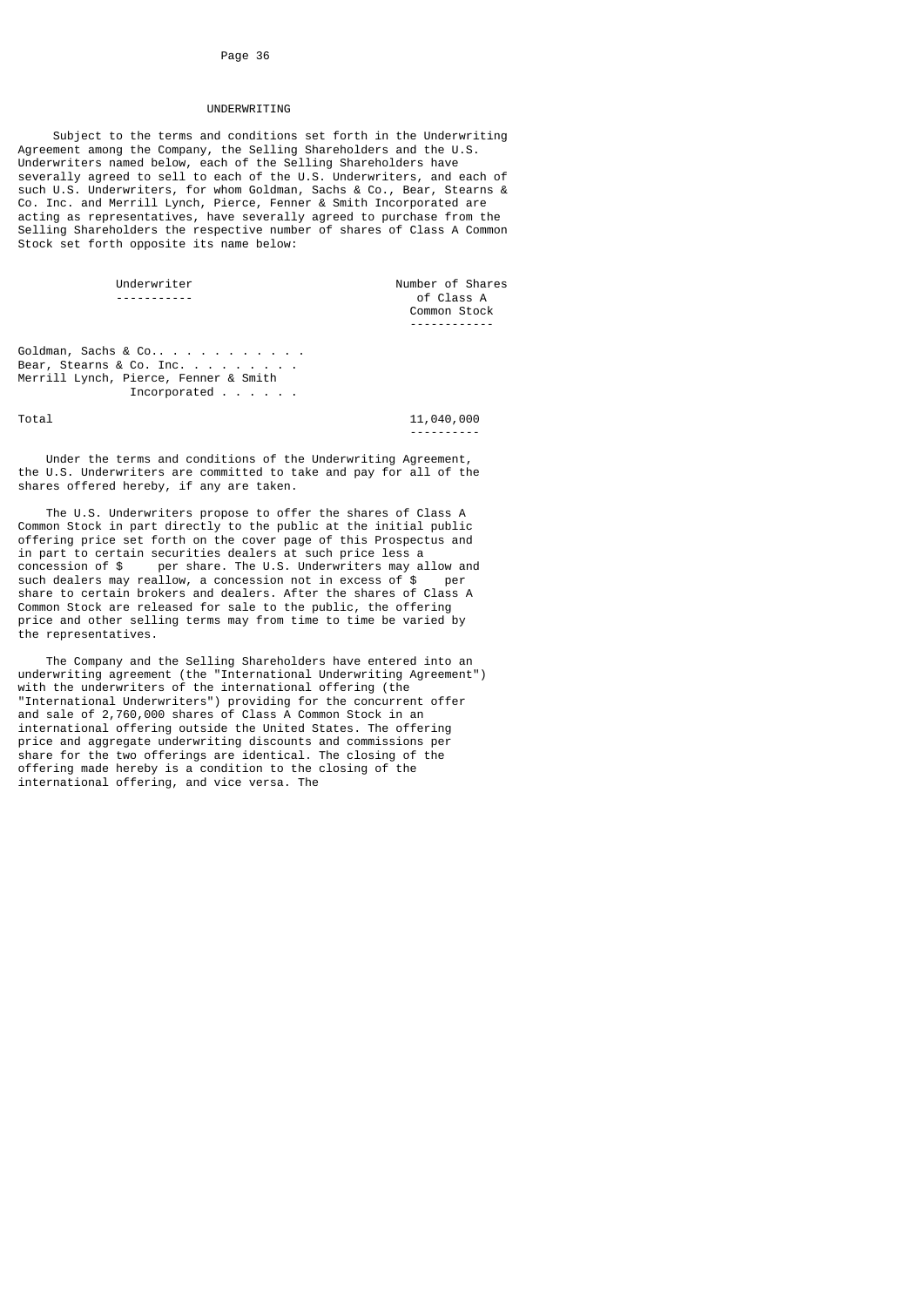## UNDERWRITING

Subject to the terms and conditions set forth in the Underwriting Agreement among the Company, the Selling Shareholders and the U.S. Underwriters named below, each of the Selling Shareholders have severally agreed to sell to each of the U.S. Underwriters, and each of such U.S. Underwriters, for whom Goldman, Sachs & Co., Bear, Stearns & Co. Inc. and Merrill Lynch, Pierce, Fenner & Smith Incorporated are acting as representatives, have severally agreed to purchase from the Selling Shareholders the respective number of shares of Class A Common Stock set forth opposite its name below:

| Underwriter | Number of Shares of Class A Common Stock |
|---|---|
| Goldman, Sachs & Co. | |
| Bear, Stearns & Co. Inc. | |
| Merrill Lynch, Pierce, Fenner & Smith Incorporated | |
| Total | 11,040,000 |

Under the terms and conditions of the Underwriting Agreement, the U.S. Underwriters are committed to take and pay for all of the shares offered hereby, if any are taken.

The U.S. Underwriters propose to offer the shares of Class A Common Stock in part directly to the public at the initial public offering price set forth on the cover page of this Prospectus and in part to certain securities dealers at such price less a concession of $ per share. The U.S. Underwriters may allow and such dealers may reallow, a concession not in excess of $ per share to certain brokers and dealers. After the shares of Class A Common Stock are released for sale to the public, the offering price and other selling terms may from time to time be varied by the representatives.

The Company and the Selling Shareholders have entered into an underwriting agreement (the "International Underwriting Agreement") with the underwriters of the international offering (the "International Underwriters") providing for the concurrent offer and sale of 2,760,000 shares of Class A Common Stock in an international offering outside the United States. The offering price and aggregate underwriting discounts and commissions per share for the two offerings are identical. The closing of the offering made hereby is a condition to the closing of the international offering, and vice versa. The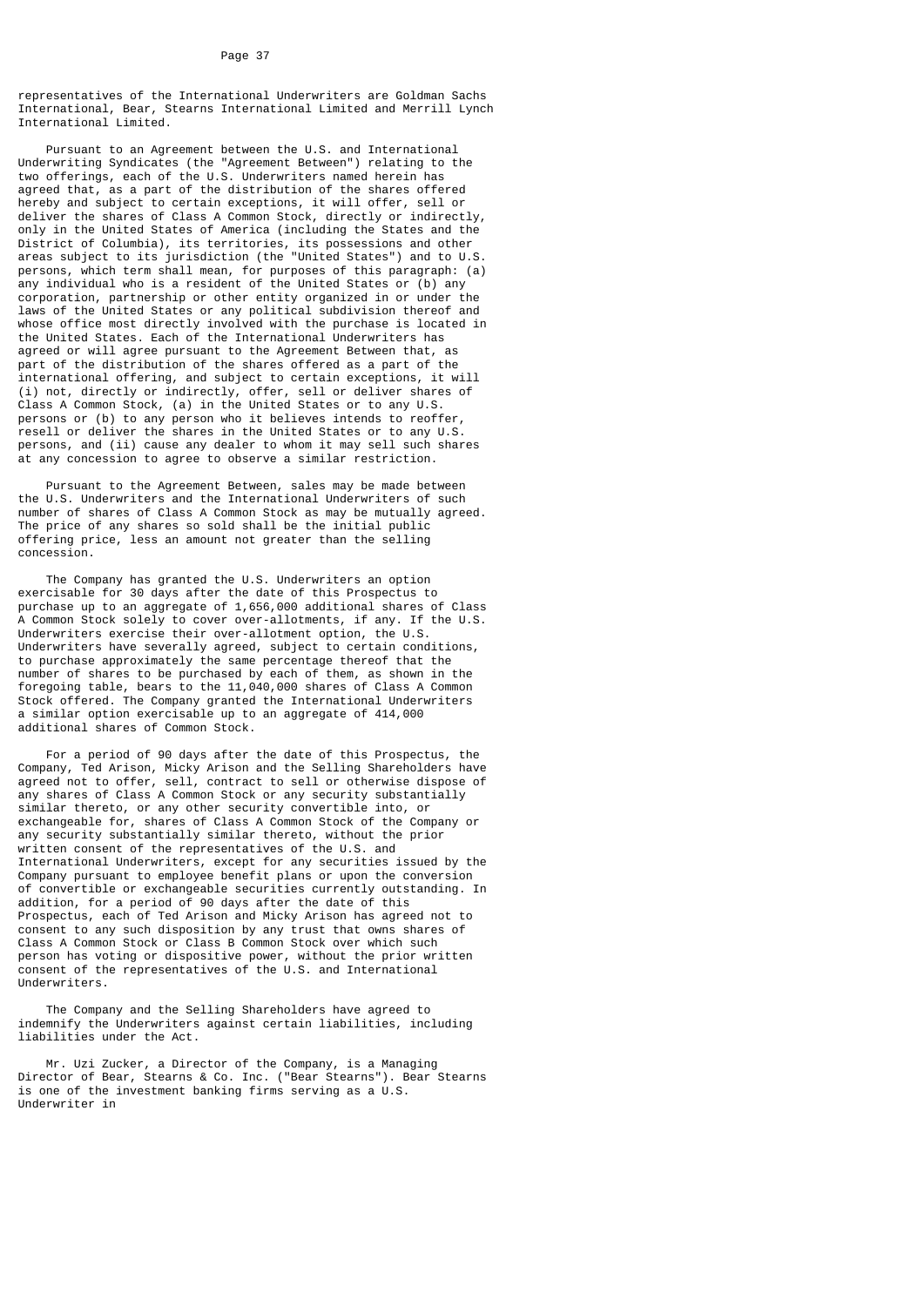representatives of the International Underwriters are Goldman Sachs International, Bear, Stearns International Limited and Merrill Lynch International Limited.

Pursuant to an Agreement between the U.S. and International Underwriting Syndicates (the "Agreement Between") relating to the two offerings, each of the U.S. Underwriters named herein has agreed that, as a part of the distribution of the shares offered hereby and subject to certain exceptions, it will offer, sell or deliver the shares of Class A Common Stock, directly or indirectly, only in the United States of America (including the States and the District of Columbia), its territories, its possessions and other areas subject to its jurisdiction (the "United States") and to U.S. persons, which term shall mean, for purposes of this paragraph: (a) any individual who is a resident of the United States or (b) any corporation, partnership or other entity organized in or under the laws of the United States or any political subdivision thereof and whose office most directly involved with the purchase is located in the United States. Each of the International Underwriters has agreed or will agree pursuant to the Agreement Between that, as part of the distribution of the shares offered as a part of the international offering, and subject to certain exceptions, it will (i) not, directly or indirectly, offer, sell or deliver shares of Class A Common Stock, (a) in the United States or to any U.S. persons or (b) to any person who it believes intends to reoffer, resell or deliver the shares in the United States or to any U.S. persons, and (ii) cause any dealer to whom it may sell such shares at any concession to agree to observe a similar restriction.

Pursuant to the Agreement Between, sales may be made between the U.S. Underwriters and the International Underwriters of such number of shares of Class A Common Stock as may be mutually agreed. The price of any shares so sold shall be the initial public offering price, less an amount not greater than the selling concession.

The Company has granted the U.S. Underwriters an option exercisable for 30 days after the date of this Prospectus to purchase up to an aggregate of 1,656,000 additional shares of Class A Common Stock solely to cover over-allotments, if any. If the U.S. Underwriters exercise their over-allotment option, the U.S. Underwriters have severally agreed, subject to certain conditions, to purchase approximately the same percentage thereof that the number of shares to be purchased by each of them, as shown in the foregoing table, bears to the 11,040,000 shares of Class A Common Stock offered. The Company granted the International Underwriters a similar option exercisable up to an aggregate of 414,000 additional shares of Common Stock.

For a period of 90 days after the date of this Prospectus, the Company, Ted Arison, Micky Arison and the Selling Shareholders have agreed not to offer, sell, contract to sell or otherwise dispose of any shares of Class A Common Stock or any security substantially similar thereto, or any other security convertible into, or exchangeable for, shares of Class A Common Stock of the Company or any security substantially similar thereto, without the prior written consent of the representatives of the U.S. and International Underwriters, except for any securities issued by the Company pursuant to employee benefit plans or upon the conversion of convertible or exchangeable securities currently outstanding. In addition, for a period of 90 days after the date of this Prospectus, each of Ted Arison and Micky Arison has agreed not to consent to any such disposition by any trust that owns shares of Class A Common Stock or Class B Common Stock over which such person has voting or dispositive power, without the prior written consent of the representatives of the U.S. and International Underwriters.

The Company and the Selling Shareholders have agreed to indemnify the Underwriters against certain liabilities, including liabilities under the Act.

Mr. Uzi Zucker, a Director of the Company, is a Managing Director of Bear, Stearns & Co. Inc. ("Bear Stearns"). Bear Stearns is one of the investment banking firms serving as a U.S. Underwriter in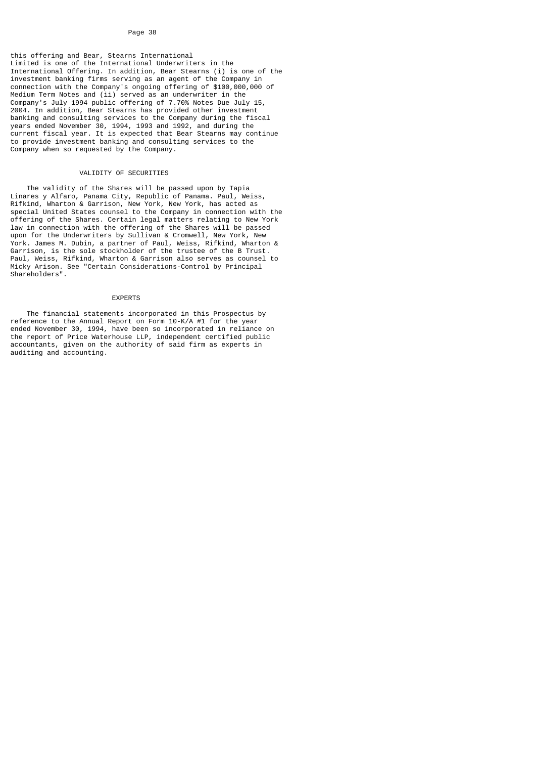this offering and Bear, Stearns International Limited is one of the International Underwriters in the International Offering. In addition, Bear Stearns (i) is one of the investment banking firms serving as an agent of the Company in connection with the Company's ongoing offering of $100,000,000 of Medium Term Notes and (ii) served as an underwriter in the Company's July 1994 public offering of 7.70% Notes Due July 15, 2004. In addition, Bear Stearns has provided other investment banking and consulting services to the Company during the fiscal years ended November 30, 1994, 1993 and 1992, and during the current fiscal year. It is expected that Bear Stearns may continue to provide investment banking and consulting services to the Company when so requested by the Company.

## VALIDITY OF SECURITIES

The validity of the Shares will be passed upon by Tapia Linares y Alfaro, Panama City, Republic of Panama. Paul, Weiss, Rifkind, Wharton & Garrison, New York, New York, has acted as special United States counsel to the Company in connection with the offering of the Shares. Certain legal matters relating to New York law in connection with the offering of the Shares will be passed upon for the Underwriters by Sullivan & Cromwell, New York, New York. James M. Dubin, a partner of Paul, Weiss, Rifkind, Wharton & Garrison, is the sole stockholder of the trustee of the B Trust. Paul, Weiss, Rifkind, Wharton & Garrison also serves as counsel to Micky Arison. See "Certain Considerations-Control by Principal Shareholders".

## EXPERTS

The financial statements incorporated in this Prospectus by reference to the Annual Report on Form 10-K/A #1 for the year ended November 30, 1994, have been so incorporated in reliance on the report of Price Waterhouse LLP, independent certified public accountants, given on the authority of said firm as experts in auditing and accounting.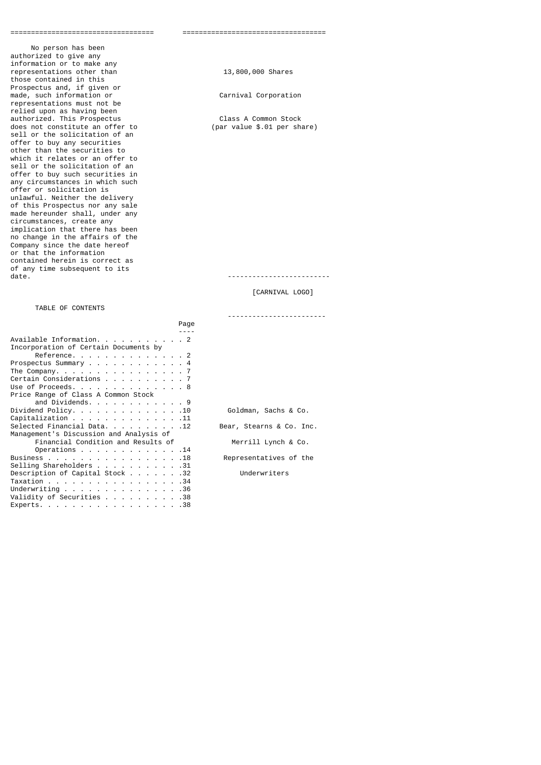No person has been authorized to give any information or to make any representations other than those contained in this Prospectus and, if given or made, such information or representations must not be relied upon as having been authorized. This Prospectus does not constitute an offer to sell or the solicitation of an offer to buy any securities other than the securities to which it relates or an offer to sell or the solicitation of an offer to buy such securities in any circumstances in which such offer or solicitation is unlawful. Neither the delivery of this Prospectus nor any sale made hereunder shall, under any circumstances, create any implication that there has been no change in the affairs of the Company since the date hereof or that the information contained herein is correct as of any time subsequent to its date.

TABLE OF CONTENTS

| | Page |
|---|---|
| Available Information | 2 |
| Incorporation of Certain Documents by Reference | 2 |
| Prospectus Summary | 4 |
| The Company | 7 |
| Certain Considerations | 7 |
| Use of Proceeds | 8 |
| Price Range of Class A Common Stock and Dividends | 9 |
| Dividend Policy | 10 |
| Capitalization | 11 |
| Selected Financial Data | 12 |
| Management's Discussion and Analysis of Financial Condition and Results of Operations | 14 |
| Business | 18 |
| Selling Shareholders | 31 |
| Description of Capital Stock | 32 |
| Taxation | 34 |
| Underwriting | 36 |
| Validity of Securities | 38 |
| Experts | 38 |

13,800,000 Shares

Carnival Corporation

Class A Common Stock
(par value $.01 per share)

---

[CARNIVAL LOGO]

---

Goldman, Sachs & Co.

Bear, Stearns & Co. Inc.

Merrill Lynch & Co.

Representatives of the Underwriters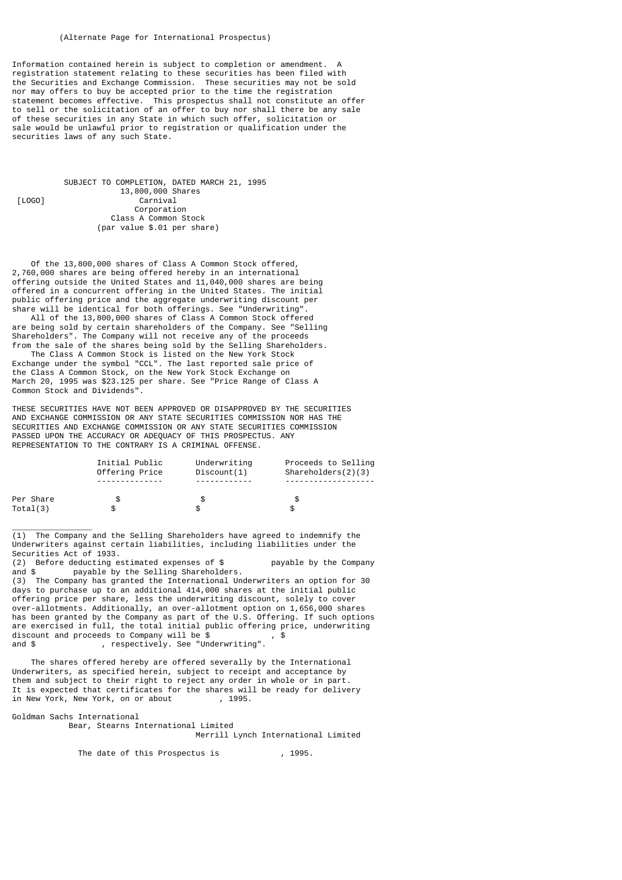(Alternate Page for International Prospectus)

Information contained herein is subject to completion or amendment. A registration statement relating to these securities has been filed with the Securities and Exchange Commission. These securities may not be sold nor may offers to buy be accepted prior to the time the registration statement becomes effective. This prospectus shall not constitute an offer to sell or the solicitation of an offer to buy nor shall there be any sale of these securities in any State in which such offer, solicitation or sale would be unlawful prior to registration or qualification under the securities laws of any such State.

SUBJECT TO COMPLETION, DATED MARCH 21, 1995

13,800,000 Shares

[LOGO] Carnival Corporation

Class A Common Stock

(par value $.01 per share)

Of the 13,800,000 shares of Class A Common Stock offered, 2,760,000 shares are being offered hereby in an international offering outside the United States and 11,040,000 shares are being offered in a concurrent offering in the United States. The initial public offering price and the aggregate underwriting discount per share will be identical for both offerings. See "Underwriting".

All of the 13,800,000 shares of Class A Common Stock offered are being sold by certain shareholders of the Company. See "Selling Shareholders". The Company will not receive any of the proceeds from the sale of the shares being sold by the Selling Shareholders.

The Class A Common Stock is listed on the New York Stock Exchange under the symbol "CCL". The last reported sale price of the Class A Common Stock, on the New York Stock Exchange on March 20, 1995 was $23.125 per share. See "Price Range of Class A Common Stock and Dividends".

THESE SECURITIES HAVE NOT BEEN APPROVED OR DISAPPROVED BY THE SECURITIES AND EXCHANGE COMMISSION OR ANY STATE SECURITIES COMMISSION NOR HAS THE SECURITIES AND EXCHANGE COMMISSION OR ANY STATE SECURITIES COMMISSION PASSED UPON THE ACCURACY OR ADEQUACY OF THIS PROSPECTUS. ANY REPRESENTATION TO THE CONTRARY IS A CRIMINAL OFFENSE.

| | Initial Public Offering Price | Underwriting Discount(1) | Proceeds to Selling Shareholders(2)(3) |
|---|---|---|---|
| Per Share | $ | $ | $ |
| Total(3) | $ | $ | $ |

(1) The Company and the Selling Shareholders have agreed to indemnify the Underwriters against certain liabilities, including liabilities under the Securities Act of 1933.

(2) Before deducting estimated expenses of $ payable by the Company and $ payable by the Selling Shareholders.

(3) The Company has granted the International Underwriters an option for 30 days to purchase up to an additional 414,000 shares at the initial public offering price per share, less the underwriting discount, solely to cover over-allotments. Additionally, an over-allotment option on 1,656,000 shares has been granted by the Company as part of the U.S. Offering. If such options are exercised in full, the total initial public offering price, underwriting discount and proceeds to Company will be $ , $ and $ , respectively. See "Underwriting".

The shares offered hereby are offered severally by the International Underwriters, as specified herein, subject to receipt and acceptance by them and subject to their right to reject any order in whole or in part. It is expected that certificates for the shares will be ready for delivery in New York, New York, on or about , 1995.

Goldman Sachs International

Bear, Stearns International Limited

Merrill Lynch International Limited

The date of this Prospectus is , 1995.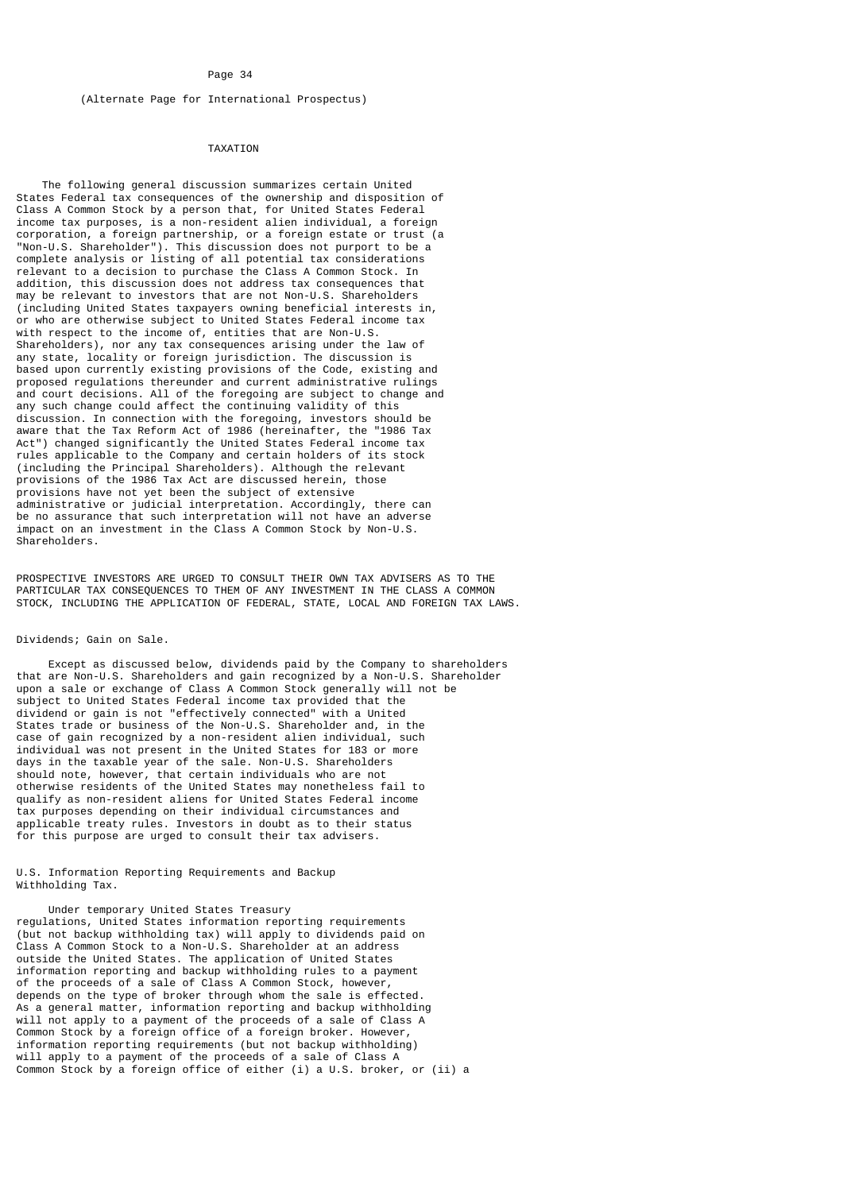(Alternate Page for International Prospectus)

# TAXATION

The following general discussion summarizes certain United States Federal tax consequences of the ownership and disposition of Class A Common Stock by a person that, for United States Federal income tax purposes, is a non-resident alien individual, a foreign corporation, a foreign partnership, or a foreign estate or trust (a "Non-U.S. Shareholder"). This discussion does not purport to be a complete analysis or listing of all potential tax considerations relevant to a decision to purchase the Class A Common Stock. In addition, this discussion does not address tax consequences that may be relevant to investors that are not Non-U.S. Shareholders (including United States taxpayers owning beneficial interests in, or who are otherwise subject to United States Federal income tax with respect to the income of, entities that are Non-U.S. Shareholders), nor any tax consequences arising under the law of any state, locality or foreign jurisdiction. The discussion is based upon currently existing provisions of the Code, existing and proposed regulations thereunder and current administrative rulings and court decisions. All of the foregoing are subject to change and any such change could affect the continuing validity of this discussion. In connection with the foregoing, investors should be aware that the Tax Reform Act of 1986 (hereinafter, the "1986 Tax Act") changed significantly the United States Federal income tax rules applicable to the Company and certain holders of its stock (including the Principal Shareholders). Although the relevant provisions of the 1986 Tax Act are discussed herein, those provisions have not yet been the subject of extensive administrative or judicial interpretation. Accordingly, there can be no assurance that such interpretation will not have an adverse impact on an investment in the Class A Common Stock by Non-U.S. Shareholders.

PROSPECTIVE INVESTORS ARE URGED TO CONSULT THEIR OWN TAX ADVISERS AS TO THE PARTICULAR TAX CONSEQUENCES TO THEM OF ANY INVESTMENT IN THE CLASS A COMMON STOCK, INCLUDING THE APPLICATION OF FEDERAL, STATE, LOCAL AND FOREIGN TAX LAWS.

## Dividends; Gain on Sale.

Except as discussed below, dividends paid by the Company to shareholders that are Non-U.S. Shareholders and gain recognized by a Non-U.S. Shareholder upon a sale or exchange of Class A Common Stock generally will not be subject to United States Federal income tax provided that the dividend or gain is not "effectively connected" with a United States trade or business of the Non-U.S. Shareholder and, in the case of gain recognized by a non-resident alien individual, such individual was not present in the United States for 183 or more days in the taxable year of the sale. Non-U.S. Shareholders should note, however, that certain individuals who are not otherwise residents of the United States may nonetheless fail to qualify as non-resident aliens for United States Federal income tax purposes depending on their individual circumstances and applicable treaty rules. Investors in doubt as to their status for this purpose are urged to consult their tax advisers.

## U.S. Information Reporting Requirements and Backup Withholding Tax.

Under temporary United States Treasury regulations, United States information reporting requirements (but not backup withholding tax) will apply to dividends paid on Class A Common Stock to a Non-U.S. Shareholder at an address outside the United States. The application of United States information reporting and backup withholding rules to a payment of the proceeds of a sale of Class A Common Stock, however, depends on the type of broker through whom the sale is effected. As a general matter, information reporting and backup withholding will not apply to a payment of the proceeds of a sale of Class A Common Stock by a foreign office of a foreign broker. However, information reporting requirements (but not backup withholding) will apply to a payment of the proceeds of a sale of Class A Common Stock by a foreign office of either (i) a U.S. broker, or (ii) a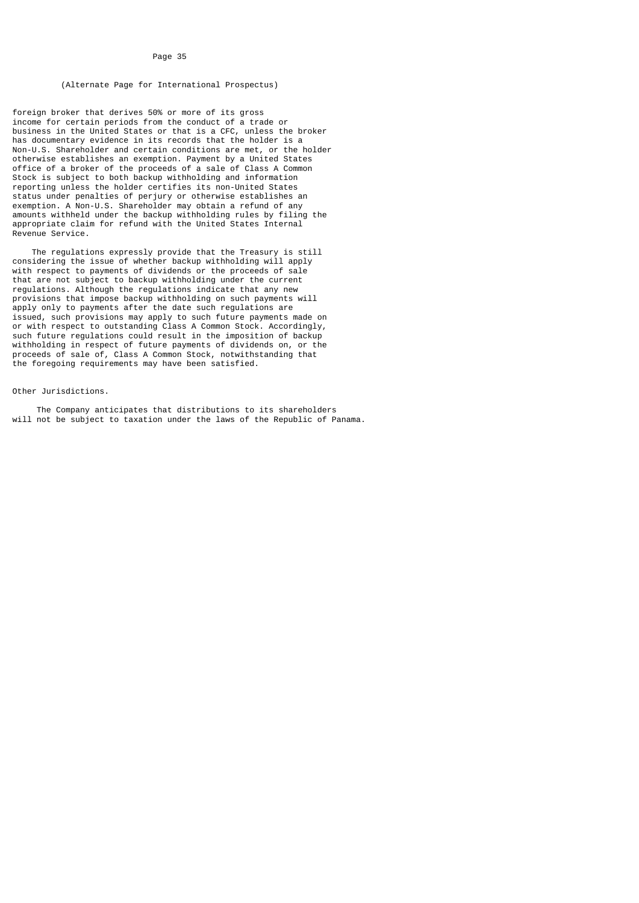(Alternate Page for International Prospectus)

foreign broker that derives 50% or more of its gross income for certain periods from the conduct of a trade or business in the United States or that is a CFC, unless the broker has documentary evidence in its records that the holder is a Non-U.S. Shareholder and certain conditions are met, or the holder otherwise establishes an exemption. Payment by a United States office of a broker of the proceeds of a sale of Class A Common Stock is subject to both backup withholding and information reporting unless the holder certifies its non-United States status under penalties of perjury or otherwise establishes an exemption. A Non-U.S. Shareholder may obtain a refund of any amounts withheld under the backup withholding rules by filing the appropriate claim for refund with the United States Internal Revenue Service.

The regulations expressly provide that the Treasury is still considering the issue of whether backup withholding will apply with respect to payments of dividends or the proceeds of sale that are not subject to backup withholding under the current regulations. Although the regulations indicate that any new provisions that impose backup withholding on such payments will apply only to payments after the date such regulations are issued, such provisions may apply to such future payments made on or with respect to outstanding Class A Common Stock. Accordingly, such future regulations could result in the imposition of backup withholding in respect of future payments of dividends on, or the proceeds of sale of, Class A Common Stock, notwithstanding that the foregoing requirements may have been satisfied.

Other Jurisdictions.

The Company anticipates that distributions to its shareholders will not be subject to taxation under the laws of the Republic of Panama.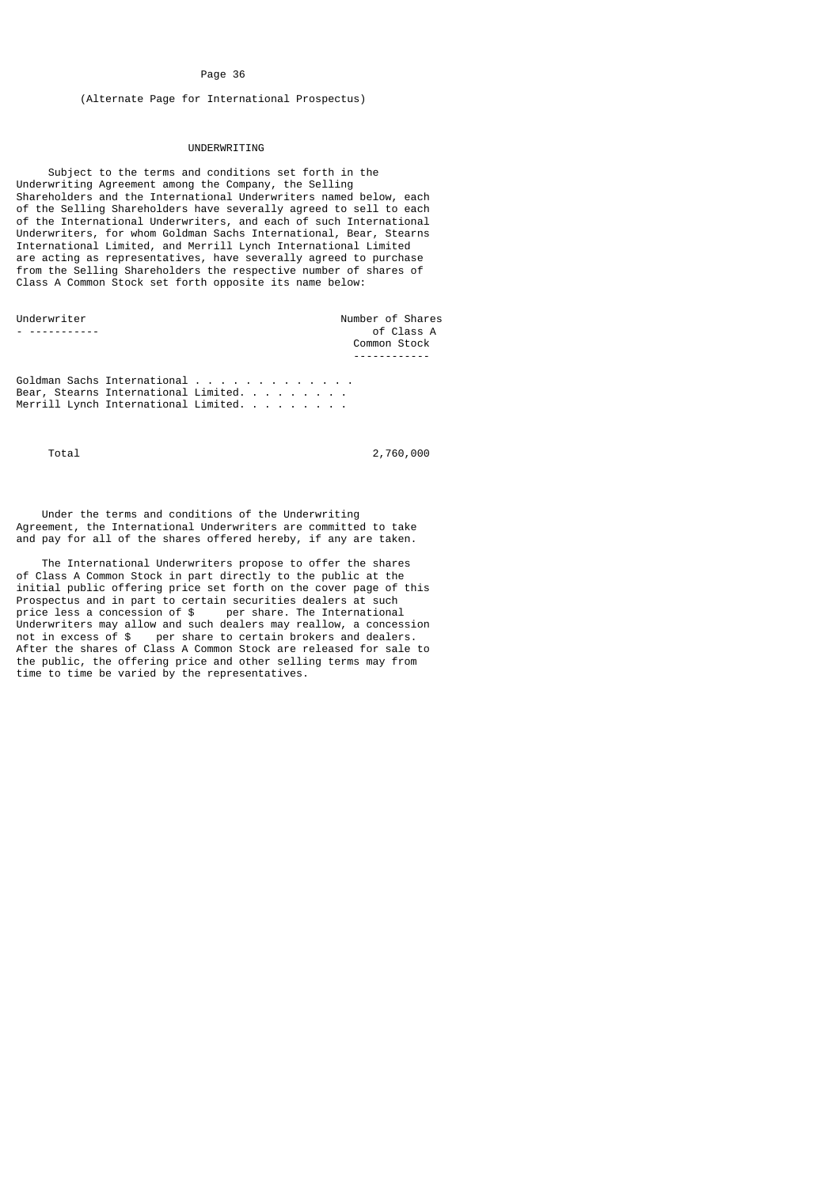(Alternate Page for International Prospectus)

# UNDERWRITING

Subject to the terms and conditions set forth in the Underwriting Agreement among the Company, the Selling Shareholders and the International Underwriters named below, each of the Selling Shareholders have severally agreed to sell to each of the International Underwriters, and each of such International Underwriters, for whom Goldman Sachs International, Bear, Stearns International Limited, and Merrill Lynch International Limited are acting as representatives, have severally agreed to purchase from the Selling Shareholders the respective number of shares of Class A Common Stock set forth opposite its name below:

| Underwriter | Number of Shares of Class A Common Stock |
|---|---|
| Goldman Sachs International | |
| Bear, Stearns International Limited | |
| Merrill Lynch International Limited | |
| Total | 2,760,000 |

Under the terms and conditions of the Underwriting Agreement, the International Underwriters are committed to take and pay for all of the shares offered hereby, if any are taken.

The International Underwriters propose to offer the shares of Class A Common Stock in part directly to the public at the initial public offering price set forth on the cover page of this Prospectus and in part to certain securities dealers at such price less a concession of $ per share. The International Underwriters may allow and such dealers may reallow, a concession not in excess of $ per share to certain brokers and dealers. After the shares of Class A Common Stock are released for sale to the public, the offering price and other selling terms may from time to time be varied by the representatives.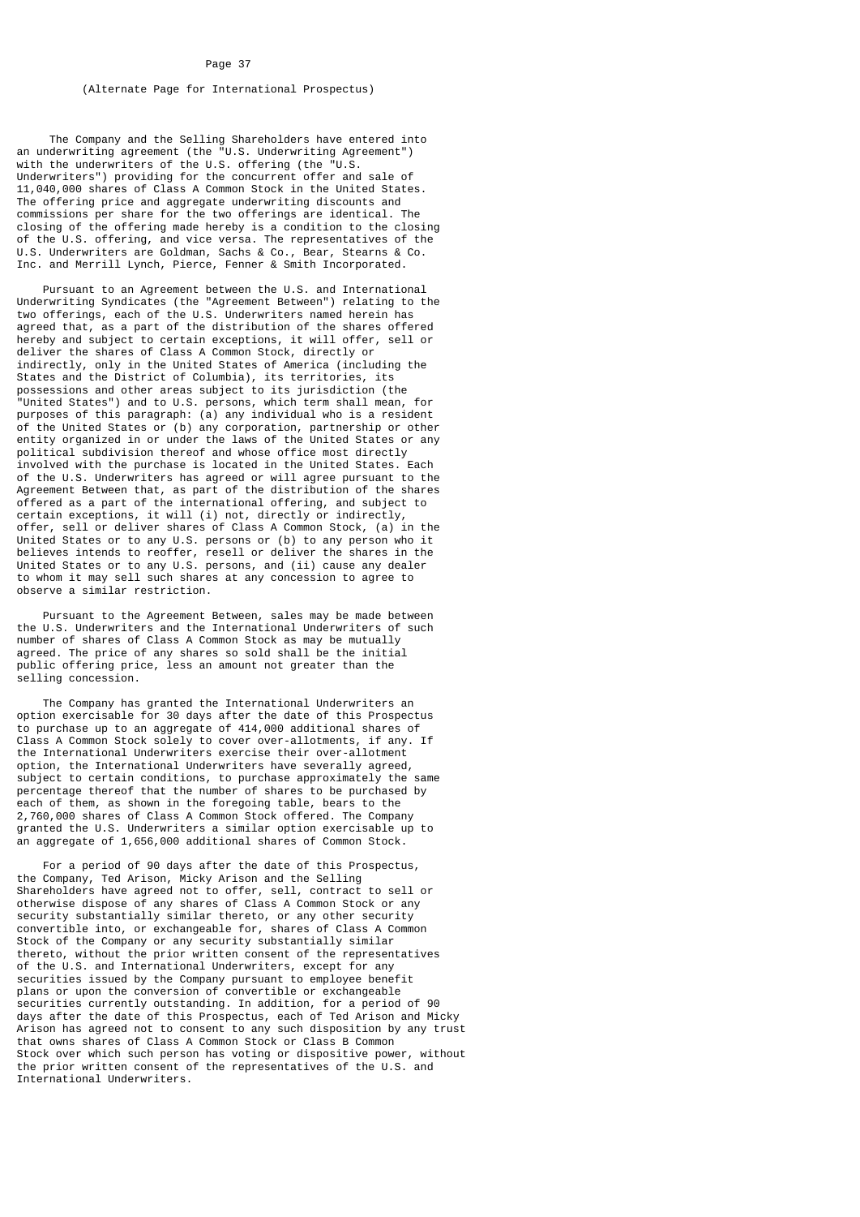(Alternate Page for International Prospectus)

The Company and the Selling Shareholders have entered into an underwriting agreement (the "U.S. Underwriting Agreement") with the underwriters of the U.S. offering (the "U.S. Underwriters") providing for the concurrent offer and sale of 11,040,000 shares of Class A Common Stock in the United States. The offering price and aggregate underwriting discounts and commissions per share for the two offerings are identical. The closing of the offering made hereby is a condition to the closing of the U.S. offering, and vice versa. The representatives of the U.S. Underwriters are Goldman, Sachs & Co., Bear, Stearns & Co. Inc. and Merrill Lynch, Pierce, Fenner & Smith Incorporated.

Pursuant to an Agreement between the U.S. and International Underwriting Syndicates (the "Agreement Between") relating to the two offerings, each of the U.S. Underwriters named herein has agreed that, as a part of the distribution of the shares offered hereby and subject to certain exceptions, it will offer, sell or deliver the shares of Class A Common Stock, directly or indirectly, only in the United States of America (including the States and the District of Columbia), its territories, its possessions and other areas subject to its jurisdiction (the "United States") and to U.S. persons, which term shall mean, for purposes of this paragraph: (a) any individual who is a resident of the United States or (b) any corporation, partnership or other entity organized in or under the laws of the United States or any political subdivision thereof and whose office most directly involved with the purchase is located in the United States. Each of the U.S. Underwriters has agreed or will agree pursuant to the Agreement Between that, as part of the distribution of the shares offered as a part of the international offering, and subject to certain exceptions, it will (i) not, directly or indirectly, offer, sell or deliver shares of Class A Common Stock, (a) in the United States or to any U.S. persons or (b) to any person who it believes intends to reoffer, resell or deliver the shares in the United States or to any U.S. persons, and (ii) cause any dealer to whom it may sell such shares at any concession to agree to observe a similar restriction.

Pursuant to the Agreement Between, sales may be made between the U.S. Underwriters and the International Underwriters of such number of shares of Class A Common Stock as may be mutually agreed. The price of any shares so sold shall be the initial public offering price, less an amount not greater than the selling concession.

The Company has granted the International Underwriters an option exercisable for 30 days after the date of this Prospectus to purchase up to an aggregate of 414,000 additional shares of Class A Common Stock solely to cover over-allotments, if any. If the International Underwriters exercise their over-allotment option, the International Underwriters have severally agreed, subject to certain conditions, to purchase approximately the same percentage thereof that the number of shares to be purchased by each of them, as shown in the foregoing table, bears to the 2,760,000 shares of Class A Common Stock offered. The Company granted the U.S. Underwriters a similar option exercisable up to an aggregate of 1,656,000 additional shares of Common Stock.

For a period of 90 days after the date of this Prospectus, the Company, Ted Arison, Micky Arison and the Selling Shareholders have agreed not to offer, sell, contract to sell or otherwise dispose of any shares of Class A Common Stock or any security substantially similar thereto, or any other security convertible into, or exchangeable for, shares of Class A Common Stock of the Company or any security substantially similar thereto, without the prior written consent of the representatives of the U.S. and International Underwriters, except for any securities issued by the Company pursuant to employee benefit plans or upon the conversion of convertible or exchangeable securities currently outstanding. In addition, for a period of 90 days after the date of this Prospectus, each of Ted Arison and Micky Arison has agreed not to consent to any such disposition by any trust that owns shares of Class A Common Stock or Class B Common Stock over which such person has voting or dispositive power, without the prior written consent of the representatives of the U.S. and International Underwriters.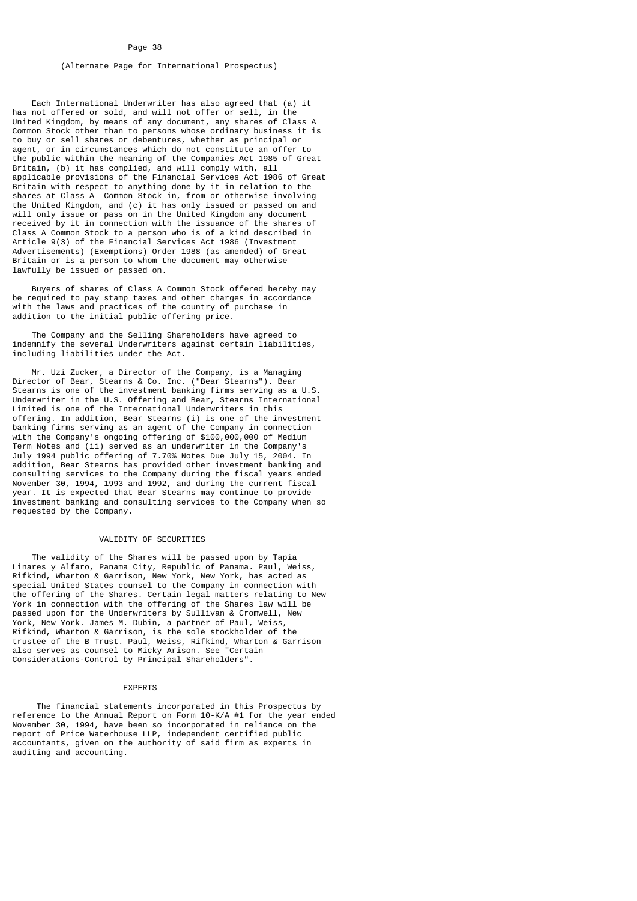(Alternate Page for International Prospectus)

Each International Underwriter has also agreed that (a) it has not offered or sold, and will not offer or sell, in the United Kingdom, by means of any document, any shares of Class A Common Stock other than to persons whose ordinary business it is to buy or sell shares or debentures, whether as principal or agent, or in circumstances which do not constitute an offer to the public within the meaning of the Companies Act 1985 of Great Britain, (b) it has complied, and will comply with, all applicable provisions of the Financial Services Act 1986 of Great Britain with respect to anything done by it in relation to the shares at Class A Common Stock in, from or otherwise involving the United Kingdom, and (c) it has only issued or passed on and will only issue or pass on in the United Kingdom any document received by it in connection with the issuance of the shares of Class A Common Stock to a person who is of a kind described in Article 9(3) of the Financial Services Act 1986 (Investment Advertisements) (Exemptions) Order 1988 (as amended) of Great Britain or is a person to whom the document may otherwise lawfully be issued or passed on.

Buyers of shares of Class A Common Stock offered hereby may be required to pay stamp taxes and other charges in accordance with the laws and practices of the country of purchase in addition to the initial public offering price.

The Company and the Selling Shareholders have agreed to indemnify the several Underwriters against certain liabilities, including liabilities under the Act.

Mr. Uzi Zucker, a Director of the Company, is a Managing Director of Bear, Stearns & Co. Inc. ("Bear Stearns"). Bear Stearns is one of the investment banking firms serving as a U.S. Underwriter in the U.S. Offering and Bear, Stearns International Limited is one of the International Underwriters in this offering. In addition, Bear Stearns (i) is one of the investment banking firms serving as an agent of the Company in connection with the Company's ongoing offering of $100,000,000 of Medium Term Notes and (ii) served as an underwriter in the Company's July 1994 public offering of 7.70% Notes Due July 15, 2004. In addition, Bear Stearns has provided other investment banking and consulting services to the Company during the fiscal years ended November 30, 1994, 1993 and 1992, and during the current fiscal year. It is expected that Bear Stearns may continue to provide investment banking and consulting services to the Company when so requested by the Company.

## VALIDITY OF SECURITIES

The validity of the Shares will be passed upon by Tapia Linares y Alfaro, Panama City, Republic of Panama. Paul, Weiss, Rifkind, Wharton & Garrison, New York, New York, has acted as special United States counsel to the Company in connection with the offering of the Shares. Certain legal matters relating to New York in connection with the offering of the Shares law will be passed upon for the Underwriters by Sullivan & Cromwell, New York, New York. James M. Dubin, a partner of Paul, Weiss, Rifkind, Wharton & Garrison, is the sole stockholder of the trustee of the B Trust. Paul, Weiss, Rifkind, Wharton & Garrison also serves as counsel to Micky Arison. See "Certain Considerations-Control by Principal Shareholders".

## EXPERTS

The financial statements incorporated in this Prospectus by reference to the Annual Report on Form 10-K/A #1 for the year ended November 30, 1994, have been so incorporated in reliance on the report of Price Waterhouse LLP, independent certified public accountants, given on the authority of said firm as experts in auditing and accounting.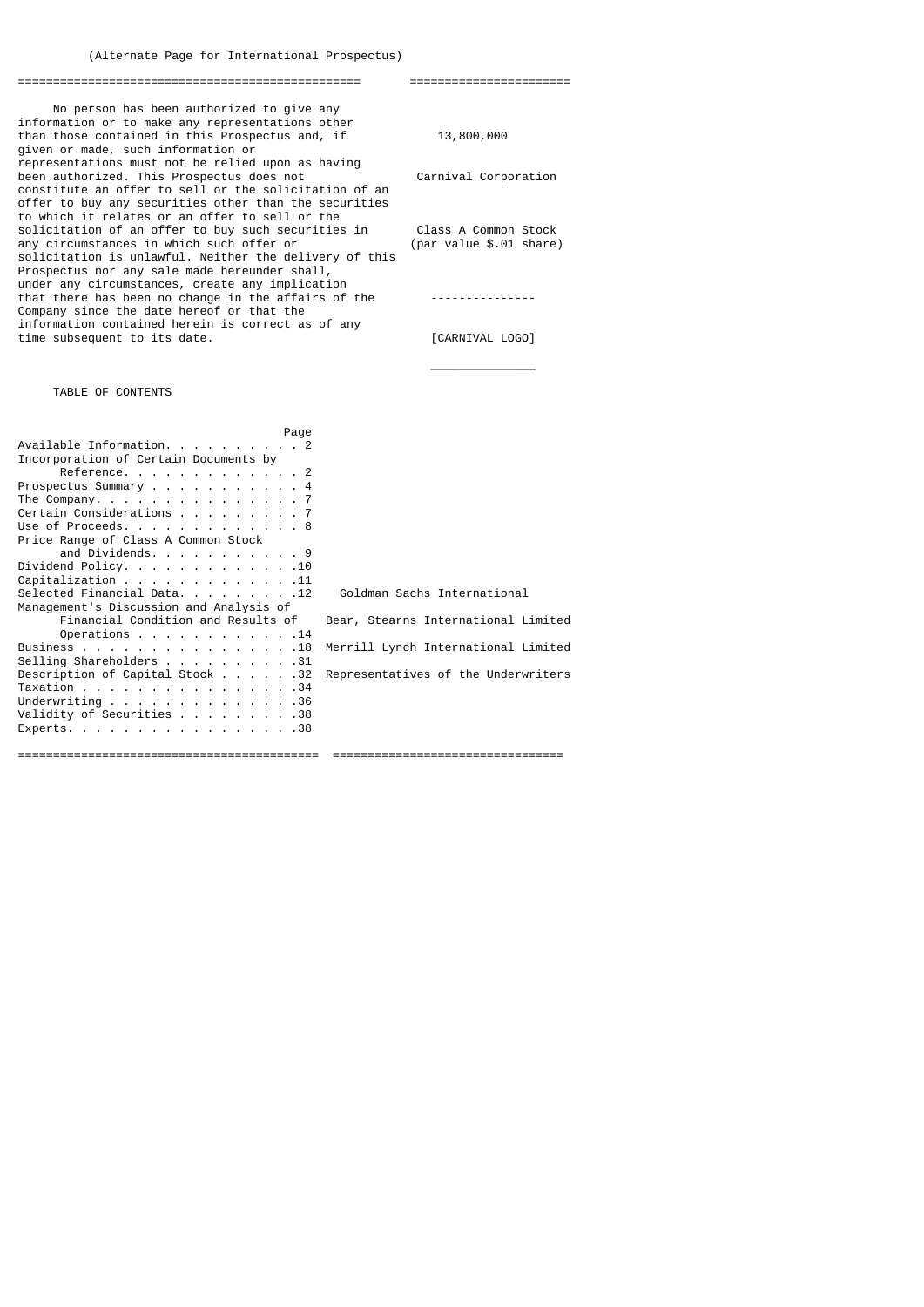(Alternate Page for International Prospectus)

No person has been authorized to give any information or to make any representations other than those contained in this Prospectus and, if given or made, such information or representations must not be relied upon as having been authorized. This Prospectus does not constitute an offer to sell or the solicitation of an offer to buy any securities other than the securities to which it relates or an offer to sell or the solicitation of an offer to buy such securities in any circumstances in which such offer or solicitation is unlawful. Neither the delivery of this Prospectus nor any sale made hereunder shall, under any circumstances, create any implication that there has been no change in the affairs of the Company since the date hereof or that the information contained herein is correct as of any time subsequent to its date.

TABLE OF CONTENTS

| | Page |
|---|---|
| Available Information | 2 |
| Incorporation of Certain Documents by Reference | 2 |
| Prospectus Summary | 4 |
| The Company | 7 |
| Certain Considerations | 7 |
| Use of Proceeds | 8 |
| Price Range of Class A Common Stock and Dividends | 9 |
| Dividend Policy | 10 |
| Capitalization | 11 |
| Selected Financial Data | 12 |
| Management's Discussion and Analysis of Financial Condition and Results of Operations | 14 |
| Business | 18 |
| Selling Shareholders | 31 |
| Description of Capital Stock | 32 |
| Taxation | 34 |
| Underwriting | 36 |
| Validity of Securities | 38 |
| Experts | 38 |

13,800,000

Carnival Corporation

Class A Common Stock
(par value $.01 share)

---------------

[CARNIVAL LOGO]

Goldman Sachs International

Bear, Stearns International Limited

Merrill Lynch International Limited

Representatives of the Underwriters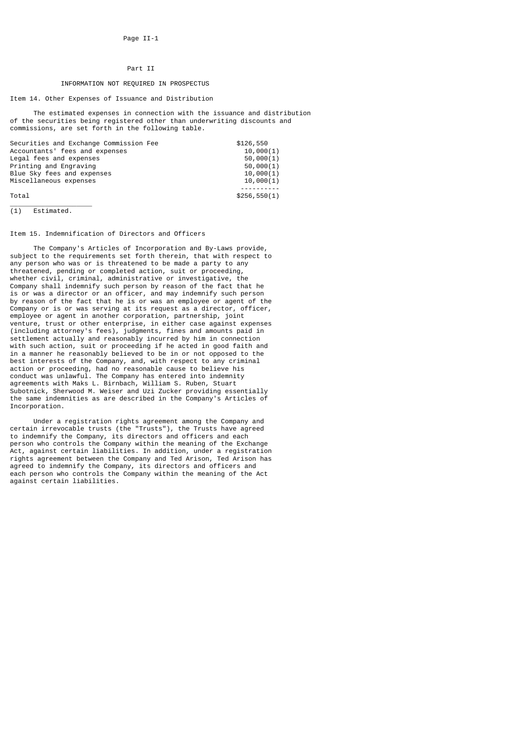## Part II

### INFORMATION NOT REQUIRED IN PROSPECTUS

#### Item 14. Other Expenses of Issuance and Distribution

The estimated expenses in connection with the issuance and distribution of the securities being registered other than underwriting discounts and commissions, are set forth in the following table.

| | |
|---|---|
| Securities and Exchange Commission Fee | $126,550 |
| Accountants' fees and expenses | 10,000(1) |
| Legal fees and expenses | 50,000(1) |
| Printing and Engraving | 50,000(1) |
| Blue Sky fees and expenses | 10,000(1) |
| Miscellaneous expenses | 10,000(1) |
| Total | $256,550(1) |

(1) Estimated.

#### Item 15. Indemnification of Directors and Officers

The Company's Articles of Incorporation and By-Laws provide, subject to the requirements set forth therein, that with respect to any person who was or is threatened to be made a party to any threatened, pending or completed action, suit or proceeding, whether civil, criminal, administrative or investigative, the Company shall indemnify such person by reason of the fact that he is or was a director or an officer, and may indemnify such person by reason of the fact that he is or was an employee or agent of the Company or is or was serving at its request as a director, officer, employee or agent in another corporation, partnership, joint venture, trust or other enterprise, in either case against expenses (including attorney's fees), judgments, fines and amounts paid in settlement actually and reasonably incurred by him in connection with such action, suit or proceeding if he acted in good faith and in a manner he reasonably believed to be in or not opposed to the best interests of the Company, and, with respect to any criminal action or proceeding, had no reasonable cause to believe his conduct was unlawful. The Company has entered into indemnity agreements with Maks L. Birnbach, William S. Ruben, Stuart Subotnick, Sherwood M. Weiser and Uzi Zucker providing essentially the same indemnities as are described in the Company's Articles of Incorporation.

Under a registration rights agreement among the Company and certain irrevocable trusts (the "Trusts"), the Trusts have agreed to indemnify the Company, its directors and officers and each person who controls the Company within the meaning of the Exchange Act, against certain liabilities. In addition, under a registration rights agreement between the Company and Ted Arison, Ted Arison has agreed to indemnify the Company, its directors and officers and each person who controls the Company within the meaning of the Act against certain liabilities.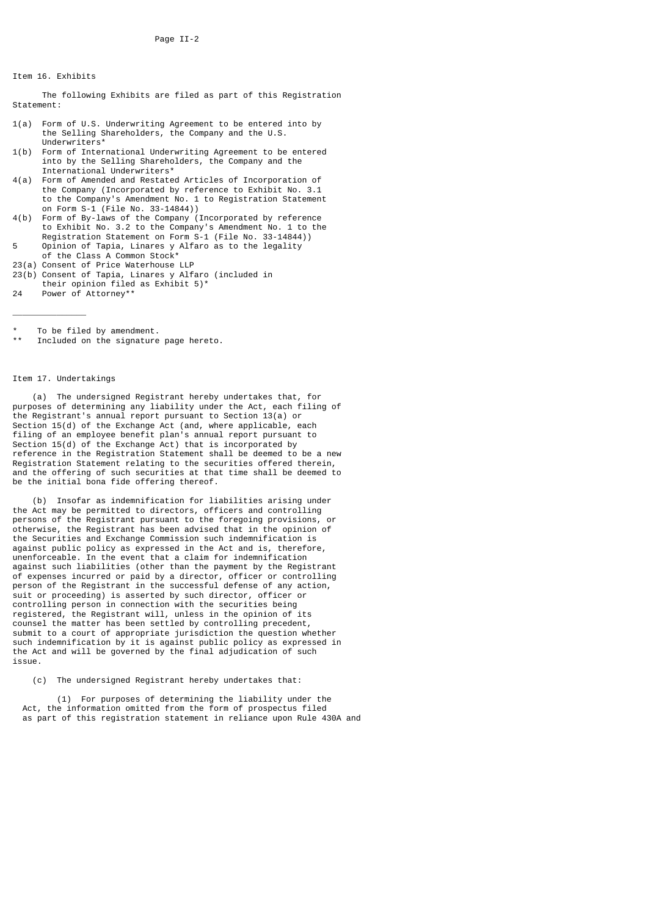## Item 16. Exhibits

The following Exhibits are filed as part of this Registration Statement:

- 1(a) Form of U.S. Underwriting Agreement to be entered into by the Selling Shareholders, the Company and the U.S. Underwriters*
- 1(b) Form of International Underwriting Agreement to be entered into by the Selling Shareholders, the Company and the International Underwriters*
- 4(a) Form of Amended and Restated Articles of Incorporation of the Company (Incorporated by reference to Exhibit No. 3.1 to the Company's Amendment No. 1 to Registration Statement on Form S-1 (File No. 33-14844))
- 4(b) Form of By-laws of the Company (Incorporated by reference to Exhibit No. 3.2 to the Company's Amendment No. 1 to the Registration Statement on Form S-1 (File No. 33-14844))
- 5 Opinion of Tapia, Linares y Alfaro as to the legality of the Class A Common Stock*
- 23(a) Consent of Price Waterhouse LLP
- 23(b) Consent of Tapia, Linares y Alfaro (included in their opinion filed as Exhibit 5)*
- 24 Power of Attorney**

______________

\* To be filed by amendment.

\*\* Included on the signature page hereto.

## Item 17. Undertakings

(a) The undersigned Registrant hereby undertakes that, for purposes of determining any liability under the Act, each filing of the Registrant's annual report pursuant to Section 13(a) or Section 15(d) of the Exchange Act (and, where applicable, each filing of an employee benefit plan's annual report pursuant to Section 15(d) of the Exchange Act) that is incorporated by reference in the Registration Statement shall be deemed to be a new Registration Statement relating to the securities offered therein, and the offering of such securities at that time shall be deemed to be the initial bona fide offering thereof.

(b) Insofar as indemnification for liabilities arising under the Act may be permitted to directors, officers and controlling persons of the Registrant pursuant to the foregoing provisions, or otherwise, the Registrant has been advised that in the opinion of the Securities and Exchange Commission such indemnification is against public policy as expressed in the Act and is, therefore, unenforceable. In the event that a claim for indemnification against such liabilities (other than the payment by the Registrant of expenses incurred or paid by a director, officer or controlling person of the Registrant in the successful defense of any action, suit or proceeding) is asserted by such director, officer or controlling person in connection with the securities being registered, the Registrant will, unless in the opinion of its counsel the matter has been settled by controlling precedent, submit to a court of appropriate jurisdiction the question whether such indemnification by it is against public policy as expressed in the Act and will be governed by the final adjudication of such issue.

(c) The undersigned Registrant hereby undertakes that:

(1) For purposes of determining the liability under the Act, the information omitted from the form of prospectus filed as part of this registration statement in reliance upon Rule 430A and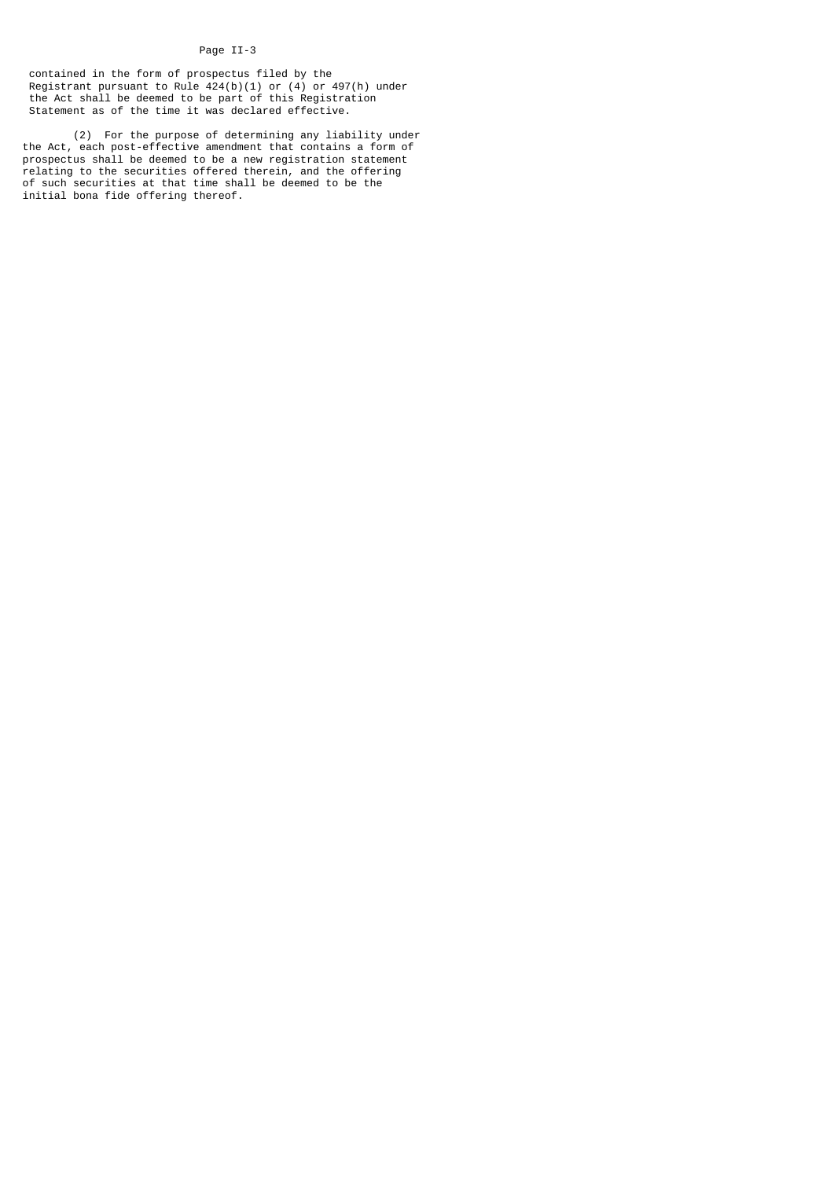contained in the form of prospectus filed by the Registrant pursuant to Rule 424(b)(1) or (4) or 497(h) under the Act shall be deemed to be part of this Registration Statement as of the time it was declared effective.

(2) For the purpose of determining any liability under the Act, each post-effective amendment that contains a form of prospectus shall be deemed to be a new registration statement relating to the securities offered therein, and the offering of such securities at that time shall be deemed to be the initial bona fide offering thereof.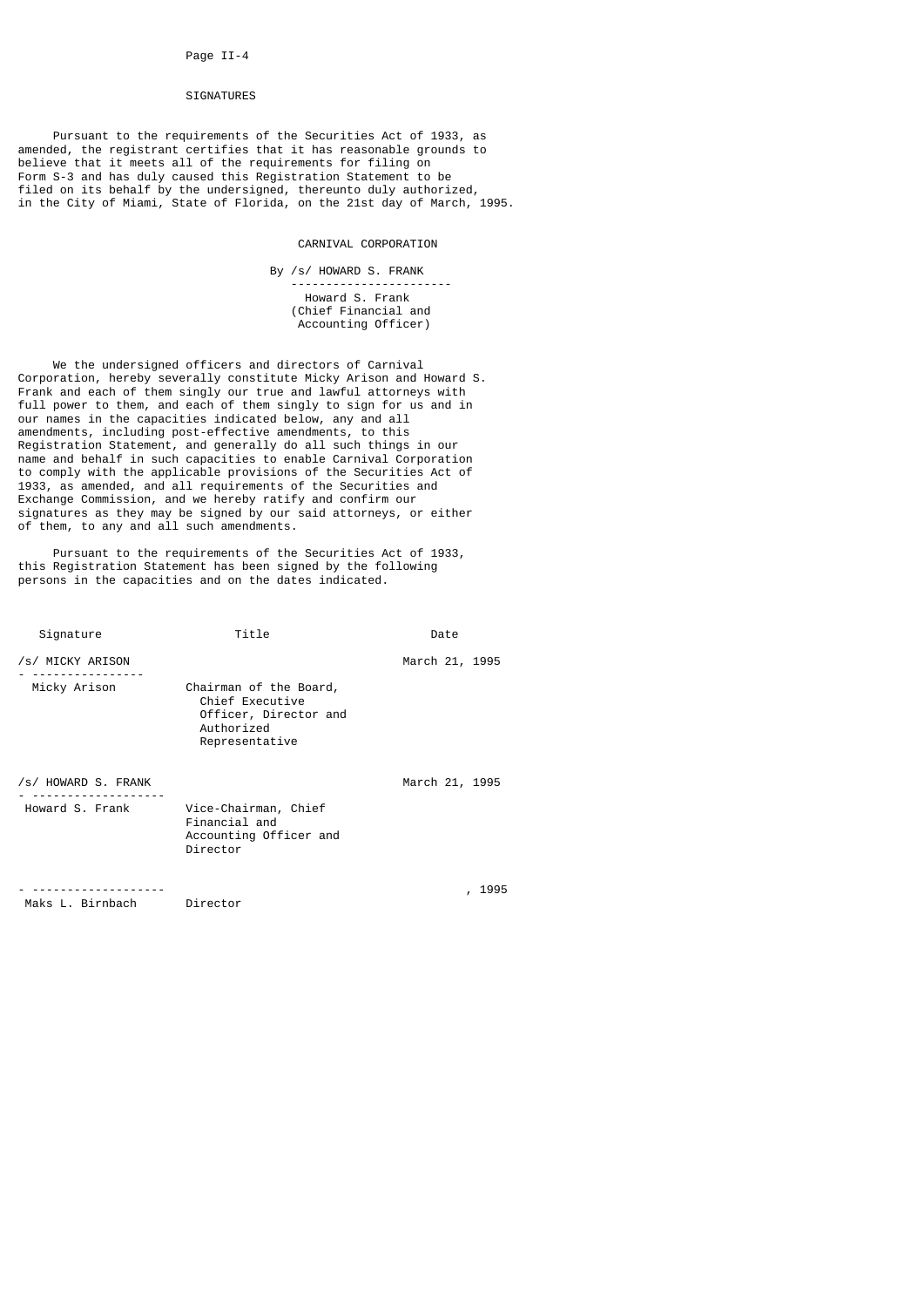## SIGNATURES

Pursuant to the requirements of the Securities Act of 1933, as amended, the registrant certifies that it has reasonable grounds to believe that it meets all of the requirements for filing on Form S-3 and has duly caused this Registration Statement to be filed on its behalf by the undersigned, thereunto duly authorized, in the City of Miami, State of Florida, on the 21st day of March, 1995.

CARNIVAL CORPORATION

By /s/ HOWARD S. FRANK
Howard S. Frank
(Chief Financial and Accounting Officer)

We the undersigned officers and directors of Carnival Corporation, hereby severally constitute Micky Arison and Howard S. Frank and each of them singly our true and lawful attorneys with full power to them, and each of them singly to sign for us and in our names in the capacities indicated below, any and all amendments, including post-effective amendments, to this Registration Statement, and generally do all such things in our name and behalf in such capacities to enable Carnival Corporation to comply with the applicable provisions of the Securities Act of 1933, as amended, and all requirements of the Securities and Exchange Commission, and we hereby ratify and confirm our signatures as they may be signed by our said attorneys, or either of them, to any and all such amendments.

Pursuant to the requirements of the Securities Act of 1933, this Registration Statement has been signed by the following persons in the capacities and on the dates indicated.

| Signature | Title | Date |
|---|---|---|
| /s/ MICKY ARISON<br>Micky Arison | Chairman of the Board, Chief Executive Officer, Director and Authorized Representative | March 21, 1995 |
| /s/ HOWARD S. FRANK<br>Howard S. Frank | Vice-Chairman, Chief Financial and Accounting Officer and Director | March 21, 1995 |
| Maks L. Birnbach | Director | , 1995 |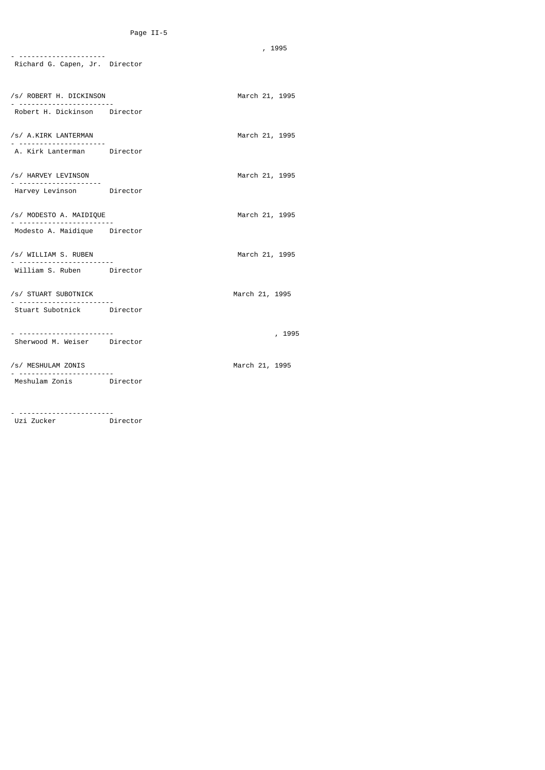| Signature | Title | Date |
|---|---|---|
| ______________________ Richard G. Capen, Jr. | Director | , 1995 |
| /s/ ROBERT H. DICKINSON ______________________ Robert H. Dickinson | Director | March 21, 1995 |
| /s/ A.KIRK LANTERMAN ______________________ A. Kirk Lanterman | Director | March 21, 1995 |
| /s/ HARVEY LEVINSON ______________________ Harvey Levinson | Director | March 21, 1995 |
| /s/ MODESTO A. MAIDIQUE ______________________ Modesto A. Maidique | Director | March 21, 1995 |
| /s/ WILLIAM S. RUBEN ______________________ William S. Ruben | Director | March 21, 1995 |
| /s/ STUART SUBOTNICK ______________________ Stuart Subotnick | Director | March 21, 1995 |
| ______________________ Sherwood M. Weiser | Director | , 1995 |
| /s/ MESHULAM ZONIS ______________________ Meshulam Zonis | Director | March 21, 1995 |
| ______________________ Uzi Zucker | Director | |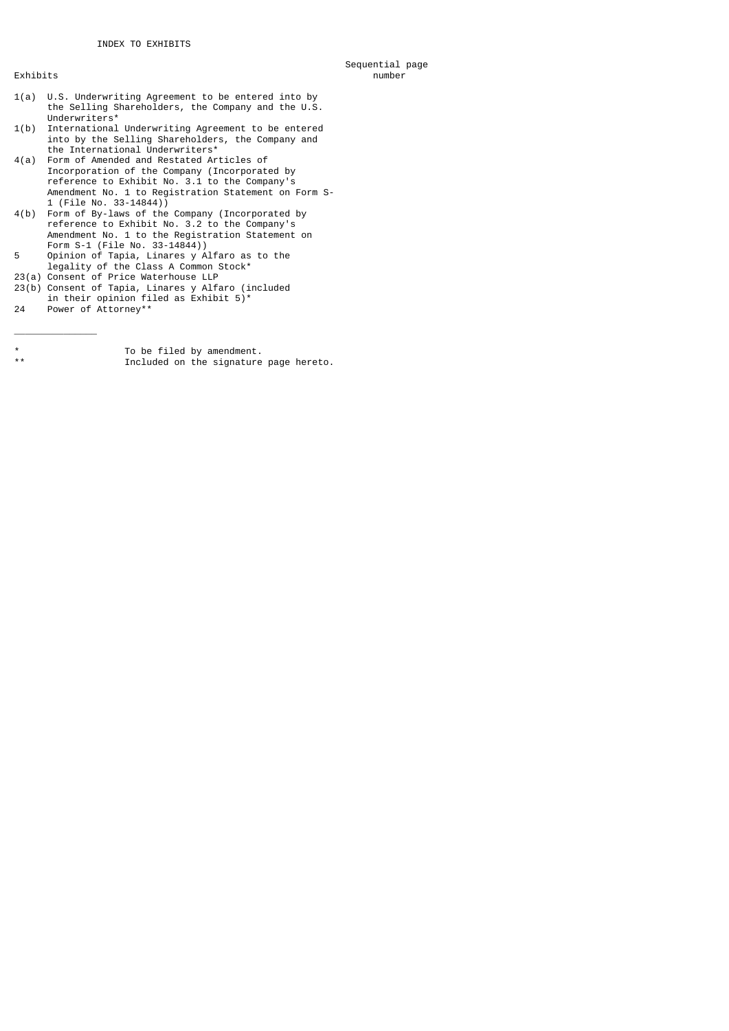# INDEX TO EXHIBITS

| Exhibits | | Sequential page number |
|---|---|---|
| 1(a) | U.S. Underwriting Agreement to be entered into by the Selling Shareholders, the Company and the U.S. Underwriters* | |
| 1(b) | International Underwriting Agreement to be entered into by the Selling Shareholders, the Company and the International Underwriters* | |
| 4(a) | Form of Amended and Restated Articles of Incorporation of the Company (Incorporated by reference to Exhibit No. 3.1 to the Company's Amendment No. 1 to Registration Statement on Form S-1 (File No. 33-14844)) | |
| 4(b) | Form of By-laws of the Company (Incorporated by reference to Exhibit No. 3.2 to the Company's Amendment No. 1 to the Registration Statement on Form S-1 (File No. 33-14844)) | |
| 5 | Opinion of Tapia, Linares y Alfaro as to the legality of the Class A Common Stock* | |
| 23(a) | Consent of Price Waterhouse LLP | |
| 23(b) | Consent of Tapia, Linares y Alfaro (included in their opinion filed as Exhibit 5)* | |
| 24 | Power of Attorney** | |

---

\* To be filed by amendment.

\** Included on the signature page hereto.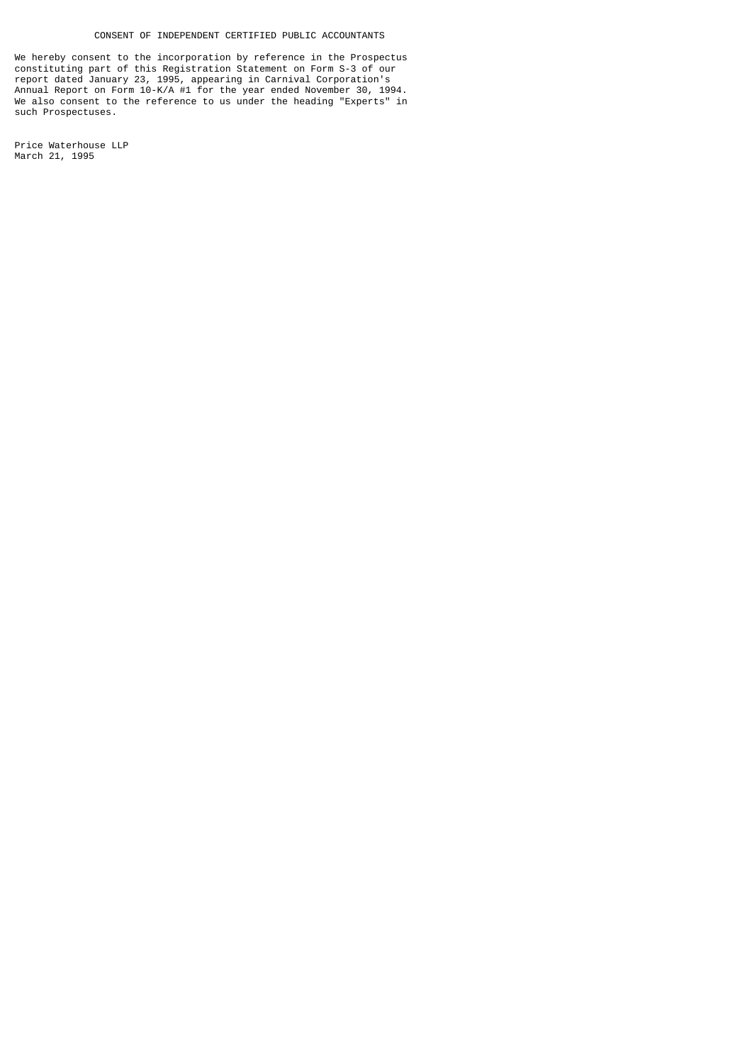# CONSENT OF INDEPENDENT CERTIFIED PUBLIC ACCOUNTANTS

We hereby consent to the incorporation by reference in the Prospectus constituting part of this Registration Statement on Form S-3 of our report dated January 23, 1995, appearing in Carnival Corporation's Annual Report on Form 10-K/A #1 for the year ended November 30, 1994. We also consent to the reference to us under the heading "Experts" in such Prospectuses.

Price Waterhouse LLP
March 21, 1995